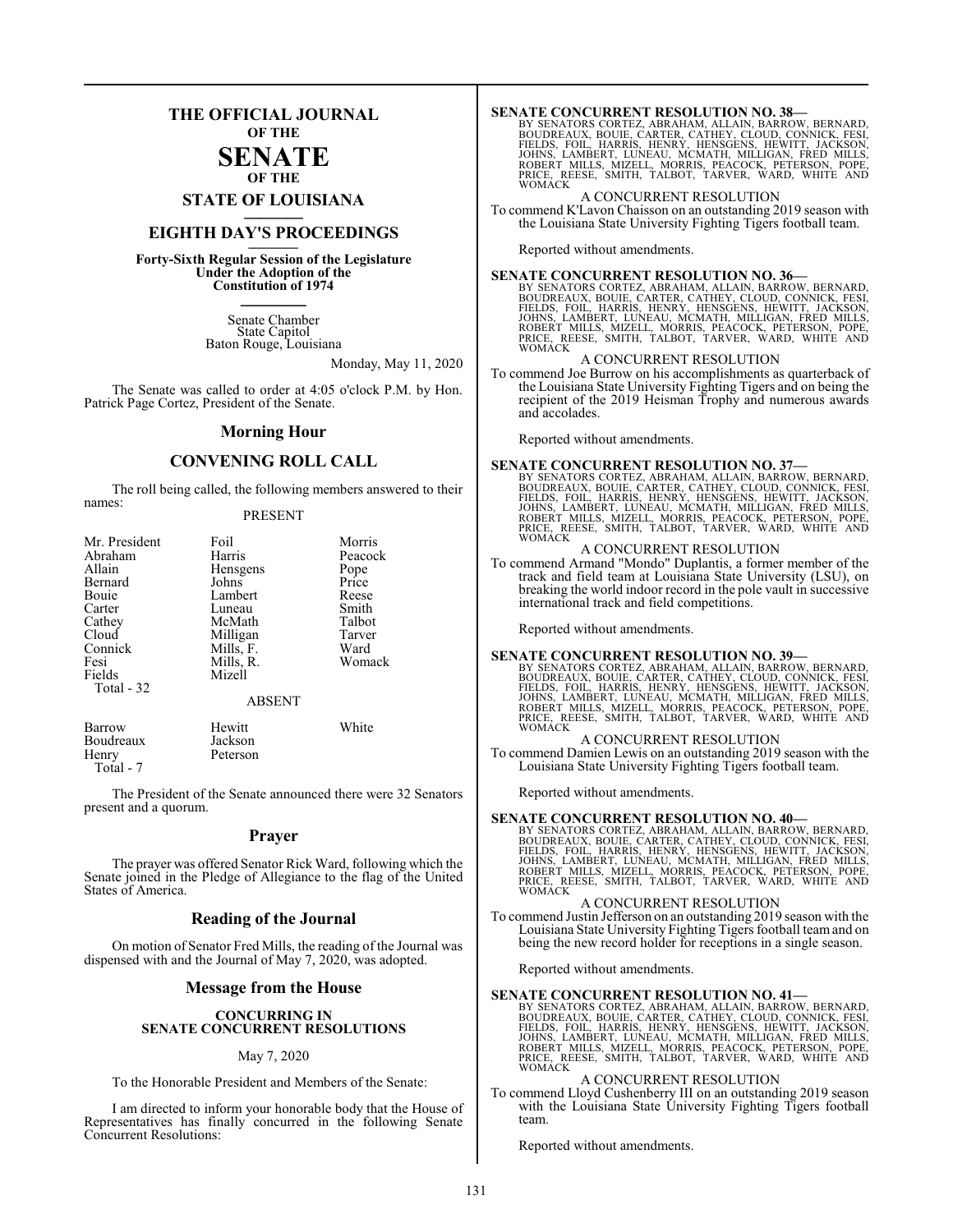# THE OFFICIAL JOURNAL OF THE SENATE OF THE STATE OF LOUISIANA

## EIGHTH DAY'S PROCEEDINGS

**Forty-Sixth Regular Session of the Legislature Under the Adoption of the Constitution of 1974**

Senate Chamber
State Capitol
Baton Rouge, Louisiana

Monday, May 11, 2020

The Senate was called to order at 4:05 o'clock P.M. by Hon. Patrick Page Cortez, President of the Senate.

## Morning Hour

## CONVENING ROLL CALL

The roll being called, the following members answered to their names:

PRESENT

| | | |
|---|---|---|
| Mr. President | Foil | Morris |
| Abraham | Harris | Peacock |
| Allain | Hensgens | Pope |
| Bernard | Johns | Price |
| Bouie | Lambert | Reese |
| Carter | Luneau | Smith |
| Cathey | McMath | Talbot |
| Cloud | Milligan | Tarver |
| Connick | Mills, F. | Ward |
| Fesi | Mills, R. | Womack |
| Fields | Mizell | |
| Total - 32 | | |

ABSENT

| | | |
|---|---|---|
| Barrow | Hewitt | White |
| Boudreaux | Jackson | |
| Henry | Peterson | |
| Total - 7 | | |

The President of the Senate announced there were 32 Senators present and a quorum.

## Prayer

The prayer was offered Senator Rick Ward, following which the Senate joined in the Pledge of Allegiance to the flag of the United States of America.

## Reading of the Journal

On motion of Senator Fred Mills, the reading of the Journal was dispensed with and the Journal of May 7, 2020, was adopted.

## Message from the House

### CONCURRING IN SENATE CONCURRENT RESOLUTIONS

May 7, 2020

To the Honorable President and Members of the Senate:

I am directed to inform your honorable body that the House of Representatives has finally concurred in the following Senate Concurrent Resolutions:

**SENATE CONCURRENT RESOLUTION NO. 38—**
BY SENATORS CORTEZ, ABRAHAM, ALLAIN, BARROW, BERNARD, BOUDREAUX, BOUIE, CARTER, CATHEY, CLOUD, CONNICK, FESI, FIELDS, FOIL, HARRIS, HENRY, HENSGENS, HEWITT, JACKSON, JOHNS, LAMBERT, LUNEAU, MCMATH, MILLIGAN, FRED MILLS, ROBERT MILLS, MIZELL, MORRIS, PEACOCK, PETERSON, POPE, PRICE, REESE, SMITH, TALBOT, TARVER, WARD, WHITE AND WOMACK

A CONCURRENT RESOLUTION

To commend K'Lavon Chaisson on an outstanding 2019 season with the Louisiana State University Fighting Tigers football team.

Reported without amendments.

**SENATE CONCURRENT RESOLUTION NO. 36—**
BY SENATORS CORTEZ, ABRAHAM, ALLAIN, BARROW, BERNARD, BOUDREAUX, BOUIE, CARTER, CATHEY, CLOUD, CONNICK, FESI, FIELDS, FOIL, HARRIS, HENRY, HENSGENS, HEWITT, JACKSON, JOHNS, LAMBERT, LUNEAU, MCMATH, MILLIGAN, FRED MILLS, ROBERT MILLS, MIZELL, MORRIS, PEACOCK, PETERSON, POPE, PRICE, REESE, SMITH, TALBOT, TARVER, WARD, WHITE AND WOMACK

A CONCURRENT RESOLUTION

To commend Joe Burrow on his accomplishments as quarterback of the Louisiana State University Fighting Tigers and on being the recipient of the 2019 Heisman Trophy and numerous awards and accolades.

Reported without amendments.

**SENATE CONCURRENT RESOLUTION NO. 37—**
BY SENATORS CORTEZ, ABRAHAM, ALLAIN, BARROW, BERNARD, BOUDREAUX, BOUIE, CARTER, CATHEY, CLOUD, CONNICK, FESI, FIELDS, FOIL, HARRIS, HENRY, HENSGENS, HEWITT, JACKSON, JOHNS, LAMBERT, LUNEAU, MCMATH, MILLIGAN, FRED MILLS, ROBERT MILLS, MIZELL, MORRIS, PEACOCK, PETERSON, POPE, PRICE, REESE, SMITH, TALBOT, TARVER, WARD, WHITE AND WOMACK

A CONCURRENT RESOLUTION

To commend Armand "Mondo" Duplantis, a former member of the track and field team at Louisiana State University (LSU), on breaking the world indoor record in the pole vault in successive international track and field competitions.

Reported without amendments.

**SENATE CONCURRENT RESOLUTION NO. 39—**
BY SENATORS CORTEZ, ABRAHAM, ALLAIN, BARROW, BERNARD, BOUDREAUX, BOUIE, CARTER, CATHEY, CLOUD, CONNICK, FESI, FIELDS, FOIL, HARRIS, HENRY, HENSGENS, HEWITT, JACKSON, JOHNS, LAMBERT, LUNEAU, MCMATH, MILLIGAN, FRED MILLS, ROBERT MILLS, MIZELL, MORRIS, PEACOCK, PETERSON, POPE, PRICE, REESE, SMITH, TALBOT, TARVER, WARD, WHITE AND WOMACK

A CONCURRENT RESOLUTION

To commend Damien Lewis on an outstanding 2019 season with the Louisiana State University Fighting Tigers football team.

Reported without amendments.

**SENATE CONCURRENT RESOLUTION NO. 40—**
BY SENATORS CORTEZ, ABRAHAM, ALLAIN, BARROW, BERNARD, BOUDREAUX, BOUIE, CARTER, CATHEY, CLOUD, CONNICK, FESI, FIELDS, FOIL, HARRIS, HENRY, HENSGENS, HEWITT, JACKSON, JOHNS, LAMBERT, LUNEAU, MCMATH, MILLIGAN, FRED MILLS, ROBERT MILLS, MIZELL, MORRIS, PEACOCK, PETERSON, POPE, PRICE, REESE, SMITH, TALBOT, TARVER, WARD, WHITE AND WOMACK

A CONCURRENT RESOLUTION

To commend Justin Jefferson on an outstanding 2019 season with the Louisiana State University Fighting Tigers football team and on being the new record holder for receptions in a single season.

Reported without amendments.

**SENATE CONCURRENT RESOLUTION NO. 41—**
BY SENATORS CORTEZ, ABRAHAM, ALLAIN, BARROW, BERNARD, BOUDREAUX, BOUIE, CARTER, CATHEY, CLOUD, CONNICK, FESI, FIELDS, FOIL, HARRIS, HENRY, HENSGENS, HEWITT, JACKSON, JOHNS, LAMBERT, LUNEAU, MCMATH, MILLIGAN, FRED MILLS, ROBERT MILLS, MIZELL, MORRIS, PEACOCK, PETERSON, POPE, PRICE, REESE, SMITH, TALBOT, TARVER, WARD, WHITE AND WOMACK

A CONCURRENT RESOLUTION

To commend Lloyd Cushenberry III on an outstanding 2019 season with the Louisiana State University Fighting Tigers football team.

Reported without amendments.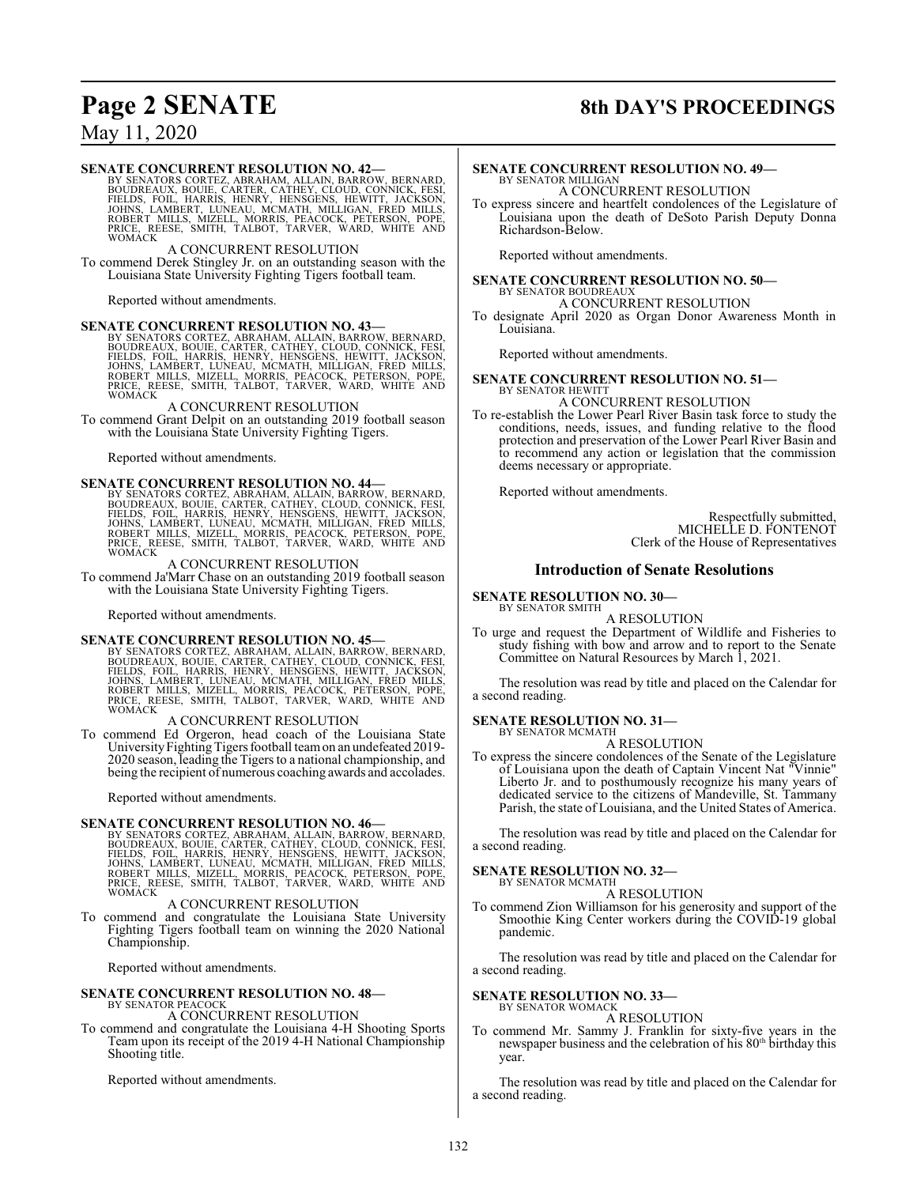**SENATE CONCURRENT RESOLUTION NO. 42—**
BY SENATORS CORTEZ, ABRAHAM, ALLAIN, BARROW, BERNARD, BOUDREAUX, BOUIE, CARTER, CATHEY, CLOUD, CONNICK, FESI, FIELDS, FOIL, HARRIS, HENRY, HENSGENS, HEWITT, JACKSON, JOHNS, LAMBERT, LUNEAU, MCMATH, MILLIGAN, FRED MILLS, ROBERT MILLS, MIZELL, MORRIS, PEACOCK, PETERSON, POPE, PRICE, REESE, SMITH, TALBOT, TARVER, WARD, WHITE AND WOMACK

A CONCURRENT RESOLUTION

To commend Derek Stingley Jr. on an outstanding season with the Louisiana State University Fighting Tigers football team.

Reported without amendments.

**SENATE CONCURRENT RESOLUTION NO. 43—**
BY SENATORS CORTEZ, ABRAHAM, ALLAIN, BARROW, BERNARD, BOUDREAUX, BOUIE, CARTER, CATHEY, CLOUD, CONNICK, FESI, FIELDS, FOIL, HARRIS, HENRY, HENSGENS, HEWITT, JACKSON, JOHNS, LAMBERT, LUNEAU, MCMATH, MILLIGAN, FRED MILLS, ROBERT MILLS, MIZELL, MORRIS, PEACOCK, PETERSON, POPE, PRICE, REESE, SMITH, TALBOT, TARVER, WARD, WHITE AND WOMACK

A CONCURRENT RESOLUTION

To commend Grant Delpit on an outstanding 2019 football season with the Louisiana State University Fighting Tigers.

Reported without amendments.

**SENATE CONCURRENT RESOLUTION NO. 44—**
BY SENATORS CORTEZ, ABRAHAM, ALLAIN, BARROW, BERNARD, BOUDREAUX, BOUIE, CARTER, CATHEY, CLOUD, CONNICK, FESI, FIELDS, FOIL, HARRIS, HENRY, HENSGENS, HEWITT, JACKSON, JOHNS, LAMBERT, LUNEAU, MCMATH, MILLIGAN, FRED MILLS, ROBERT MILLS, MIZELL, MORRIS, PEACOCK, PETERSON, POPE, PRICE, REESE, SMITH, TALBOT, TARVER, WARD, WHITE AND WOMACK

A CONCURRENT RESOLUTION

To commend Ja'Marr Chase on an outstanding 2019 football season with the Louisiana State University Fighting Tigers.

Reported without amendments.

**SENATE CONCURRENT RESOLUTION NO. 45—**
BY SENATORS CORTEZ, ABRAHAM, ALLAIN, BARROW, BERNARD, BOUDREAUX, BOUIE, CARTER, CATHEY, CLOUD, CONNICK, FESI, FIELDS, FOIL, HARRIS, HENRY, HENSGENS, HEWITT, JACKSON, JOHNS, LAMBERT, LUNEAU, MCMATH, MILLIGAN, FRED MILLS, ROBERT MILLS, MIZELL, MORRIS, PEACOCK, PETERSON, POPE, PRICE, REESE, SMITH, TALBOT, TARVER, WARD, WHITE AND WOMACK

A CONCURRENT RESOLUTION

To commend Ed Orgeron, head coach of the Louisiana State University Fighting Tigers football team on an undefeated 2019-2020 season, leading the Tigers to a national championship, and being the recipient of numerous coaching awards and accolades.

Reported without amendments.

**SENATE CONCURRENT RESOLUTION NO. 46—**
BY SENATORS CORTEZ, ABRAHAM, ALLAIN, BARROW, BERNARD, BOUDREAUX, BOUIE, CARTER, CATHEY, CLOUD, CONNICK, FESI, FIELDS, FOIL, HARRIS, HENRY, HENSGENS, HEWITT, JACKSON, JOHNS, LAMBERT, LUNEAU, MCMATH, MILLIGAN, FRED MILLS, ROBERT MILLS, MIZELL, MORRIS, PEACOCK, PETERSON, POPE, PRICE, REESE, SMITH, TALBOT, TARVER, WARD, WHITE AND WOMACK

A CONCURRENT RESOLUTION

To commend and congratulate the Louisiana State University Fighting Tigers football team on winning the 2020 National Championship.

Reported without amendments.

**SENATE CONCURRENT RESOLUTION NO. 48—**
BY SENATOR PEACOCK

A CONCURRENT RESOLUTION

To commend and congratulate the Louisiana 4-H Shooting Sports Team upon its receipt of the 2019 4-H National Championship Shooting title.

Reported without amendments.

**SENATE CONCURRENT RESOLUTION NO. 49—**
BY SENATOR MILLIGAN

A CONCURRENT RESOLUTION

To express sincere and heartfelt condolences of the Legislature of Louisiana upon the death of DeSoto Parish Deputy Donna Richardson-Below.

Reported without amendments.

**SENATE CONCURRENT RESOLUTION NO. 50—**
BY SENATOR BOUDREAUX

A CONCURRENT RESOLUTION

To designate April 2020 as Organ Donor Awareness Month in Louisiana.

Reported without amendments.

**SENATE CONCURRENT RESOLUTION NO. 51—**
BY SENATOR HEWITT

A CONCURRENT RESOLUTION

To re-establish the Lower Pearl River Basin task force to study the conditions, needs, issues, and funding relative to the flood protection and preservation of the Lower Pearl River Basin and to recommend any action or legislation that the commission deems necessary or appropriate.

Reported without amendments.

Respectfully submitted,
MICHELLE D. FONTENOT
Clerk of the House of Representatives

## Introduction of Senate Resolutions

**SENATE RESOLUTION NO. 30—**
BY SENATOR SMITH

A RESOLUTION

To urge and request the Department of Wildlife and Fisheries to study fishing with bow and arrow and to report to the Senate Committee on Natural Resources by March 1, 2021.

The resolution was read by title and placed on the Calendar for a second reading.

**SENATE RESOLUTION NO. 31—**
BY SENATOR MCMATH

A RESOLUTION

To express the sincere condolences of the Senate of the Legislature of Louisiana upon the death of Captain Vincent Nat "Vinnie" Liberto Jr. and to posthumously recognize his many years of dedicated service to the citizens of Mandeville, St. Tammany Parish, the state of Louisiana, and the United States of America.

The resolution was read by title and placed on the Calendar for a second reading.

**SENATE RESOLUTION NO. 32—**
BY SENATOR MCMATH

A RESOLUTION

To commend Zion Williamson for his generosity and support of the Smoothie King Center workers during the COVID-19 global pandemic.

The resolution was read by title and placed on the Calendar for a second reading.

**SENATE RESOLUTION NO. 33—**
BY SENATOR WOMACK

A RESOLUTION

To commend Mr. Sammy J. Franklin for sixty-five years in the newspaper business and the celebration of his 80th birthday this year.

The resolution was read by title and placed on the Calendar for a second reading.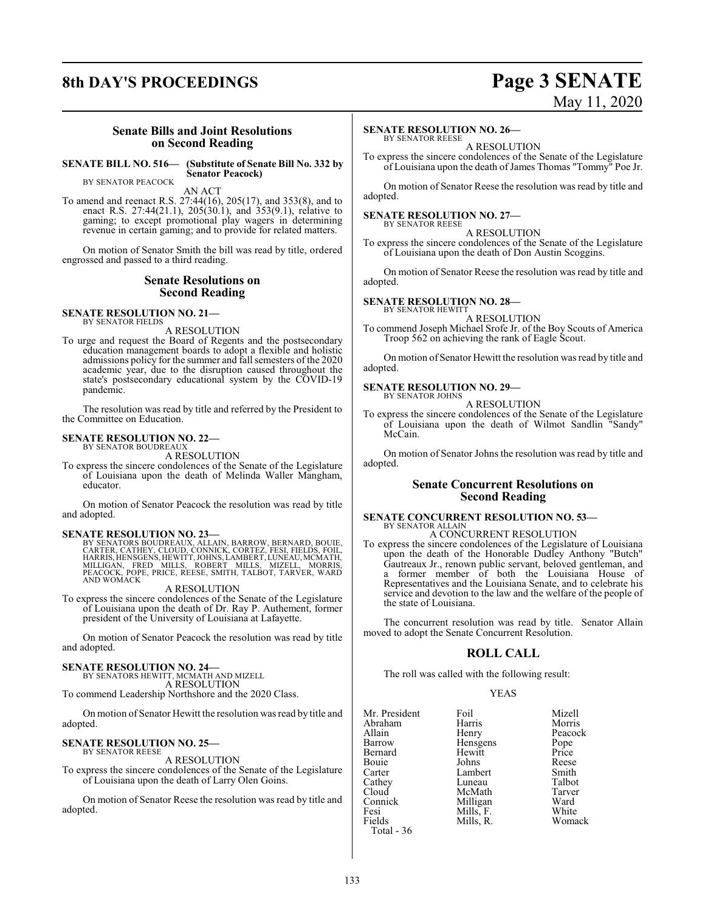## Senate Bills and Joint Resolutions on Second Reading

**SENATE BILL NO. 516— (Substitute of Senate Bill No. 332 by Senator Peacock)**
BY SENATOR PEACOCK

AN ACT

To amend and reenact R.S. 27:44(16), 205(17), and 353(8), and to enact R.S. 27:44(21.1), 205(30.1), and 353(9.1), relative to gaming; to except promotional play wagers in determining revenue in certain gaming; and to provide for related matters.

On motion of Senator Smith the bill was read by title, ordered engrossed and passed to a third reading.

## Senate Resolutions on Second Reading

**SENATE RESOLUTION NO. 21—**
BY SENATOR FIELDS

A RESOLUTION

To urge and request the Board of Regents and the postsecondary education management boards to adopt a flexible and holistic admissions policy for the summer and fall semesters of the 2020 academic year, due to the disruption caused throughout the state's postsecondary educational system by the COVID-19 pandemic.

The resolution was read by title and referred by the President to the Committee on Education.

**SENATE RESOLUTION NO. 22—**
BY SENATOR BOUDREAUX

A RESOLUTION

To express the sincere condolences of the Senate of the Legislature of Louisiana upon the death of Melinda Waller Mangham, educator.

On motion of Senator Peacock the resolution was read by title and adopted.

**SENATE RESOLUTION NO. 23—**
BY SENATORS BOUDREAUX, ALLAIN, BARROW, BERNARD, BOUIE, CARTER, CATHEY, CLOUD, CONNICK, CORTEZ, FESI, FIELDS, FOIL, HARRIS, HENSGENS, HEWITT, JOHNS, LAMBERT, LUNEAU, MCMATH, MILLIGAN, FRED MILLS, ROBERT MILLS, MIZELL, MORRIS, PEACOCK, POPE, PRICE, REESE, SMITH, TALBOT, TARVER, WARD AND WOMACK

A RESOLUTION

To express the sincere condolences of the Senate of the Legislature of Louisiana upon the death of Dr. Ray P. Authement, former president of the University of Louisiana at Lafayette.

On motion of Senator Peacock the resolution was read by title and adopted.

**SENATE RESOLUTION NO. 24—**
BY SENATORS HEWITT, MCMATH AND MIZELL

A RESOLUTION

To commend Leadership Northshore and the 2020 Class.

On motion of Senator Hewitt the resolution was read by title and adopted.

**SENATE RESOLUTION NO. 25—**
BY SENATOR REESE

A RESOLUTION

To express the sincere condolences of the Senate of the Legislature of Louisiana upon the death of Larry Olen Goins.

On motion of Senator Reese the resolution was read by title and adopted.

**SENATE RESOLUTION NO. 26—**
BY SENATOR REESE

A RESOLUTION

To express the sincere condolences of the Senate of the Legislature of Louisiana upon the death of James Thomas "Tommy" Poe Jr.

On motion of Senator Reese the resolution was read by title and adopted.

**SENATE RESOLUTION NO. 27—**
BY SENATOR REESE

A RESOLUTION

To express the sincere condolences of the Senate of the Legislature of Louisiana upon the death of Don Austin Scoggins.

On motion of Senator Reese the resolution was read by title and adopted.

**SENATE RESOLUTION NO. 28—**
BY SENATOR HEWITT

A RESOLUTION

To commend Joseph Michael Srofe Jr. of the Boy Scouts of America Troop 562 on achieving the rank of Eagle Scout.

On motion of Senator Hewitt the resolution was read by title and adopted.

**SENATE RESOLUTION NO. 29—**
BY SENATOR JOHNS

A RESOLUTION

To express the sincere condolences of the Senate of the Legislature of Louisiana upon the death of Wilmot Sandlin "Sandy" McCain.

On motion of Senator Johns the resolution was read by title and adopted.

## Senate Concurrent Resolutions on Second Reading

**SENATE CONCURRENT RESOLUTION NO. 53—**
BY SENATOR ALLAIN

A CONCURRENT RESOLUTION

To express the sincere condolences of the Legislature of Louisiana upon the death of the Honorable Dudley Anthony "Butch" Gautreaux Jr., renown public servant, beloved gentleman, and a former member of both the Louisiana House of Representatives and the Louisiana Senate, and to celebrate his service and devotion to the law and the welfare of the people of the state of Louisiana.

The concurrent resolution was read by title. Senator Allain moved to adopt the Senate Concurrent Resolution.

## ROLL CALL

The roll was called with the following result:

YEAS

| | | |
|---|---|---|
| Mr. President | Foil | Mizell |
| Abraham | Harris | Morris |
| Allain | Henry | Peacock |
| Barrow | Hensgens | Pope |
| Bernard | Hewitt | Price |
| Bouie | Johns | Reese |
| Carter | Lambert | Smith |
| Cathey | Luneau | Talbot |
| Cloud | McMath | Tarver |
| Connick | Milligan | Ward |
| Fesi | Mills, F. | White |
| Fields | Mills, R. | Womack |

Total - 36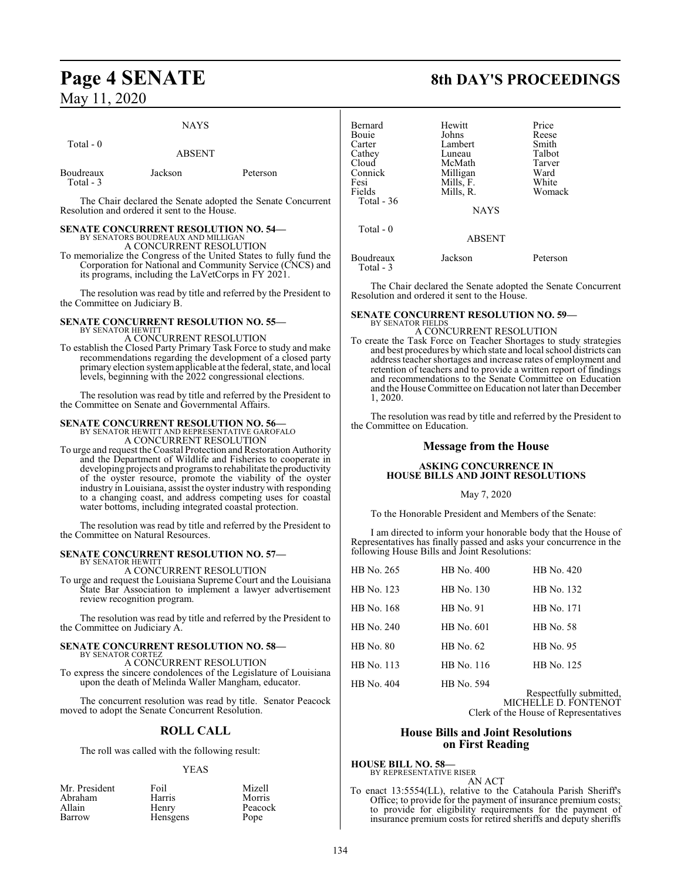NAYS

Total - 0

ABSENT

| | | |
|---|---|---|
| Boudreaux | Jackson | Peterson |
| Total - 3 | | |

The Chair declared the Senate adopted the Senate Concurrent Resolution and ordered it sent to the House.

**SENATE CONCURRENT RESOLUTION NO. 54—**
BY SENATORS BOUDREAUX AND MILLIGAN
A CONCURRENT RESOLUTION
To memorialize the Congress of the United States to fully fund the Corporation for National and Community Service (CNCS) and its programs, including the LaVetCorps in FY 2021.

The resolution was read by title and referred by the President to the Committee on Judiciary B.

**SENATE CONCURRENT RESOLUTION NO. 55—**
BY SENATOR HEWITT
A CONCURRENT RESOLUTION
To establish the Closed Party Primary Task Force to study and make recommendations regarding the development of a closed party primary election system applicable at the federal, state, and local levels, beginning with the 2022 congressional elections.

The resolution was read by title and referred by the President to the Committee on Senate and Governmental Affairs.

**SENATE CONCURRENT RESOLUTION NO. 56—**
BY SENATOR HEWITT AND REPRESENTATIVE GAROFALO
A CONCURRENT RESOLUTION
To urge and request the Coastal Protection and Restoration Authority and the Department of Wildlife and Fisheries to cooperate in developing projects and programs to rehabilitate the productivity of the oyster resource, promote the viability of the oyster industry in Louisiana, assist the oyster industry with responding to a changing coast, and address competing uses for coastal water bottoms, including integrated coastal protection.

The resolution was read by title and referred by the President to the Committee on Natural Resources.

**SENATE CONCURRENT RESOLUTION NO. 57—**
BY SENATOR HEWITT
A CONCURRENT RESOLUTION
To urge and request the Louisiana Supreme Court and the Louisiana State Bar Association to implement a lawyer advertisement review recognition program.

The resolution was read by title and referred by the President to the Committee on Judiciary A.

**SENATE CONCURRENT RESOLUTION NO. 58—**
BY SENATOR CORTEZ
A CONCURRENT RESOLUTION
To express the sincere condolences of the Legislature of Louisiana upon the death of Melinda Waller Mangham, educator.

The concurrent resolution was read by title. Senator Peacock moved to adopt the Senate Concurrent Resolution.

## ROLL CALL

The roll was called with the following result:

YEAS

| | | |
|---|---|---|
| Mr. President | Foil | Mizell |
| Abraham | Harris | Morris |
| Allain | Henry | Peacock |
| Barrow | Hensgens | Pope |
| Bernard | Hewitt | Price |
| Bouie | Johns | Reese |
| Carter | Lambert | Smith |
| Cathey | Luneau | Talbot |
| Cloud | McMath | Tarver |
| Connick | Milligan | Ward |
| Fesi | Mills, F. | White |
| Fields | Mills, R. | Womack |
| Total - 36 | | |

NAYS

Total - 0

ABSENT

| | | |
|---|---|---|
| Boudreaux | Jackson | Peterson |
| Total - 3 | | |

The Chair declared the Senate adopted the Senate Concurrent Resolution and ordered it sent to the House.

**SENATE CONCURRENT RESOLUTION NO. 59—**
BY SENATOR FIELDS
A CONCURRENT RESOLUTION
To create the Task Force on Teacher Shortages to study strategies and best procedures by which state and local school districts can address teacher shortages and increase rates of employment and retention of teachers and to provide a written report of findings and recommendations to the Senate Committee on Education and the House Committee on Education not later than December 1, 2020.

The resolution was read by title and referred by the President to the Committee on Education.

## Message from the House

### ASKING CONCURRENCE IN HOUSE BILLS AND JOINT RESOLUTIONS

May 7, 2020

To the Honorable President and Members of the Senate:

I am directed to inform your honorable body that the House of Representatives has finally passed and asks your concurrence in the following House Bills and Joint Resolutions:

| | | |
|---|---|---|
| HB No. 265 | HB No. 400 | HB No. 420 |
| HB No. 123 | HB No. 130 | HB No. 132 |
| HB No. 168 | HB No. 91 | HB No. 171 |
| HB No. 240 | HB No. 601 | HB No. 58 |
| HB No. 80 | HB No. 62 | HB No. 95 |
| HB No. 113 | HB No. 116 | HB No. 125 |
| HB No. 404 | HB No. 594 | |

Respectfully submitted,
MICHELLE D. FONTENOT
Clerk of the House of Representatives

## House Bills and Joint Resolutions on First Reading

**HOUSE BILL NO. 58—**
BY REPRESENTATIVE RISER
AN ACT
To enact 13:5554(LL), relative to the Catahoula Parish Sheriff's Office; to provide for the payment of insurance premium costs; to provide for eligibility requirements for the payment of insurance premium costs for retired sheriffs and deputy sheriffs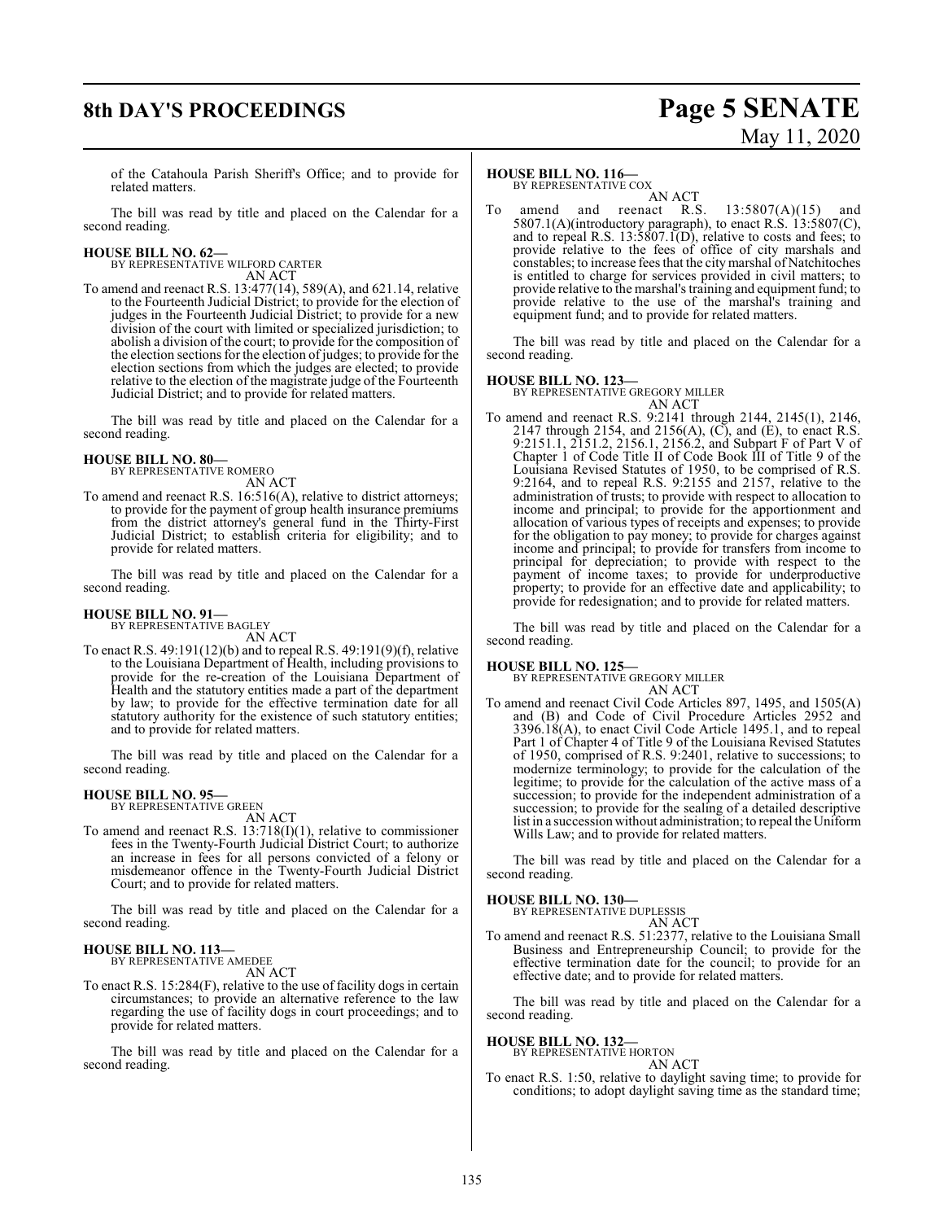of the Catahoula Parish Sheriff's Office; and to provide for related matters.

The bill was read by title and placed on the Calendar for a second reading.

**HOUSE BILL NO. 62—**
BY REPRESENTATIVE WILFORD CARTER
AN ACT

To amend and reenact R.S. 13:477(14), 589(A), and 621.14, relative to the Fourteenth Judicial District; to provide for the election of judges in the Fourteenth Judicial District; to provide for a new division of the court with limited or specialized jurisdiction; to abolish a division of the court; to provide for the composition of the election sections for the election of judges; to provide for the election sections from which the judges are elected; to provide relative to the election of the magistrate judge of the Fourteenth Judicial District; and to provide for related matters.

The bill was read by title and placed on the Calendar for a second reading.

**HOUSE BILL NO. 80—**
BY REPRESENTATIVE ROMERO
AN ACT

To amend and reenact R.S. 16:516(A), relative to district attorneys; to provide for the payment of group health insurance premiums from the district attorney's general fund in the Thirty-First Judicial District; to establish criteria for eligibility; and to provide for related matters.

The bill was read by title and placed on the Calendar for a second reading.

**HOUSE BILL NO. 91—**
BY REPRESENTATIVE BAGLEY
AN ACT

To enact R.S. 49:191(12)(b) and to repeal R.S. 49:191(9)(f), relative to the Louisiana Department of Health, including provisions to provide for the re-creation of the Louisiana Department of Health and the statutory entities made a part of the department by law; to provide for the effective termination date for all statutory authority for the existence of such statutory entities; and to provide for related matters.

The bill was read by title and placed on the Calendar for a second reading.

**HOUSE BILL NO. 95—**
BY REPRESENTATIVE GREEN
AN ACT

To amend and reenact R.S. 13:718(I)(1), relative to commissioner fees in the Twenty-Fourth Judicial District Court; to authorize an increase in fees for all persons convicted of a felony or misdemeanor offence in the Twenty-Fourth Judicial District Court; and to provide for related matters.

The bill was read by title and placed on the Calendar for a second reading.

**HOUSE BILL NO. 113—**
BY REPRESENTATIVE AMEDEE
AN ACT

To enact R.S. 15:284(F), relative to the use of facility dogs in certain circumstances; to provide an alternative reference to the law regarding the use of facility dogs in court proceedings; and to provide for related matters.

The bill was read by title and placed on the Calendar for a second reading.

**HOUSE BILL NO. 116—**
BY REPRESENTATIVE COX
AN ACT

To amend and reenact R.S. 13:5807(A)(15) and 5807.1(A)(introductory paragraph), to enact R.S. 13:5807(C), and to repeal R.S. 13:5807.1(D), relative to costs and fees; to provide relative to the fees of office of city marshals and constables; to increase fees that the city marshal of Natchitoches is entitled to charge for services provided in civil matters; to provide relative to the marshal's training and equipment fund; to provide relative to the use of the marshal's training and equipment fund; and to provide for related matters.

The bill was read by title and placed on the Calendar for a second reading.

**HOUSE BILL NO. 123—**
BY REPRESENTATIVE GREGORY MILLER
AN ACT

To amend and reenact R.S. 9:2141 through 2144, 2145(1), 2146, 2147 through 2154, and 2156(A), (C), and (E), to enact R.S. 9:2151.1, 2151.2, 2156.1, 2156.2, and Subpart F of Part V of Chapter 1 of Code Title II of Code Book III of Title 9 of the Louisiana Revised Statutes of 1950, to be comprised of R.S. 9:2164, and to repeal R.S. 9:2155 and 2157, relative to the administration of trusts; to provide with respect to allocation to income and principal; to provide for the apportionment and allocation of various types of receipts and expenses; to provide for the obligation to pay money; to provide for charges against income and principal; to provide for transfers from income to principal for depreciation; to provide with respect to the payment of income taxes; to provide for underproductive property; to provide for an effective date and applicability; to provide for redesignation; and to provide for related matters.

The bill was read by title and placed on the Calendar for a second reading.

**HOUSE BILL NO. 125—**
BY REPRESENTATIVE GREGORY MILLER
AN ACT

To amend and reenact Civil Code Articles 897, 1495, and 1505(A) and (B) and Code of Civil Procedure Articles 2952 and 3396.18(A), to enact Civil Code Article 1495.1, and to repeal Part 1 of Chapter 4 of Title 9 of the Louisiana Revised Statutes of 1950, comprised of R.S. 9:2401, relative to successions; to modernize terminology; to provide for the calculation of the legitime; to provide for the calculation of the active mass of a succession; to provide for the independent administration of a succession; to provide for the sealing of a detailed descriptive list in a succession without administration; to repeal the Uniform Wills Law; and to provide for related matters.

The bill was read by title and placed on the Calendar for a second reading.

**HOUSE BILL NO. 130—**
BY REPRESENTATIVE DUPLESSIS
AN ACT

To amend and reenact R.S. 51:2377, relative to the Louisiana Small Business and Entrepreneurship Council; to provide for the effective termination date for the council; to provide for an effective date; and to provide for related matters.

The bill was read by title and placed on the Calendar for a second reading.

**HOUSE BILL NO. 132—**
BY REPRESENTATIVE HORTON
AN ACT

To enact R.S. 1:50, relative to daylight saving time; to provide for conditions; to adopt daylight saving time as the standard time;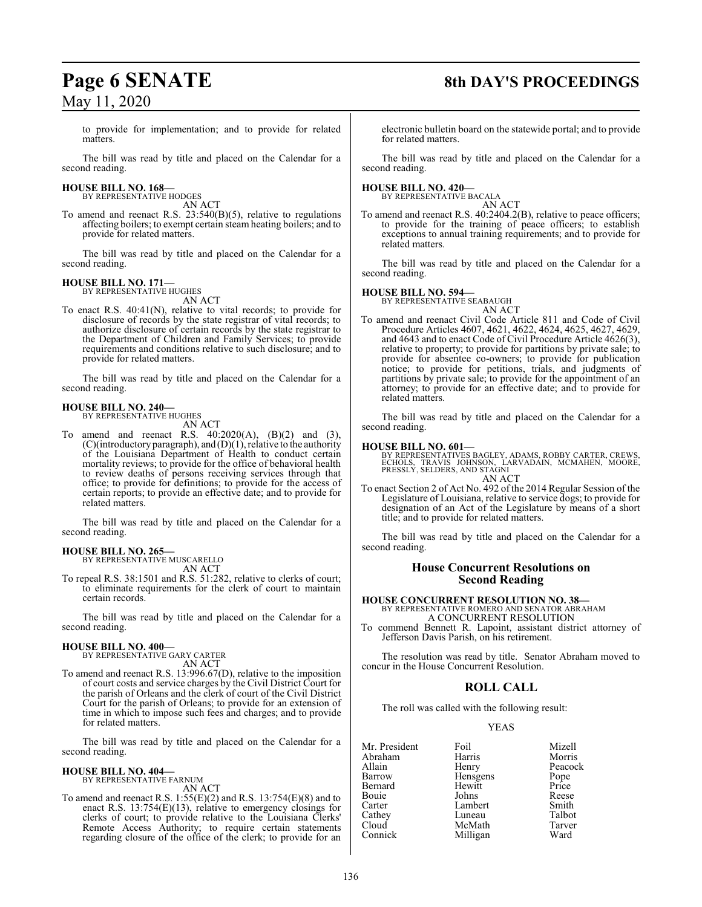to provide for implementation; and to provide for related matters.

The bill was read by title and placed on the Calendar for a second reading.

**HOUSE BILL NO. 168—**
BY REPRESENTATIVE HODGES
AN ACT

To amend and reenact R.S. 23:540(B)(5), relative to regulations affecting boilers; to exempt certain steam heating boilers; and to provide for related matters.

The bill was read by title and placed on the Calendar for a second reading.

**HOUSE BILL NO. 171—**
BY REPRESENTATIVE HUGHES
AN ACT

To enact R.S. 40:41(N), relative to vital records; to provide for disclosure of records by the state registrar of vital records; to authorize disclosure of certain records by the state registrar to the Department of Children and Family Services; to provide requirements and conditions relative to such disclosure; and to provide for related matters.

The bill was read by title and placed on the Calendar for a second reading.

**HOUSE BILL NO. 240—**
BY REPRESENTATIVE HUGHES
AN ACT

To amend and reenact R.S. 40:2020(A), (B)(2) and (3), (C)(introductory paragraph), and (D)(1), relative to the authority of the Louisiana Department of Health to conduct certain mortality reviews; to provide for the office of behavioral health to review deaths of persons receiving services through that office; to provide for definitions; to provide for the access of certain reports; to provide an effective date; and to provide for related matters.

The bill was read by title and placed on the Calendar for a second reading.

**HOUSE BILL NO. 265—**
BY REPRESENTATIVE MUSCARELLO
AN ACT

To repeal R.S. 38:1501 and R.S. 51:282, relative to clerks of court; to eliminate requirements for the clerk of court to maintain certain records.

The bill was read by title and placed on the Calendar for a second reading.

**HOUSE BILL NO. 400—**
BY REPRESENTATIVE GARY CARTER
AN ACT

To amend and reenact R.S. 13:996.67(D), relative to the imposition of court costs and service charges by the Civil District Court for the parish of Orleans and the clerk of court of the Civil District Court for the parish of Orleans; to provide for an extension of time in which to impose such fees and charges; and to provide for related matters.

The bill was read by title and placed on the Calendar for a second reading.

**HOUSE BILL NO. 404—**
BY REPRESENTATIVE FARNUM
AN ACT

To amend and reenact R.S. 1:55(E)(2) and R.S. 13:754(E)(8) and to enact R.S. 13:754(E)(13), relative to emergency closings for clerks of court; to provide relative to the Louisiana Clerks' Remote Access Authority; to require certain statements regarding closure of the office of the clerk; to provide for an electronic bulletin board on the statewide portal; and to provide for related matters.

The bill was read by title and placed on the Calendar for a second reading.

**HOUSE BILL NO. 420—**
BY REPRESENTATIVE BACALA
AN ACT

To amend and reenact R.S. 40:2404.2(B), relative to peace officers; to provide for the training of peace officers; to establish exceptions to annual training requirements; and to provide for related matters.

The bill was read by title and placed on the Calendar for a second reading.

**HOUSE BILL NO. 594—**
BY REPRESENTATIVE SEABAUGH
AN ACT

To amend and reenact Civil Code Article 811 and Code of Civil Procedure Articles 4607, 4621, 4622, 4624, 4625, 4627, 4629, and 4643 and to enact Code of Civil Procedure Article 4626(3), relative to property; to provide for partitions by private sale; to provide for absentee co-owners; to provide for publication notice; to provide for petitions, trials, and judgments of partitions by private sale; to provide for the appointment of an attorney; to provide for an effective date; and to provide for related matters.

The bill was read by title and placed on the Calendar for a second reading.

**HOUSE BILL NO. 601—**
BY REPRESENTATIVES BAGLEY, ADAMS, ROBBY CARTER, CREWS, ECHOLS, TRAVIS JOHNSON, LARVADAIN, MCMAHEN, MOORE, PRESSLY, SELDERS, AND STAGNI
AN ACT

To enact Section 2 of Act No. 492 of the 2014 Regular Session of the Legislature of Louisiana, relative to service dogs; to provide for designation of an Act of the Legislature by means of a short title; and to provide for related matters.

The bill was read by title and placed on the Calendar for a second reading.

## House Concurrent Resolutions on Second Reading

**HOUSE CONCURRENT RESOLUTION NO. 38—**
BY REPRESENTATIVE ROMERO AND SENATOR ABRAHAM
A CONCURRENT RESOLUTION

To commend Bennett R. Lapoint, assistant district attorney of Jefferson Davis Parish, on his retirement.

The resolution was read by title. Senator Abraham moved to concur in the House Concurrent Resolution.

## ROLL CALL

The roll was called with the following result:

YEAS

| | | |
|---|---|---|
| Mr. President | Foil | Mizell |
| Abraham | Harris | Morris |
| Allain | Henry | Peacock |
| Barrow | Hensgens | Pope |
| Bernard | Hewitt | Price |
| Bouie | Johns | Reese |
| Carter | Lambert | Smith |
| Cathey | Luneau | Talbot |
| Cloud | McMath | Tarver |
| Connick | Milligan | Ward |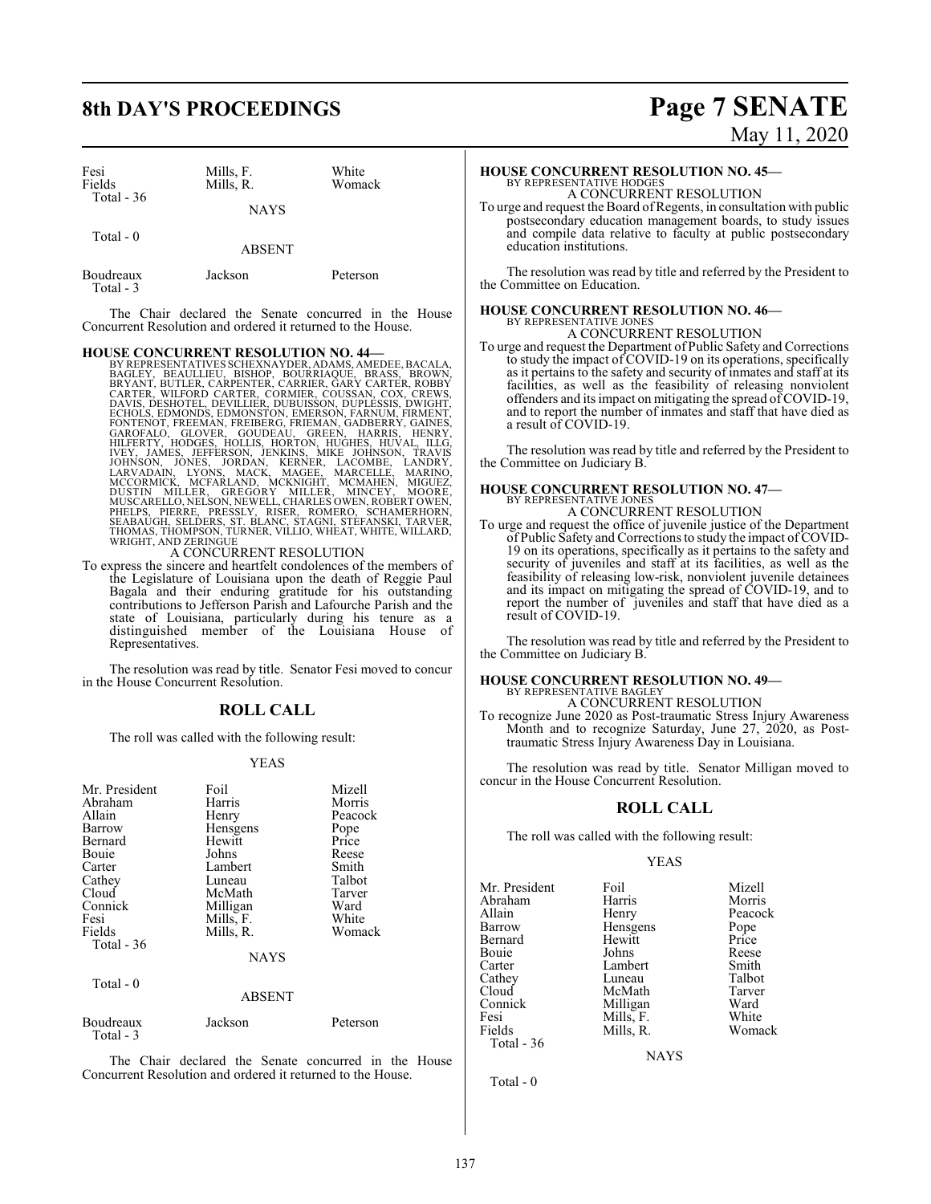| | | |
|---|---|---|
| Fesi | Mills, F. | White |
| Fields | Mills, R. | Womack |
| Total - 36 | | |

NAYS

Total - 0

ABSENT

| | | |
|---|---|---|
| Boudreaux | Jackson | Peterson |
| Total - 3 | | |

The Chair declared the Senate concurred in the House Concurrent Resolution and ordered it returned to the House.

**HOUSE CONCURRENT RESOLUTION NO. 44—**
BY REPRESENTATIVES SCHEXNAYDER, ADAMS, AMEDEE, BACALA, BAGLEY, BEAULLIEU, BISHOP, BOURRIAQUE, BRASS, BROWN, BRYANT, BUTLER, CARPENTER, CARRIER, GARY CARTER, ROBBY CARTER, WILFORD CARTER, CORMIER, COUSSAN, COX, CREWS, DAVIS, DESHOTEL, DEVILLIER, DUBUISSON, DUPLESSIS, DWIGHT, ECHOLS, EDMONDS, EDMONSTON, EMERSON, FARNUM, FIRMENT, FONTENOT, FREEMAN, FREIBERG, FRIEMAN, GADBERRY, GAINES, GAROFALO, GLOVER, GOUDEAU, GREEN, HARRIS, HENRY, HILFERTY, HODGES, HOLLIS, HORTON, HUGHES, HUVAL, ILLG, IVEY, JAMES, JEFFERSON, JENKINS, MIKE JOHNSON, TRAVIS JOHNSON, JONES, JORDAN, KERNER, LACOMBE, LANDRY, LARVADAIN, LYONS, MACK, MAGEE, MARCELLE, MARINO, MCCORMICK, MCFARLAND, MCKNIGHT, MCMAHEN, MIGUEZ, DUSTIN MILLER, GREGORY MILLER, MINCEY, MOORE, MUSCARELLO, NELSON, NEWELL, CHARLES OWEN, ROBERT OWEN, PHELPS, PIERRE, PRESSLY, RISER, ROMERO, SCHAMERHORN, SEABAUGH, SELDERS, ST. BLANC, STAGNI, STEFANSKI, TARVER, THOMAS, THOMPSON, TURNER, VILLIO, WHEAT, WHITE, WILLARD, WRIGHT, AND ZERINGUE

A CONCURRENT RESOLUTION

To express the sincere and heartfelt condolences of the members of the Legislature of Louisiana upon the death of Reggie Paul Bagala and their enduring gratitude for his outstanding contributions to Jefferson Parish and Lafourche Parish and the state of Louisiana, particularly during his tenure as a distinguished member of the Louisiana House of Representatives.

The resolution was read by title. Senator Fesi moved to concur in the House Concurrent Resolution.

## ROLL CALL

The roll was called with the following result:

YEAS

| | | |
|---|---|---|
| Mr. President | Foil | Mizell |
| Abraham | Harris | Morris |
| Allain | Henry | Peacock |
| Barrow | Hensgens | Pope |
| Bernard | Hewitt | Price |
| Bouie | Johns | Reese |
| Carter | Lambert | Smith |
| Cathey | Luneau | Talbot |
| Cloud | McMath | Tarver |
| Connick | Milligan | Ward |
| Fesi | Mills, F. | White |
| Fields | Mills, R. | Womack |
| Total - 36 | | |

NAYS

Total - 0

ABSENT

| | | |
|---|---|---|
| Boudreaux | Jackson | Peterson |
| Total - 3 | | |

The Chair declared the Senate concurred in the House Concurrent Resolution and ordered it returned to the House.

**HOUSE CONCURRENT RESOLUTION NO. 45—**
BY REPRESENTATIVE HODGES

A CONCURRENT RESOLUTION

To urge and request the Board of Regents, in consultation with public postsecondary education management boards, to study issues and compile data relative to faculty at public postsecondary education institutions.

The resolution was read by title and referred by the President to the Committee on Education.

**HOUSE CONCURRENT RESOLUTION NO. 46—**
BY REPRESENTATIVE JONES

A CONCURRENT RESOLUTION

To urge and request the Department of Public Safety and Corrections to study the impact of COVID-19 on its operations, specifically as it pertains to the safety and security of inmates and staff at its facilities, as well as the feasibility of releasing nonviolent offenders and its impact on mitigating the spread of COVID-19, and to report the number of inmates and staff that have died as a result of COVID-19.

The resolution was read by title and referred by the President to the Committee on Judiciary B.

**HOUSE CONCURRENT RESOLUTION NO. 47—**
BY REPRESENTATIVE JONES

A CONCURRENT RESOLUTION

To urge and request the office of juvenile justice of the Department of Public Safety and Corrections to study the impact of COVID-19 on its operations, specifically as it pertains to the safety and security of juveniles and staff at its facilities, as well as the feasibility of releasing low-risk, nonviolent juvenile detainees and its impact on mitigating the spread of COVID-19, and to report the number of juveniles and staff that have died as a result of COVID-19.

The resolution was read by title and referred by the President to the Committee on Judiciary B.

**HOUSE CONCURRENT RESOLUTION NO. 49—**
BY REPRESENTATIVE BAGLEY

A CONCURRENT RESOLUTION

To recognize June 2020 as Post-traumatic Stress Injury Awareness Month and to recognize Saturday, June 27, 2020, as Post-traumatic Stress Injury Awareness Day in Louisiana.

The resolution was read by title. Senator Milligan moved to concur in the House Concurrent Resolution.

## ROLL CALL

The roll was called with the following result:

YEAS

| | | |
|---|---|---|
| Mr. President | Foil | Mizell |
| Abraham | Harris | Morris |
| Allain | Henry | Peacock |
| Barrow | Hensgens | Pope |
| Bernard | Hewitt | Price |
| Bouie | Johns | Reese |
| Carter | Lambert | Smith |
| Cathey | Luneau | Talbot |
| Cloud | McMath | Tarver |
| Connick | Milligan | Ward |
| Fesi | Mills, F. | White |
| Fields | Mills, R. | Womack |
| Total - 36 | | |

NAYS

Total - 0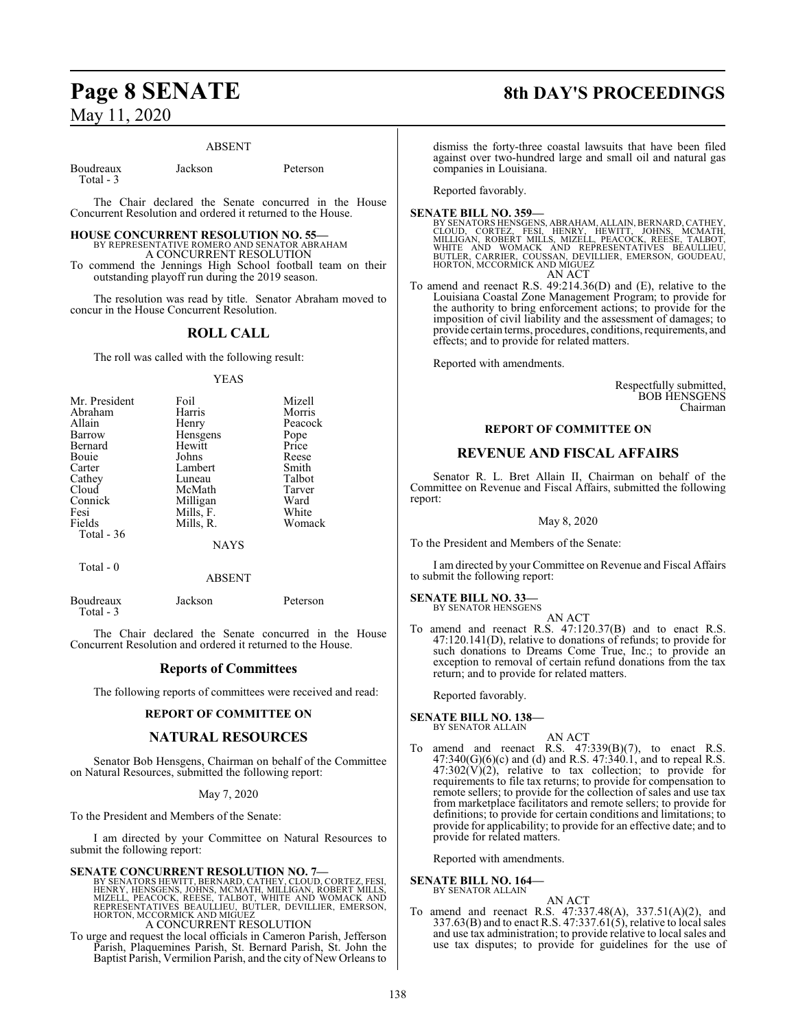ABSENT

| Boudreaux | Jackson | Peterson |
|---|---|---|
| Total - 3 | | |

The Chair declared the Senate concurred in the House Concurrent Resolution and ordered it returned to the House.

**HOUSE CONCURRENT RESOLUTION NO. 55—**
BY REPRESENTATIVE ROMERO AND SENATOR ABRAHAM
A CONCURRENT RESOLUTION

To commend the Jennings High School football team on their outstanding playoff run during the 2019 season.

The resolution was read by title. Senator Abraham moved to concur in the House Concurrent Resolution.

## ROLL CALL

The roll was called with the following result:

YEAS

| | | |
|---|---|---|
| Mr. President | Foil | Mizell |
| Abraham | Harris | Morris |
| Allain | Henry | Peacock |
| Barrow | Hensgens | Pope |
| Bernard | Hewitt | Price |
| Bouie | Johns | Reese |
| Carter | Lambert | Smith |
| Cathey | Luneau | Talbot |
| Cloud | McMath | Tarver |
| Connick | Milligan | Ward |
| Fesi | Mills, F. | White |
| Fields | Mills, R. | Womack |
| Total - 36 | | |

NAYS

Total - 0

ABSENT

| Boudreaux | Jackson | Peterson |
|---|---|---|
| Total - 3 | | |

The Chair declared the Senate concurred in the House Concurrent Resolution and ordered it returned to the House.

## Reports of Committees

The following reports of committees were received and read:

### REPORT OF COMMITTEE ON

## NATURAL RESOURCES

Senator Bob Hensgens, Chairman on behalf of the Committee on Natural Resources, submitted the following report:

May 7, 2020

To the President and Members of the Senate:

I am directed by your Committee on Natural Resources to submit the following report:

**SENATE CONCURRENT RESOLUTION NO. 7—**
BY SENATORS HEWITT, BERNARD, CATHEY, CLOUD, CORTEZ, FESI, HENRY, HENSGENS, JOHNS, MCMATH, MILLIGAN, ROBERT MILLS, MIZELL, PEACOCK, REESE, TALBOT, WHITE AND WOMACK AND REPRESENTATIVES BEAULLIEU, BUTLER, DEVILLIER, EMERSON, HORTON, MCCORMICK AND MIGUEZ
A CONCURRENT RESOLUTION

To urge and request the local officials in Cameron Parish, Jefferson Parish, Plaquemines Parish, St. Bernard Parish, St. John the Baptist Parish, Vermilion Parish, and the city of New Orleans to dismiss the forty-three coastal lawsuits that have been filed against over two-hundred large and small oil and natural gas companies in Louisiana.

Reported favorably.

**SENATE BILL NO. 359—**
BY SENATORS HENSGENS, ABRAHAM, ALLAIN, BERNARD, CATHEY, CLOUD, CORTEZ, FESI, HENRY, HEWITT, JOHNS, MCMATH, MILLIGAN, ROBERT MILLS, MIZELL, PEACOCK, REESE, TALBOT, WHITE AND WOMACK AND REPRESENTATIVES BEAULLIEU, BUTLER, CARRIER, COUSSAN, DEVILLIER, EMERSON, GOUDEAU, HORTON, MCCORMICK AND MIGUEZ
AN ACT

To amend and reenact R.S. 49:214.36(D) and (E), relative to the Louisiana Coastal Zone Management Program; to provide for the authority to bring enforcement actions; to provide for the imposition of civil liability and the assessment of damages; to provide certain terms, procedures, conditions, requirements, and effects; and to provide for related matters.

Reported with amendments.

Respectfully submitted,
BOB HENSGENS
Chairman

### REPORT OF COMMITTEE ON

## REVENUE AND FISCAL AFFAIRS

Senator R. L. Bret Allain II, Chairman on behalf of the Committee on Revenue and Fiscal Affairs, submitted the following report:

May 8, 2020

To the President and Members of the Senate:

I am directed by your Committee on Revenue and Fiscal Affairs to submit the following report:

**SENATE BILL NO. 33—**
BY SENATOR HENSGENS
AN ACT

To amend and reenact R.S. 47:120.37(B) and to enact R.S. 47:120.141(D), relative to donations of refunds; to provide for such donations to Dreams Come True, Inc.; to provide an exception to removal of certain refund donations from the tax return; and to provide for related matters.

Reported favorably.

**SENATE BILL NO. 138—**
BY SENATOR ALLAIN
AN ACT

To amend and reenact R.S. 47:339(B)(7), to enact R.S. 47:340(G)(6)(c) and (d) and R.S. 47:340.1, and to repeal R.S. 47:302(V)(2), relative to tax collection; to provide for requirements to file tax returns; to provide for compensation to remote sellers; to provide for the collection of sales and use tax from marketplace facilitators and remote sellers; to provide for definitions; to provide for certain conditions and limitations; to provide for applicability; to provide for an effective date; and to provide for related matters.

Reported with amendments.

**SENATE BILL NO. 164—**
BY SENATOR ALLAIN
AN ACT

To amend and reenact R.S. 47:337.48(A), 337.51(A)(2), and 337.63(B) and to enact R.S. 47:337.61(5), relative to local sales and use tax administration; to provide relative to local sales and use tax disputes; to provide for guidelines for the use of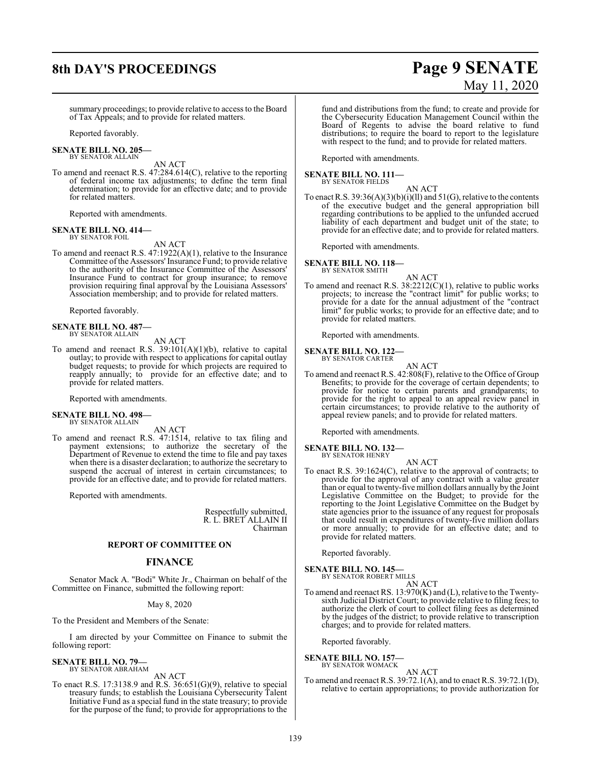summary proceedings; to provide relative to access to the Board of Tax Appeals; and to provide for related matters.

Reported favorably.

**SENATE BILL NO. 205—**
BY SENATOR ALLAIN

AN ACT

To amend and reenact R.S. 47:284.614(C), relative to the reporting of federal income tax adjustments; to define the term final determination; to provide for an effective date; and to provide for related matters.

Reported with amendments.

**SENATE BILL NO. 414—**
BY SENATOR FOIL

AN ACT

To amend and reenact R.S. 47:1922(A)(1), relative to the Insurance Committee of the Assessors' Insurance Fund; to provide relative to the authority of the Insurance Committee of the Assessors' Insurance Fund to contract for group insurance; to remove provision requiring final approval by the Louisiana Assessors' Association membership; and to provide for related matters.

Reported favorably.

**SENATE BILL NO. 487—**
BY SENATOR ALLAIN

AN ACT

To amend and reenact R.S. 39:101(A)(1)(b), relative to capital outlay; to provide with respect to applications for capital outlay budget requests; to provide for which projects are required to reapply annually; to provide for an effective date; and to provide for related matters.

Reported with amendments.

**SENATE BILL NO. 498—**
BY SENATOR ALLAIN

AN ACT

To amend and reenact R.S. 47:1514, relative to tax filing and payment extensions; to authorize the secretary of the Department of Revenue to extend the time to file and pay taxes when there is a disaster declaration; to authorize the secretary to suspend the accrual of interest in certain circumstances; to provide for an effective date; and to provide for related matters.

Reported with amendments.

Respectfully submitted,
R. L. BRET ALLAIN II
Chairman

**REPORT OF COMMITTEE ON**

## FINANCE

Senator Mack A. "Bodi" White Jr., Chairman on behalf of the Committee on Finance, submitted the following report:

May 8, 2020

To the President and Members of the Senate:

I am directed by your Committee on Finance to submit the following report:

**SENATE BILL NO. 79—**
BY SENATOR ABRAHAM

AN ACT

To enact R.S. 17:3138.9 and R.S. 36:651(G)(9), relative to special treasury funds; to establish the Louisiana Cybersecurity Talent Initiative Fund as a special fund in the state treasury; to provide for the purpose of the fund; to provide for appropriations to the fund and distributions from the fund; to create and provide for the Cybersecurity Education Management Council within the Board of Regents to advise the board relative to fund distributions; to require the board to report to the legislature with respect to the fund; and to provide for related matters.

Reported with amendments.

**SENATE BILL NO. 111—**
BY SENATOR FIELDS

AN ACT

To enact R.S. 39:36(A)(3)(b)(i)(ll) and 51(G), relative to the contents of the executive budget and the general appropriation bill regarding contributions to be applied to the unfunded accrued liability of each department and budget unit of the state; to provide for an effective date; and to provide for related matters.

Reported with amendments.

**SENATE BILL NO. 118—**
BY SENATOR SMITH

AN ACT

To amend and reenact R.S. 38:2212(C)(1), relative to public works projects; to increase the "contract limit" for public works; to provide for a date for the annual adjustment of the "contract limit" for public works; to provide for an effective date; and to provide for related matters.

Reported with amendments.

**SENATE BILL NO. 122—**
BY SENATOR CARTER

AN ACT

To amend and reenact R.S. 42:808(F), relative to the Office of Group Benefits; to provide for the coverage of certain dependents; to provide for notice to certain parents and grandparents; to provide for the right to appeal to an appeal review panel in certain circumstances; to provide relative to the authority of appeal review panels; and to provide for related matters.

Reported with amendments.

**SENATE BILL NO. 132—**
BY SENATOR HENRY

AN ACT

To enact R.S. 39:1624(C), relative to the approval of contracts; to provide for the approval of any contract with a value greater than or equal to twenty-five million dollars annually by the Joint Legislative Committee on the Budget; to provide for the reporting to the Joint Legislative Committee on the Budget by state agencies prior to the issuance of any request for proposals that could result in expenditures of twenty-five million dollars or more annually; to provide for an effective date; and to provide for related matters.

Reported favorably.

**SENATE BILL NO. 145—**
BY SENATOR ROBERT MILLS

AN ACT

To amend and reenact RS. 13:970(K) and (L), relative to the Twenty-sixth Judicial District Court; to provide relative to filing fees; to authorize the clerk of court to collect filing fees as determined by the judges of the district; to provide relative to transcription charges; and to provide for related matters.

Reported favorably.

**SENATE BILL NO. 157—**
BY SENATOR WOMACK

AN ACT

To amend and reenact R.S. 39:72.1(A), and to enact R.S. 39:72.1(D), relative to certain appropriations; to provide authorization for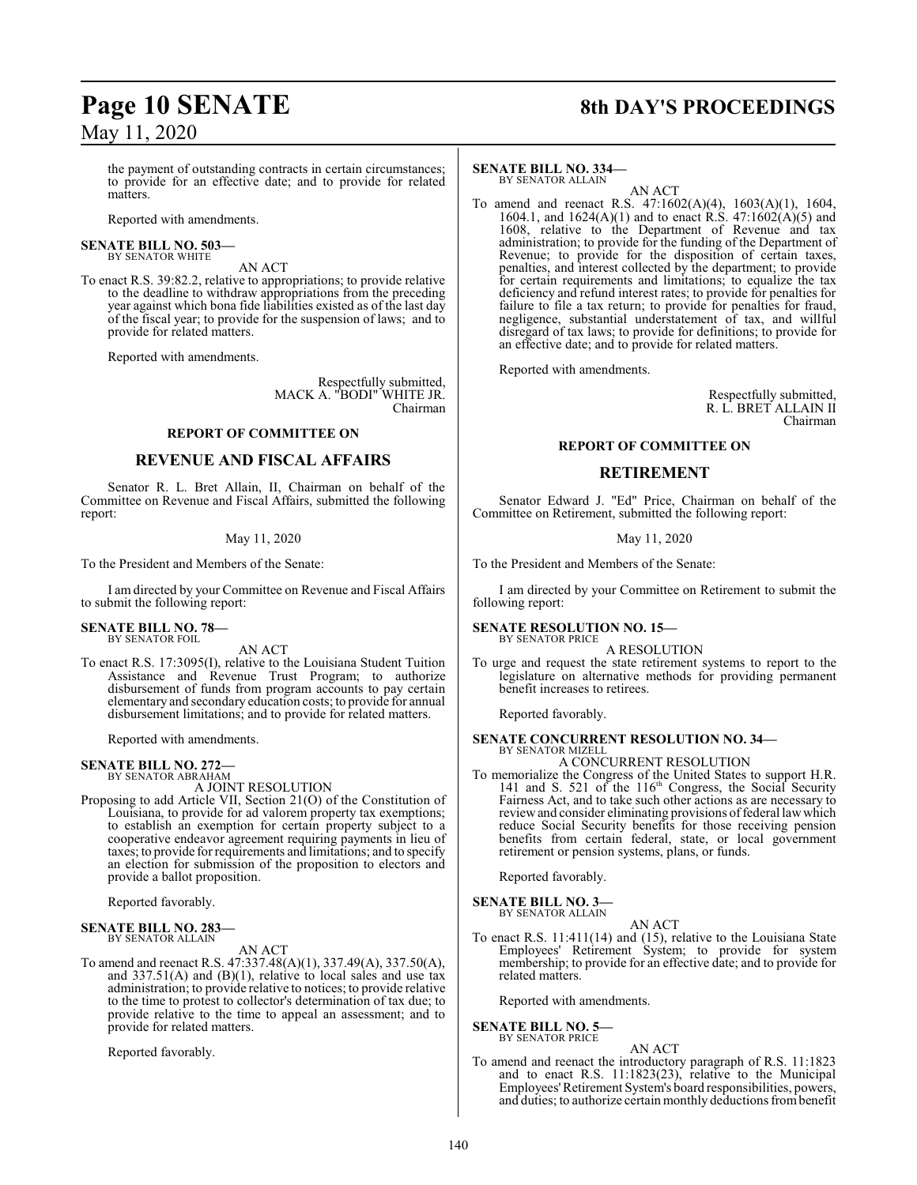the payment of outstanding contracts in certain circumstances; to provide for an effective date; and to provide for related matters.

Reported with amendments.

**SENATE BILL NO. 503—**
BY SENATOR WHITE

AN ACT

To enact R.S. 39:82.2, relative to appropriations; to provide relative to the deadline to withdraw appropriations from the preceding year against which bona fide liabilities existed as of the last day of the fiscal year; to provide for the suspension of laws; and to provide for related matters.

Reported with amendments.

Respectfully submitted,
MACK A. "BODI" WHITE JR.
Chairman

## REPORT OF COMMITTEE ON

## REVENUE AND FISCAL AFFAIRS

Senator R. L. Bret Allain, II, Chairman on behalf of the Committee on Revenue and Fiscal Affairs, submitted the following report:

May 11, 2020

To the President and Members of the Senate:

I am directed by your Committee on Revenue and Fiscal Affairs to submit the following report:

**SENATE BILL NO. 78—**
BY SENATOR FOIL

AN ACT

To enact R.S. 17:3095(I), relative to the Louisiana Student Tuition Assistance and Revenue Trust Program; to authorize disbursement of funds from program accounts to pay certain elementary and secondary education costs; to provide for annual disbursement limitations; and to provide for related matters.

Reported with amendments.

**SENATE BILL NO. 272—**
BY SENATOR ABRAHAM

A JOINT RESOLUTION

Proposing to add Article VII, Section 21(O) of the Constitution of Louisiana, to provide for ad valorem property tax exemptions; to establish an exemption for certain property subject to a cooperative endeavor agreement requiring payments in lieu of taxes; to provide for requirements and limitations; and to specify an election for submission of the proposition to electors and provide a ballot proposition.

Reported favorably.

**SENATE BILL NO. 283—**
BY SENATOR ALLAIN

AN ACT

To amend and reenact R.S. 47:337.48(A)(1), 337.49(A), 337.50(A), and 337.51(A) and (B)(1), relative to local sales and use tax administration; to provide relative to notices; to provide relative to the time to protest to collector's determination of tax due; to provide relative to the time to appeal an assessment; and to provide for related matters.

Reported favorably.

**SENATE BILL NO. 334—**
BY SENATOR ALLAIN

AN ACT

To amend and reenact R.S. 47:1602(A)(4), 1603(A)(1), 1604, 1604.1, and 1624(A)(1) and to enact R.S. 47:1602(A)(5) and 1608, relative to the Department of Revenue and tax administration; to provide for the funding of the Department of Revenue; to provide for the disposition of certain taxes, penalties, and interest collected by the department; to provide for certain requirements and limitations; to equalize the tax deficiency and refund interest rates; to provide for penalties for failure to file a tax return; to provide for penalties for fraud, negligence, substantial understatement of tax, and willful disregard of tax laws; to provide for definitions; to provide for an effective date; and to provide for related matters.

Reported with amendments.

Respectfully submitted,
R. L. BRET ALLAIN II
Chairman

## REPORT OF COMMITTEE ON

## RETIREMENT

Senator Edward J. "Ed" Price, Chairman on behalf of the Committee on Retirement, submitted the following report:

May 11, 2020

To the President and Members of the Senate:

I am directed by your Committee on Retirement to submit the following report:

**SENATE RESOLUTION NO. 15—**
BY SENATOR PRICE

A RESOLUTION

To urge and request the state retirement systems to report to the legislature on alternative methods for providing permanent benefit increases to retirees.

Reported favorably.

**SENATE CONCURRENT RESOLUTION NO. 34—**
BY SENATOR MIZELL

A CONCURRENT RESOLUTION

To memorialize the Congress of the United States to support H.R. 141 and S. 521 of the 116th Congress, the Social Security Fairness Act, and to take such other actions as are necessary to review and consider eliminating provisions of federal law which reduce Social Security benefits for those receiving pension benefits from certain federal, state, or local government retirement or pension systems, plans, or funds.

Reported favorably.

**SENATE BILL NO. 3—**
BY SENATOR ALLAIN

AN ACT

To enact R.S. 11:411(14) and (15), relative to the Louisiana State Employees' Retirement System; to provide for system membership; to provide for an effective date; and to provide for related matters.

Reported with amendments.

**SENATE BILL NO. 5—**
BY SENATOR PRICE

AN ACT

To amend and reenact the introductory paragraph of R.S. 11:1823 and to enact R.S. 11:1823(23), relative to the Municipal Employees' Retirement System's board responsibilities, powers, and duties; to authorize certain monthly deductions from benefit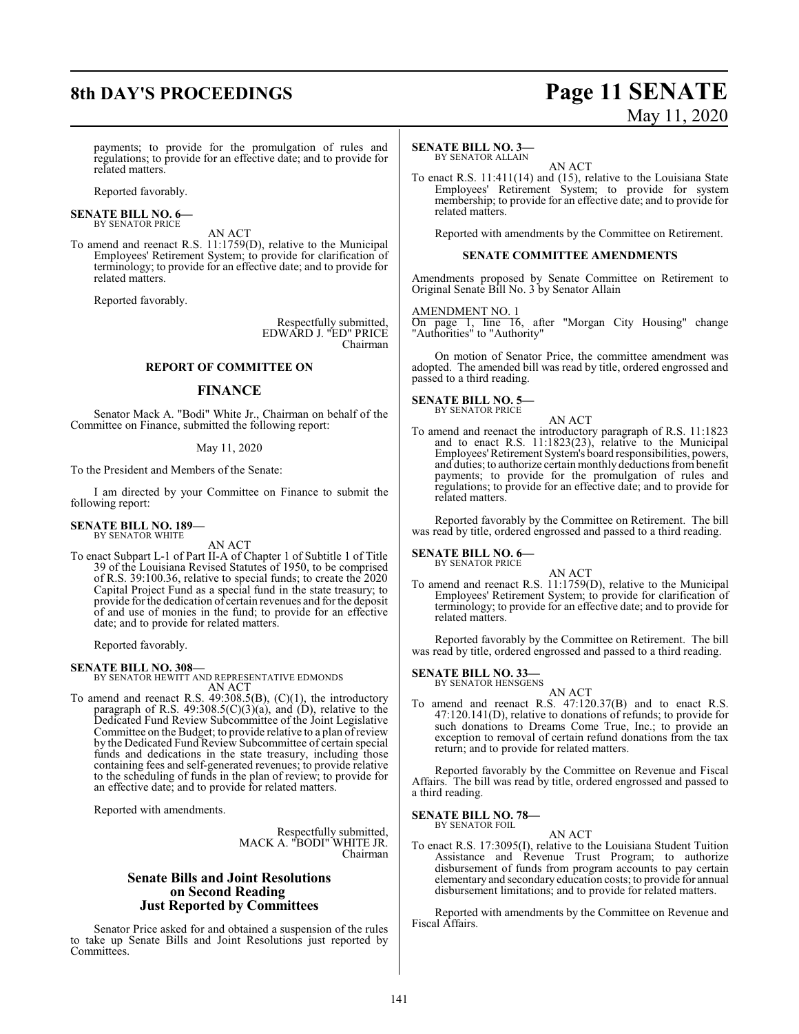payments; to provide for the promulgation of rules and regulations; to provide for an effective date; and to provide for related matters.

Reported favorably.

**SENATE BILL NO. 6—**
BY SENATOR PRICE

AN ACT

To amend and reenact R.S. 11:1759(D), relative to the Municipal Employees' Retirement System; to provide for clarification of terminology; to provide for an effective date; and to provide for related matters.

Reported favorably.

Respectfully submitted,
EDWARD J. "ED" PRICE
Chairman

### REPORT OF COMMITTEE ON

## FINANCE

Senator Mack A. "Bodi" White Jr., Chairman on behalf of the Committee on Finance, submitted the following report:

May 11, 2020

To the President and Members of the Senate:

I am directed by your Committee on Finance to submit the following report:

**SENATE BILL NO. 189—**
BY SENATOR WHITE

AN ACT

To enact Subpart L-1 of Part II-A of Chapter 1 of Subtitle 1 of Title 39 of the Louisiana Revised Statutes of 1950, to be comprised of R.S. 39:100.36, relative to special funds; to create the 2020 Capital Project Fund as a special fund in the state treasury; to provide for the dedication of certain revenues and for the deposit of and use of monies in the fund; to provide for an effective date; and to provide for related matters.

Reported favorably.

**SENATE BILL NO. 308—**
BY SENATOR HEWITT AND REPRESENTATIVE EDMONDS

AN ACT

To amend and reenact R.S. 49:308.5(B), (C)(1), the introductory paragraph of R.S. 49:308.5(C)(3)(a), and (D), relative to the Dedicated Fund Review Subcommittee of the Joint Legislative Committee on the Budget; to provide relative to a plan of review by the Dedicated Fund Review Subcommittee of certain special funds and dedications in the state treasury, including those containing fees and self-generated revenues; to provide relative to the scheduling of funds in the plan of review; to provide for an effective date; and to provide for related matters.

Reported with amendments.

Respectfully submitted,
MACK A. "BODI" WHITE JR.
Chairman

## Senate Bills and Joint Resolutions on Second Reading Just Reported by Committees

Senator Price asked for and obtained a suspension of the rules to take up Senate Bills and Joint Resolutions just reported by Committees.

**SENATE BILL NO. 3—**
BY SENATOR ALLAIN

AN ACT

To enact R.S. 11:411(14) and (15), relative to the Louisiana State Employees' Retirement System; to provide for system membership; to provide for an effective date; and to provide for related matters.

Reported with amendments by the Committee on Retirement.

### SENATE COMMITTEE AMENDMENTS

Amendments proposed by Senate Committee on Retirement to Original Senate Bill No. 3 by Senator Allain

AMENDMENT NO. 1
On page 1, line 16, after "Morgan City Housing" change "Authorities" to "Authority"

On motion of Senator Price, the committee amendment was adopted. The amended bill was read by title, ordered engrossed and passed to a third reading.

**SENATE BILL NO. 5—**
BY SENATOR PRICE

AN ACT

To amend and reenact the introductory paragraph of R.S. 11:1823 and to enact R.S. 11:1823(23), relative to the Municipal Employees' Retirement System's board responsibilities, powers, and duties; to authorize certain monthly deductions from benefit payments; to provide for the promulgation of rules and regulations; to provide for an effective date; and to provide for related matters.

Reported favorably by the Committee on Retirement. The bill was read by title, ordered engrossed and passed to a third reading.

**SENATE BILL NO. 6—**
BY SENATOR PRICE

AN ACT

To amend and reenact R.S. 11:1759(D), relative to the Municipal Employees' Retirement System; to provide for clarification of terminology; to provide for an effective date; and to provide for related matters.

Reported favorably by the Committee on Retirement. The bill was read by title, ordered engrossed and passed to a third reading.

**SENATE BILL NO. 33—**
BY SENATOR HENSGENS

AN ACT

To amend and reenact R.S. 47:120.37(B) and to enact R.S. 47:120.141(D), relative to donations of refunds; to provide for such donations to Dreams Come True, Inc.; to provide an exception to removal of certain refund donations from the tax return; and to provide for related matters.

Reported favorably by the Committee on Revenue and Fiscal Affairs. The bill was read by title, ordered engrossed and passed to a third reading.

**SENATE BILL NO. 78—**
BY SENATOR FOIL

AN ACT

To enact R.S. 17:3095(I), relative to the Louisiana Student Tuition Assistance and Revenue Trust Program; to authorize disbursement of funds from program accounts to pay certain elementary and secondary education costs; to provide for annual disbursement limitations; and to provide for related matters.

Reported with amendments by the Committee on Revenue and Fiscal Affairs.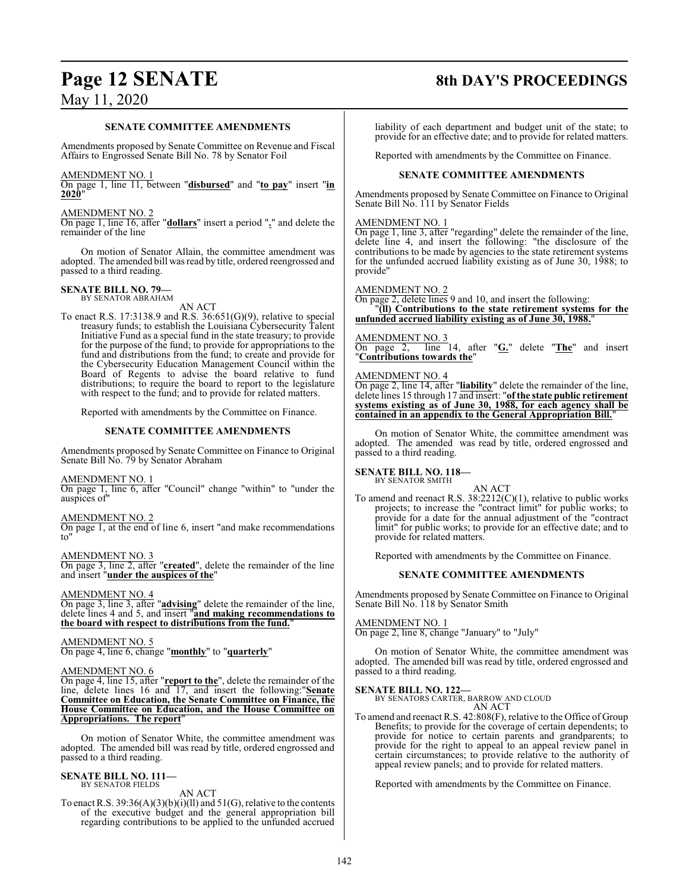**SENATE COMMITTEE AMENDMENTS**

Amendments proposed by Senate Committee on Revenue and Fiscal Affairs to Engrossed Senate Bill No. 78 by Senator Foil

AMENDMENT NO. 1

On page 1, line 11, between "**disbursed**" and "**to pay**" insert "**in 2020**"

AMENDMENT NO. 2

On page 1, line 16, after "**dollars**" insert a period "**.**" and delete the remainder of the line

On motion of Senator Allain, the committee amendment was adopted. The amended bill was read by title, ordered reengrossed and passed to a third reading.

**SENATE BILL NO. 79—**
BY SENATOR ABRAHAM

AN ACT

To enact R.S. 17:3138.9 and R.S. 36:651(G)(9), relative to special treasury funds; to establish the Louisiana Cybersecurity Talent Initiative Fund as a special fund in the state treasury; to provide for the purpose of the fund; to provide for appropriations to the fund and distributions from the fund; to create and provide for the Cybersecurity Education Management Council within the Board of Regents to advise the board relative to fund distributions; to require the board to report to the legislature with respect to the fund; and to provide for related matters.

Reported with amendments by the Committee on Finance.

**SENATE COMMITTEE AMENDMENTS**

Amendments proposed by Senate Committee on Finance to Original Senate Bill No. 79 by Senator Abraham

AMENDMENT NO. 1

On page 1, line 6, after "Council" change "within" to "under the auspices of"

AMENDMENT NO. 2

On page 1, at the end of line 6, insert "and make recommendations to"

AMENDMENT NO. 3

On page 3, line 2, after "**created**", delete the remainder of the line and insert "**under the auspices of the**"

AMENDMENT NO. 4

On page 3, line 3, after "**advising**" delete the remainder of the line, delete lines 4 and 5, and insert "**and making recommendations to the board with respect to distributions from the fund.**"

AMENDMENT NO. 5

On page 4, line 6, change "**monthly**" to "**quarterly**"

AMENDMENT NO. 6

On page 4, line 15, after "**report to the**", delete the remainder of the line, delete lines 16 and 17, and insert the following:"**Senate Committee on Education, the Senate Committee on Finance, the House Committee on Education, and the House Committee on Appropriations. The report**"

On motion of Senator White, the committee amendment was adopted. The amended bill was read by title, ordered engrossed and passed to a third reading.

**SENATE BILL NO. 111—**
BY SENATOR FIELDS

AN ACT

To enact R.S. 39:36(A)(3)(b)(i)(ll) and 51(G), relative to the contents of the executive budget and the general appropriation bill regarding contributions to be applied to the unfunded accrued liability of each department and budget unit of the state; to provide for an effective date; and to provide for related matters.

Reported with amendments by the Committee on Finance.

**SENATE COMMITTEE AMENDMENTS**

Amendments proposed by Senate Committee on Finance to Original Senate Bill No. 111 by Senator Fields

AMENDMENT NO. 1

On page 1, line 3, after "regarding" delete the remainder of the line, delete line 4, and insert the following: "the disclosure of the contributions to be made by agencies to the state retirement systems for the unfunded accrued liability existing as of June 30, 1988; to provide"

AMENDMENT NO. 2

On page 2, delete lines 9 and 10, and insert the following:

"**(ll) Contributions to the state retirement systems for the unfunded accrued liability existing as of June 30, 1988.**"

AMENDMENT NO. 3

On page 2, line 14, after "**G.**" delete "**The**" and insert "**Contributions towards the**"

AMENDMENT NO. 4

On page 2, line 14, after "**liability**" delete the remainder of the line, delete lines 15 through 17 and insert: "**of the state public retirement systems existing as of June 30, 1988, for each agency shall be contained in an appendix to the General Appropriation Bill.**"

On motion of Senator White, the committee amendment was adopted. The amended was read by title, ordered engrossed and passed to a third reading.

**SENATE BILL NO. 118—**
BY SENATOR SMITH

AN ACT

To amend and reenact R.S. 38:2212(C)(1), relative to public works projects; to increase the "contract limit" for public works; to provide for a date for the annual adjustment of the "contract limit" for public works; to provide for an effective date; and to provide for related matters.

Reported with amendments by the Committee on Finance.

**SENATE COMMITTEE AMENDMENTS**

Amendments proposed by Senate Committee on Finance to Original Senate Bill No. 118 by Senator Smith

AMENDMENT NO. 1

On page 2, line 8, change "January" to "July"

On motion of Senator White, the committee amendment was adopted. The amended bill was read by title, ordered engrossed and passed to a third reading.

**SENATE BILL NO. 122—**
BY SENATORS CARTER, BARROW AND CLOUD

AN ACT

To amend and reenact R.S. 42:808(F), relative to the Office of Group Benefits; to provide for the coverage of certain dependents; to provide for notice to certain parents and grandparents; to provide for the right to appeal to an appeal review panel in certain circumstances; to provide relative to the authority of appeal review panels; and to provide for related matters.

Reported with amendments by the Committee on Finance.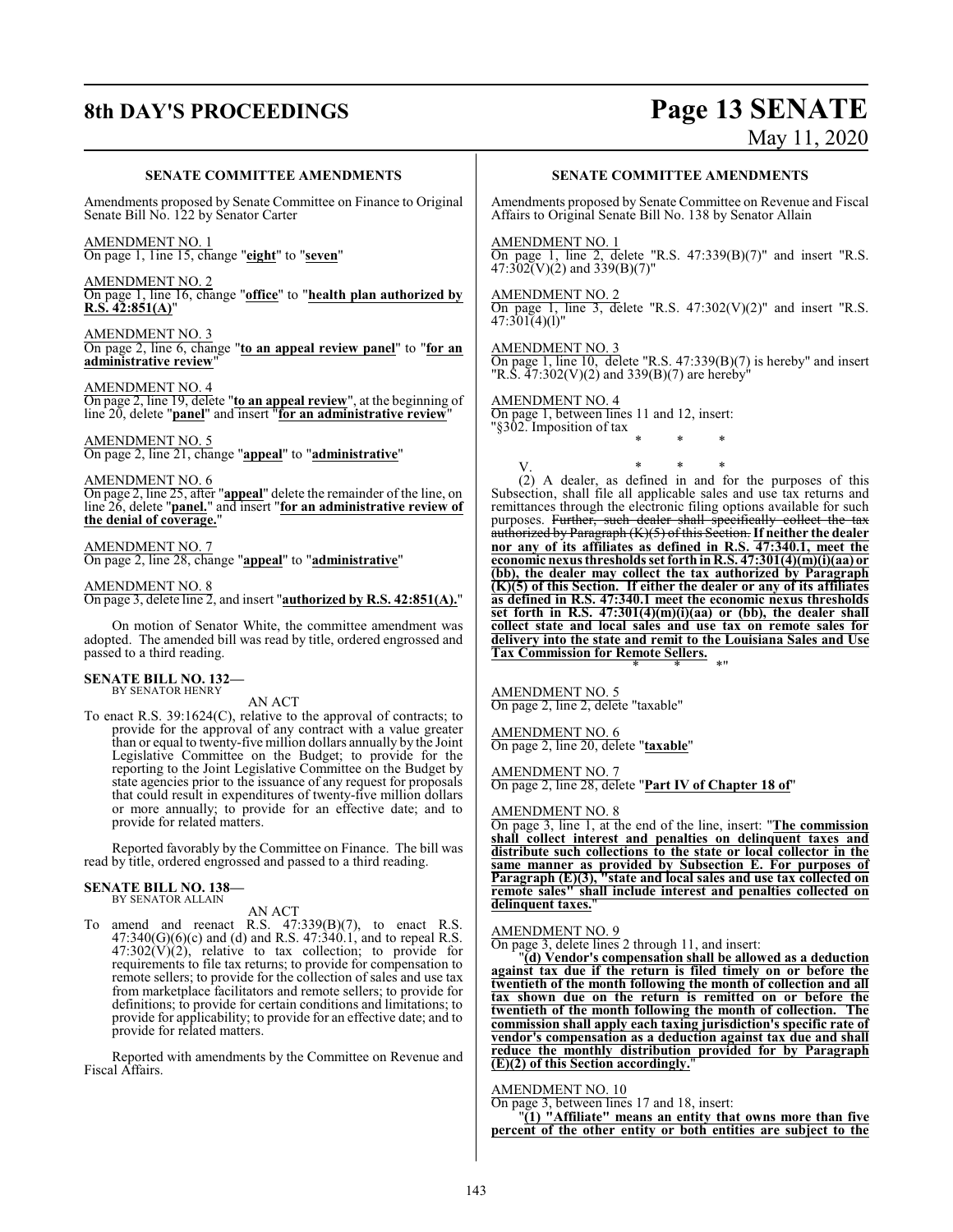**SENATE COMMITTEE AMENDMENTS**

Amendments proposed by Senate Committee on Finance to Original Senate Bill No. 122 by Senator Carter

AMENDMENT NO. 1
On page 1, line 15, change "**eight**" to "**seven**"

AMENDMENT NO. 2
On page 1, line 16, change "**office**" to "**health plan authorized by R.S. 42:851(A)**"

AMENDMENT NO. 3
On page 2, line 6, change "**to an appeal review panel**" to "**for an administrative review**"

AMENDMENT NO. 4
On page 2, line 19, delete "**to an appeal review**", at the beginning of line 20, delete "**panel**" and insert "**for an administrative review**"

AMENDMENT NO. 5
On page 2, line 21, change "**appeal**" to "**administrative**"

AMENDMENT NO. 6
On page 2, line 25, after "**appeal**" delete the remainder of the line, on line 26, delete "**panel.**" and insert "**for an administrative review of the denial of coverage.**"

AMENDMENT NO. 7
On page 2, line 28, change "**appeal**" to "**administrative**"

AMENDMENT NO. 8
On page 3, delete line 2, and insert "**authorized by R.S. 42:851(A).**"

On motion of Senator White, the committee amendment was adopted. The amended bill was read by title, ordered engrossed and passed to a third reading.

**SENATE BILL NO. 132—**
BY SENATOR HENRY

AN ACT

To enact R.S. 39:1624(C), relative to the approval of contracts; to provide for the approval of any contract with a value greater than or equal to twenty-five million dollars annually by the Joint Legislative Committee on the Budget; to provide for the reporting to the Joint Legislative Committee on the Budget by state agencies prior to the issuance of any request for proposals that could result in expenditures of twenty-five million dollars or more annually; to provide for an effective date; and to provide for related matters.

Reported favorably by the Committee on Finance. The bill was read by title, ordered engrossed and passed to a third reading.

**SENATE BILL NO. 138—**
BY SENATOR ALLAIN

AN ACT

To amend and reenact R.S. 47:339(B)(7), to enact R.S. 47:340(G)(6)(c) and (d) and R.S. 47:340.1, and to repeal R.S. 47:302(V)(2), relative to tax collection; to provide for requirements to file tax returns; to provide for compensation to remote sellers; to provide for the collection of sales and use tax from marketplace facilitators and remote sellers; to provide for definitions; to provide for certain conditions and limitations; to provide for applicability; to provide for an effective date; and to provide for related matters.

Reported with amendments by the Committee on Revenue and Fiscal Affairs.

**SENATE COMMITTEE AMENDMENTS**

Amendments proposed by Senate Committee on Revenue and Fiscal Affairs to Original Senate Bill No. 138 by Senator Allain

AMENDMENT NO. 1
On page 1, line 2, delete "R.S. 47:339(B)(7)" and insert "R.S. 47:302(V)(2) and 339(B)(7)"

AMENDMENT NO. 2
On page 1, line 3, delete "R.S. 47:302(V)(2)" and insert "R.S. 47:301(4)(l)"

AMENDMENT NO. 3
On page 1, line 10, delete "R.S. 47:339(B)(7) is hereby" and insert "R.S. 47:302(V)(2) and 339(B)(7) are hereby"

AMENDMENT NO. 4
On page 1, between lines 11 and 12, insert:
"§302. Imposition of tax

\* \* \*

V. \* \* \*

(2) A dealer, as defined in and for the purposes of this Subsection, shall file all applicable sales and use tax returns and remittances through the electronic filing options available for such purposes. ~~Further, such dealer shall specifically collect the tax authorized by Paragraph (K)(5) of this Section.~~ **If neither the dealer nor any of its affiliates as defined in R.S. 47:340.1, meet the economic nexus thresholds set forth in R.S. 47:301(4)(m)(i)(aa) or (bb), the dealer may collect the tax authorized by Paragraph (K)(5) of this Section. If either the dealer or any of its affiliates as defined in R.S. 47:340.1 meet the economic nexus thresholds set forth in R.S. 47:301(4)(m)(i)(aa) or (bb), the dealer shall collect state and local sales and use tax on remote sales for delivery into the state and remit to the Louisiana Sales and Use Tax Commission for Remote Sellers.**

\* \* \*"

AMENDMENT NO. 5
On page 2, line 2, delete "taxable"

AMENDMENT NO. 6
On page 2, line 20, delete "**taxable**"

AMENDMENT NO. 7
On page 2, line 28, delete "**Part IV of Chapter 18 of**"

AMENDMENT NO. 8
On page 3, line 1, at the end of the line, insert: "**The commission shall collect interest and penalties on delinquent taxes and distribute such collections to the state or local collector in the same manner as provided by Subsection E. For purposes of Paragraph (E)(3), "state and local sales and use tax collected on remote sales" shall include interest and penalties collected on delinquent taxes.**"

AMENDMENT NO. 9
On page 3, delete lines 2 through 11, and insert:

"**(d) Vendor's compensation shall be allowed as a deduction against tax due if the return is filed timely on or before the twentieth of the month following the month of collection and all tax shown due on the return is remitted on or before the twentieth of the month following the month of collection. The commission shall apply each taxing jurisdiction's specific rate of vendor's compensation as a deduction against tax due and shall reduce the monthly distribution provided for by Paragraph (E)(2) of this Section accordingly.**"

AMENDMENT NO. 10
On page 3, between lines 17 and 18, insert:

"**(1) "Affiliate" means an entity that owns more than five percent of the other entity or both entities are subject to the**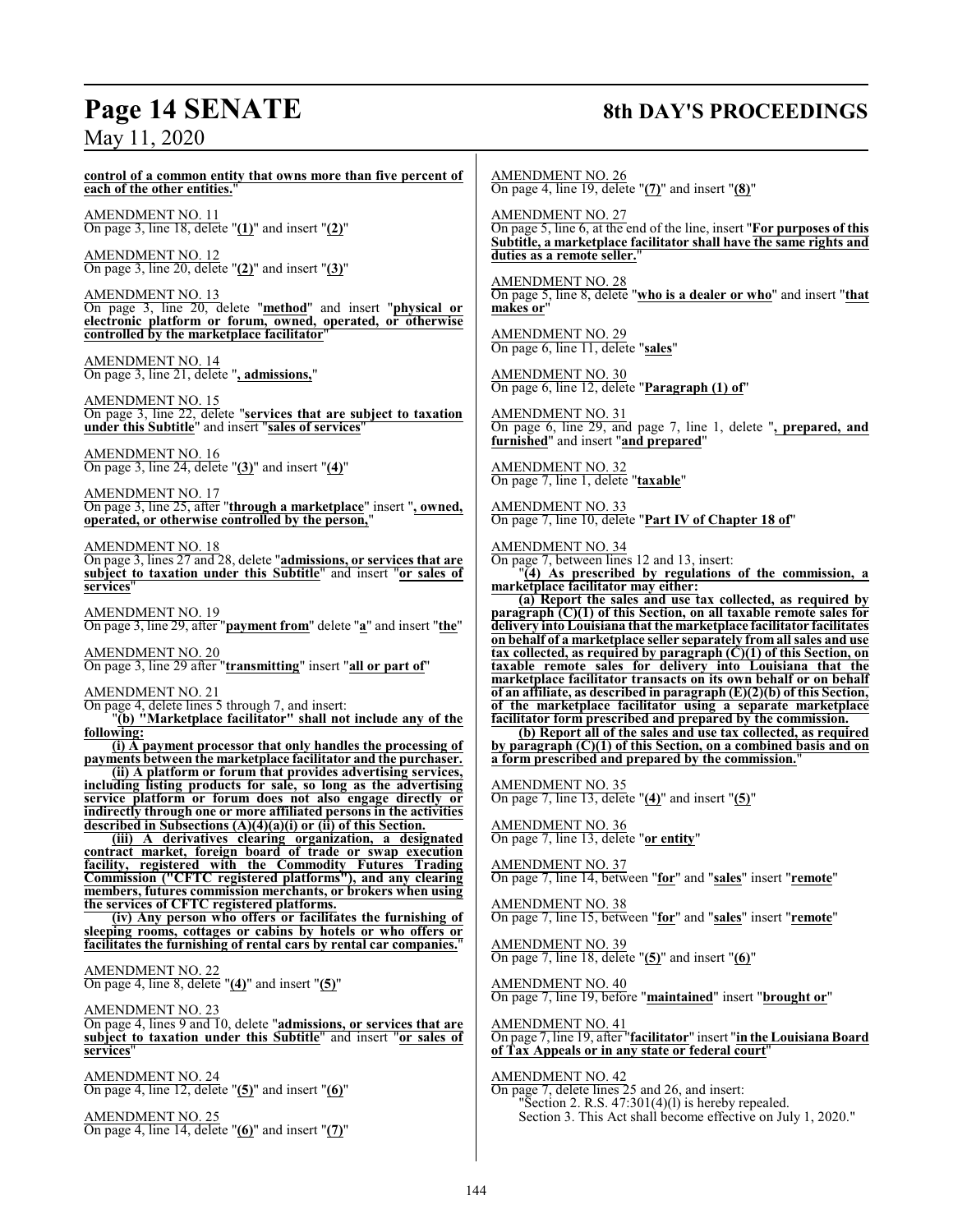**control of a common entity that owns more than five percent of each of the other entities.**"

AMENDMENT NO. 11
On page 3, line 18, delete "**(1)**" and insert "**(2)**"

AMENDMENT NO. 12
On page 3, line 20, delete "**(2)**" and insert "**(3)**"

AMENDMENT NO. 13
On page 3, line 20, delete "**method**" and insert "**physical or electronic platform or forum, owned, operated, or otherwise controlled by the marketplace facilitator**"

AMENDMENT NO. 14
On page 3, line 21, delete "**, admissions,**"

AMENDMENT NO. 15
On page 3, line 22, delete "**services that are subject to taxation under this Subtitle**" and insert "**sales of services**"

AMENDMENT NO. 16
On page 3, line 24, delete "**(3)**" and insert "**(4)**"

AMENDMENT NO. 17
On page 3, line 25, after "**through a marketplace**" insert "**, owned, operated, or otherwise controlled by the person,**"

AMENDMENT NO. 18
On page 3, lines 27 and 28, delete "**admissions, or services that are subject to taxation under this Subtitle**" and insert "**or sales of services**"

AMENDMENT NO. 19
On page 3, line 29, after "**payment from**" delete "**a**" and insert "**the**"

AMENDMENT NO. 20
On page 3, line 29 after "**transmitting**" insert "**all or part of**"

AMENDMENT NO. 21
On page 4, delete lines 5 through 7, and insert:

"**(b) "Marketplace facilitator" shall not include any of the following:**

**(i) A payment processor that only handles the processing of payments between the marketplace facilitator and the purchaser.**

**(ii) A platform or forum that provides advertising services, including listing products for sale, so long as the advertising service platform or forum does not also engage directly or indirectly through one or more affiliated persons in the activities described in Subsections (A)(4)(a)(i) or (ii) of this Section.**

**(iii) A derivatives clearing organization, a designated contract market, foreign board of trade or swap execution facility, registered with the Commodity Futures Trading Commission ("CFTC registered platforms"), and any clearing members, futures commission merchants, or brokers when using the services of CFTC registered platforms.**

**(iv) Any person who offers or facilitates the furnishing of sleeping rooms, cottages or cabins by hotels or who offers or facilitates the furnishing of rental cars by rental car companies.**"

AMENDMENT NO. 22
On page 4, line 8, delete "**(4)**" and insert "**(5)**"

AMENDMENT NO. 23
On page 4, lines 9 and 10, delete "**admissions, or services that are subject to taxation under this Subtitle**" and insert "**or sales of services**"

AMENDMENT NO. 24
On page 4, line 12, delete "**(5)**" and insert "**(6)**"

AMENDMENT NO. 25
On page 4, line 14, delete "**(6)**" and insert "**(7)**"

AMENDMENT NO. 26
On page 4, line 19, delete "**(7)**" and insert "**(8)**"

AMENDMENT NO. 27
On page 5, line 6, at the end of the line, insert "**For purposes of this Subtitle, a marketplace facilitator shall have the same rights and duties as a remote seller.**"

AMENDMENT NO. 28
On page 5, line 8, delete "**who is a dealer or who**" and insert "**that makes or**"

AMENDMENT NO. 29
On page 6, line 11, delete "**sales**"

AMENDMENT NO. 30
On page 6, line 12, delete "**Paragraph (1) of**"

AMENDMENT NO. 31
On page 6, line 29, and page 7, line 1, delete "**, prepared, and furnished**" and insert "**and prepared**"

AMENDMENT NO. 32
On page 7, line 1, delete "**taxable**"

AMENDMENT NO. 33
On page 7, line 10, delete "**Part IV of Chapter 18 of**"

AMENDMENT NO. 34
On page 7, between lines 12 and 13, insert:

"**(4) As prescribed by regulations of the commission, a marketplace facilitator may either:**

**(a) Report the sales and use tax collected, as required by paragraph (C)(1) of this Section, on all taxable remote sales for delivery into Louisiana that the marketplace facilitator facilitates on behalf of a marketplace seller separately from all sales and use tax collected, as required by paragraph (C)(1) of this Section, on taxable remote sales for delivery into Louisiana that the marketplace facilitator transacts on its own behalf or on behalf of an affiliate, as described in paragraph (E)(2)(b) of this Section, of the marketplace facilitator using a separate marketplace facilitator form prescribed and prepared by the commission.**

**(b) Report all of the sales and use tax collected, as required by paragraph (C)(1) of this Section, on a combined basis and on a form prescribed and prepared by the commission.**"

AMENDMENT NO. 35
On page 7, line 13, delete "**(4)**" and insert "**(5)**"

AMENDMENT NO. 36
On page 7, line 13, delete "**or entity**"

AMENDMENT NO. 37
On page 7, line 14, between "**for**" and "**sales**" insert "**remote**"

AMENDMENT NO. 38
On page 7, line 15, between "**for**" and "**sales**" insert "**remote**"

AMENDMENT NO. 39
On page 7, line 18, delete "**(5)**" and insert "**(6)**"

AMENDMENT NO. 40
On page 7, line 19, before "**maintained**" insert "**brought or**"

AMENDMENT NO. 41
On page 7, line 19, after "**facilitator**" insert "**in the Louisiana Board of Tax Appeals or in any state or federal court**"

AMENDMENT NO. 42
On page 7, delete lines 25 and 26, and insert:

"Section 2. R.S. 47:301(4)(l) is hereby repealed.

Section 3. This Act shall become effective on July 1, 2020."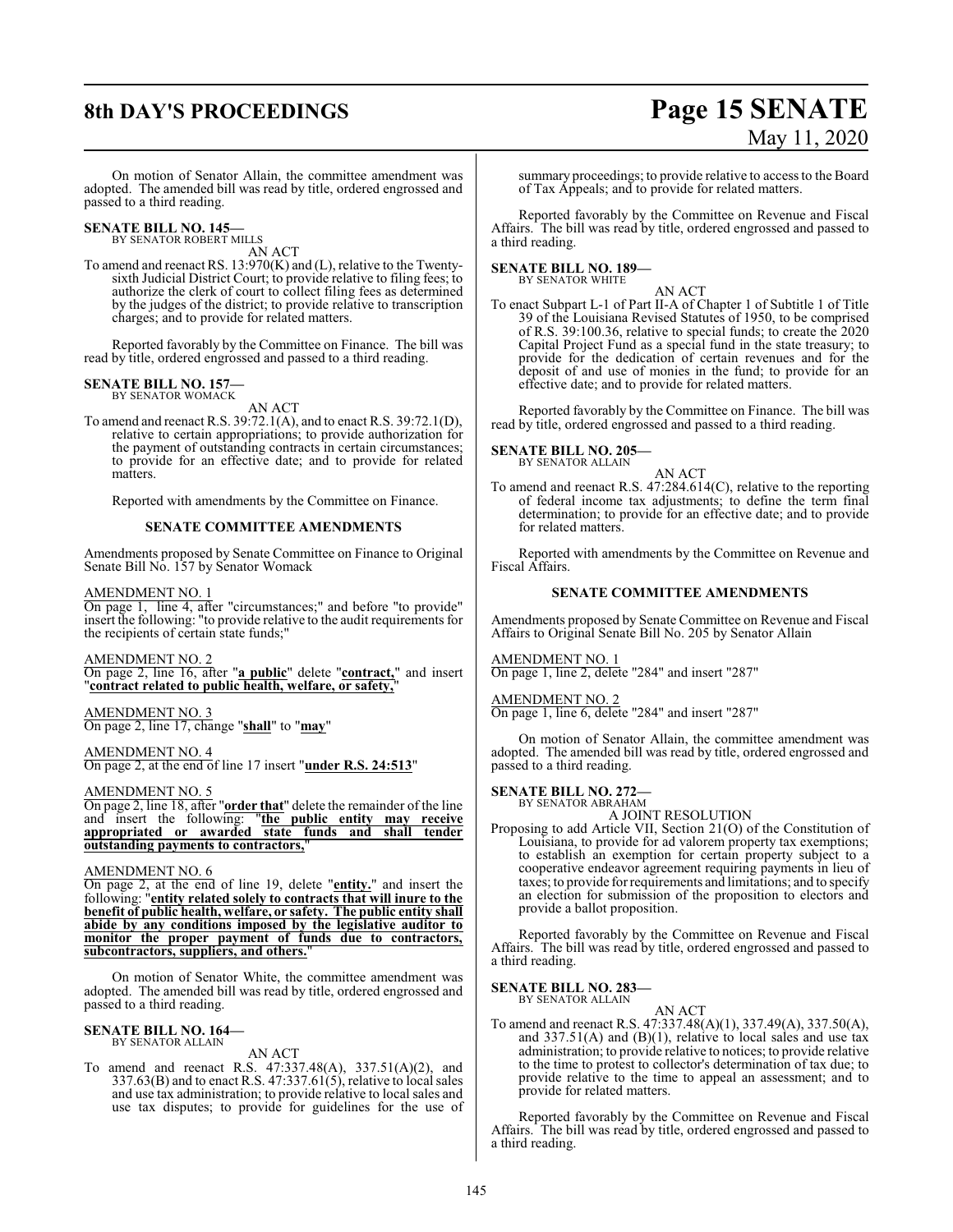On motion of Senator Allain, the committee amendment was adopted. The amended bill was read by title, ordered engrossed and passed to a third reading.

**SENATE BILL NO. 145—**
BY SENATOR ROBERT MILLS

AN ACT

To amend and reenact RS. 13:970(K) and (L), relative to the Twenty-sixth Judicial District Court; to provide relative to filing fees; to authorize the clerk of court to collect filing fees as determined by the judges of the district; to provide relative to transcription charges; and to provide for related matters.

Reported favorably by the Committee on Finance. The bill was read by title, ordered engrossed and passed to a third reading.

**SENATE BILL NO. 157—**
BY SENATOR WOMACK

AN ACT

To amend and reenact R.S. 39:72.1(A), and to enact R.S. 39:72.1(D), relative to certain appropriations; to provide authorization for the payment of outstanding contracts in certain circumstances; to provide for an effective date; and to provide for related matters.

Reported with amendments by the Committee on Finance.

**SENATE COMMITTEE AMENDMENTS**

Amendments proposed by Senate Committee on Finance to Original Senate Bill No. 157 by Senator Womack

AMENDMENT NO. 1
On page 1, line 4, after "circumstances;" and before "to provide" insert the following: "to provide relative to the audit requirements for the recipients of certain state funds;"

AMENDMENT NO. 2
On page 2, line 16, after "**a public**" delete "**contract,**" and insert "**contract related to public health, welfare, or safety,**"

AMENDMENT NO. 3
On page 2, line 17, change "**shall**" to "**may**"

AMENDMENT NO. 4
On page 2, at the end of line 17 insert "**under R.S. 24:513**"

AMENDMENT NO. 5
On page 2, line 18, after "**order that**" delete the remainder of the line and insert the following: "**the public entity may receive appropriated or awarded state funds and shall tender outstanding payments to contractors,**"

AMENDMENT NO. 6
On page 2, at the end of line 19, delete "**entity.**" and insert the following: "**entity related solely to contracts that will inure to the benefit of public health, welfare, or safety. The public entity shall abide by any conditions imposed by the legislative auditor to monitor the proper payment of funds due to contractors, subcontractors, suppliers, and others.**"

On motion of Senator White, the committee amendment was adopted. The amended bill was read by title, ordered engrossed and passed to a third reading.

**SENATE BILL NO. 164—**
BY SENATOR ALLAIN

AN ACT

To amend and reenact R.S. 47:337.48(A), 337.51(A)(2), and 337.63(B) and to enact R.S. 47:337.61(5), relative to local sales and use tax administration; to provide relative to local sales and use tax disputes; to provide for guidelines for the use of summary proceedings; to provide relative to access to the Board of Tax Appeals; and to provide for related matters.

Reported favorably by the Committee on Revenue and Fiscal Affairs. The bill was read by title, ordered engrossed and passed to a third reading.

**SENATE BILL NO. 189—**
BY SENATOR WHITE

AN ACT

To enact Subpart L-1 of Part II-A of Chapter 1 of Subtitle 1 of Title 39 of the Louisiana Revised Statutes of 1950, to be comprised of R.S. 39:100.36, relative to special funds; to create the 2020 Capital Project Fund as a special fund in the state treasury; to provide for the dedication of certain revenues and for the deposit of and use of monies in the fund; to provide for an effective date; and to provide for related matters.

Reported favorably by the Committee on Finance. The bill was read by title, ordered engrossed and passed to a third reading.

**SENATE BILL NO. 205—**
BY SENATOR ALLAIN

AN ACT

To amend and reenact R.S. 47:284.614(C), relative to the reporting of federal income tax adjustments; to define the term final determination; to provide for an effective date; and to provide for related matters.

Reported with amendments by the Committee on Revenue and Fiscal Affairs.

**SENATE COMMITTEE AMENDMENTS**

Amendments proposed by Senate Committee on Revenue and Fiscal Affairs to Original Senate Bill No. 205 by Senator Allain

AMENDMENT NO. 1
On page 1, line 2, delete "284" and insert "287"

AMENDMENT NO. 2
On page 1, line 6, delete "284" and insert "287"

On motion of Senator Allain, the committee amendment was adopted. The amended bill was read by title, ordered engrossed and passed to a third reading.

**SENATE BILL NO. 272—**
BY SENATOR ABRAHAM

A JOINT RESOLUTION

Proposing to add Article VII, Section 21(O) of the Constitution of Louisiana, to provide for ad valorem property tax exemptions; to establish an exemption for certain property subject to a cooperative endeavor agreement requiring payments in lieu of taxes; to provide for requirements and limitations; and to specify an election for submission of the proposition to electors and provide a ballot proposition.

Reported favorably by the Committee on Revenue and Fiscal Affairs. The bill was read by title, ordered engrossed and passed to a third reading.

**SENATE BILL NO. 283—**
BY SENATOR ALLAIN

AN ACT

To amend and reenact R.S. 47:337.48(A)(1), 337.49(A), 337.50(A), and 337.51(A) and (B)(1), relative to local sales and use tax administration; to provide relative to notices; to provide relative to the time to protest to collector's determination of tax due; to provide relative to the time to appeal an assessment; and to provide for related matters.

Reported favorably by the Committee on Revenue and Fiscal Affairs. The bill was read by title, ordered engrossed and passed to a third reading.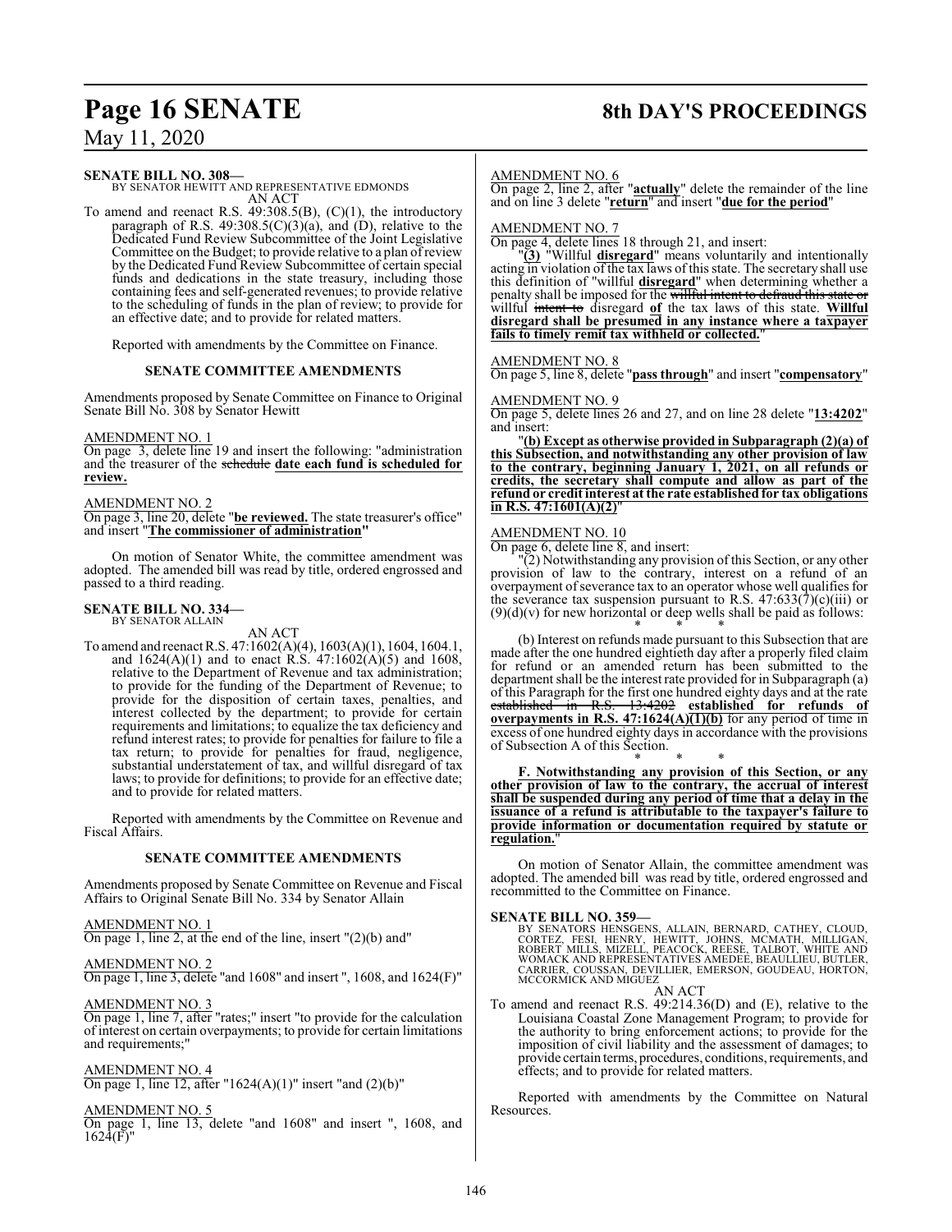**SENATE BILL NO. 308—**
BY SENATOR HEWITT AND REPRESENTATIVE EDMONDS
AN ACT

To amend and reenact R.S. 49:308.5(B), (C)(1), the introductory paragraph of R.S. 49:308.5(C)(3)(a), and (D), relative to the Dedicated Fund Review Subcommittee of the Joint Legislative Committee on the Budget; to provide relative to a plan of review by the Dedicated Fund Review Subcommittee of certain special funds and dedications in the state treasury, including those containing fees and self-generated revenues; to provide relative to the scheduling of funds in the plan of review; to provide for an effective date; and to provide for related matters.

Reported with amendments by the Committee on Finance.

**SENATE COMMITTEE AMENDMENTS**

Amendments proposed by Senate Committee on Finance to Original Senate Bill No. 308 by Senator Hewitt

AMENDMENT NO. 1
On page 3, delete line 19 and insert the following: "administration and the treasurer of the ~~schedule~~ **date each fund is scheduled for review.**

AMENDMENT NO. 2
On page 3, line 20, delete "**be reviewed.** The state treasurer's office" and insert "**The commissioner of administration**"

On motion of Senator White, the committee amendment was adopted. The amended bill was read by title, ordered engrossed and passed to a third reading.

**SENATE BILL NO. 334—**
BY SENATOR ALLAIN
AN ACT

To amend and reenact R.S. 47:1602(A)(4), 1603(A)(1), 1604, 1604.1, and 1624(A)(1) and to enact R.S. 47:1602(A)(5) and 1608, relative to the Department of Revenue and tax administration; to provide for the funding of the Department of Revenue; to provide for the disposition of certain taxes, penalties, and interest collected by the department; to provide for certain requirements and limitations; to equalize the tax deficiency and refund interest rates; to provide for penalties for failure to file a tax return; to provide for penalties for fraud, negligence, substantial understatement of tax, and willful disregard of tax laws; to provide for definitions; to provide for an effective date; and to provide for related matters.

Reported with amendments by the Committee on Revenue and Fiscal Affairs.

**SENATE COMMITTEE AMENDMENTS**

Amendments proposed by Senate Committee on Revenue and Fiscal Affairs to Original Senate Bill No. 334 by Senator Allain

AMENDMENT NO. 1
On page 1, line 2, at the end of the line, insert "(2)(b) and"

AMENDMENT NO. 2
On page 1, line 3, delete "and 1608" and insert ", 1608, and 1624(F)"

AMENDMENT NO. 3
On page 1, line 7, after "rates;" insert "to provide for the calculation of interest on certain overpayments; to provide for certain limitations and requirements;"

AMENDMENT NO. 4
On page 1, line 12, after "1624(A)(1)" insert "and (2)(b)"

AMENDMENT NO. 5
On page 1, line 13, delete "and 1608" and insert ", 1608, and 1624(F)"

AMENDMENT NO. 6
On page 2, line 2, after "**actually**" delete the remainder of the line and on line 3 delete "**return**" and insert "**due for the period**"

AMENDMENT NO. 7
On page 4, delete lines 18 through 21, and insert:

"**(3)** "Willful **disregard**" means voluntarily and intentionally acting in violation of the tax laws of this state. The secretary shall use this definition of "willful **disregard**" when determining whether a penalty shall be imposed for the ~~willful intent to defraud this state or~~ willful ~~intent to~~ disregard **of** the tax laws of this state. **Willful disregard shall be presumed in any instance where a taxpayer fails to timely remit tax withheld or collected.**"

AMENDMENT NO. 8
On page 5, line 8, delete "**pass through**" and insert "**compensatory**"

AMENDMENT NO. 9
On page 5, delete lines 26 and 27, and on line 28 delete "**13:4202**" and insert:

"**(b) Except as otherwise provided in Subparagraph (2)(a) of this Subsection, and notwithstanding any other provision of law to the contrary, beginning January 1, 2021, on all refunds or credits, the secretary shall compute and allow as part of the refund or credit interest at the rate established for tax obligations in R.S. 47:1601(A)(2)**"

AMENDMENT NO. 10
On page 6, delete line 8, and insert:

"(2) Notwithstanding any provision of this Section, or any other provision of law to the contrary, interest on a refund of an overpayment of severance tax to an operator whose well qualifies for the severance tax suspension pursuant to R.S. 47:633(7)(c)(iii) or (9)(d)(v) for new horizontal or deep wells shall be paid as follows:

\* \* \*

(b) Interest on refunds made pursuant to this Subsection that are made after the one hundred eightieth day after a properly filed claim for refund or an amended return has been submitted to the department shall be the interest rate provided for in Subparagraph (a) of this Paragraph for the first one hundred eighty days and at the rate ~~established in R.S. 13:4202~~ **established for refunds of overpayments in R.S. 47:1624(A)(1)(b)** for any period of time in excess of one hundred eighty days in accordance with the provisions of Subsection A of this Section.

\* \* \*

**F. Notwithstanding any provision of this Section, or any other provision of law to the contrary, the accrual of interest shall be suspended during any period of time that a delay in the issuance of a refund is attributable to the taxpayer's failure to provide information or documentation required by statute or regulation.**"

On motion of Senator Allain, the committee amendment was adopted. The amended bill was read by title, ordered engrossed and recommitted to the Committee on Finance.

**SENATE BILL NO. 359—**
BY SENATORS HENSGENS, ALLAIN, BERNARD, CATHEY, CLOUD, CORTEZ, FESI, HENRY, HEWITT, JOHNS, MCMATH, MILLIGAN, ROBERT MILLS, MIZELL, PEACOCK, REESE, TALBOT, WHITE AND WOMACK AND REPRESENTATIVES AMEDEE, BEAULLIEU, BUTLER, CARRIER, COUSSAN, DEVILLIER, EMERSON, GOUDEAU, HORTON, MCCORMICK AND MIGUEZ
AN ACT

To amend and reenact R.S. 49:214.36(D) and (E), relative to the Louisiana Coastal Zone Management Program; to provide for the authority to bring enforcement actions; to provide for the imposition of civil liability and the assessment of damages; to provide certain terms, procedures, conditions, requirements, and effects; and to provide for related matters.

Reported with amendments by the Committee on Natural Resources.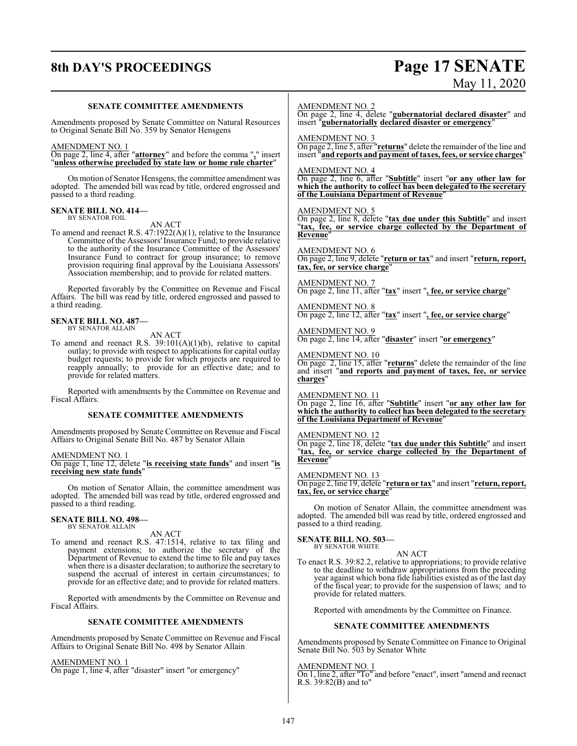### SENATE COMMITTEE AMENDMENTS

Amendments proposed by Senate Committee on Natural Resources to Original Senate Bill No. 359 by Senator Hensgens

AMENDMENT NO. 1
On page 2, line 4, after "**attorney**" and before the comma "**,**" insert "**unless otherwise precluded by state law or home rule charter**"

On motion of Senator Hensgens, the committee amendment was adopted. The amended bill was read by title, ordered engrossed and passed to a third reading.

**SENATE BILL NO. 414—**
BY SENATOR FOIL

AN ACT

To amend and reenact R.S. 47:1922(A)(1), relative to the Insurance Committee of the Assessors' Insurance Fund; to provide relative to the authority of the Insurance Committee of the Assessors' Insurance Fund to contract for group insurance; to remove provision requiring final approval by the Louisiana Assessors' Association membership; and to provide for related matters.

Reported favorably by the Committee on Revenue and Fiscal Affairs. The bill was read by title, ordered engrossed and passed to a third reading.

**SENATE BILL NO. 487—**
BY SENATOR ALLAIN

AN ACT

To amend and reenact R.S. 39:101(A)(1)(b), relative to capital outlay; to provide with respect to applications for capital outlay budget requests; to provide for which projects are required to reapply annually; to provide for an effective date; and to provide for related matters.

Reported with amendments by the Committee on Revenue and Fiscal Affairs.

### SENATE COMMITTEE AMENDMENTS

Amendments proposed by Senate Committee on Revenue and Fiscal Affairs to Original Senate Bill No. 487 by Senator Allain

AMENDMENT NO. 1
On page 1, line 12, delete "**is receiving state funds**" and insert "**is receiving new state funds**"

On motion of Senator Allain, the committee amendment was adopted. The amended bill was read by title, ordered engrossed and passed to a third reading.

**SENATE BILL NO. 498—**
BY SENATOR ALLAIN

AN ACT

To amend and reenact R.S. 47:1514, relative to tax filing and payment extensions; to authorize the secretary of the Department of Revenue to extend the time to file and pay taxes when there is a disaster declaration; to authorize the secretary to suspend the accrual of interest in certain circumstances; to provide for an effective date; and to provide for related matters.

Reported with amendments by the Committee on Revenue and Fiscal Affairs.

### SENATE COMMITTEE AMENDMENTS

Amendments proposed by Senate Committee on Revenue and Fiscal Affairs to Original Senate Bill No. 498 by Senator Allain

AMENDMENT NO. 1
On page 1, line 4, after "disaster" insert "or emergency"

AMENDMENT NO. 2
On page 2, line 4, delete "**gubernatorial declared disaster**" and insert "**gubernatorially declared disaster or emergency**"

AMENDMENT NO. 3
On page 2, line 5, after "**returns**" delete the remainder of the line and insert "**and reports and payment of taxes, fees, or service charges**"

AMENDMENT NO. 4
On page 2, line 6, after "**Subtitle**" insert "**or any other law for which the authority to collect has been delegated to the secretary of the Louisiana Department of Revenue**"

AMENDMENT NO. 5
On page 2, line 8, delete "**tax due under this Subtitle**" and insert "**tax, fee, or service charge collected by the Department of Revenue**"

AMENDMENT NO. 6
On page 2, line 9, delete "**return or tax**" and insert "**return, report, tax, fee, or service charge**"

AMENDMENT NO. 7
On page 2, line 11, after "**tax**" insert "**, fee, or service charge**"

AMENDMENT NO. 8
On page 2, line 12, after "**tax**" insert "**, fee, or service charge**"

AMENDMENT NO. 9
On page 2, line 14, after "**disaster**" insert "**or emergency**"

AMENDMENT NO. 10
On page 2, line 15, after "**returns**" delete the remainder of the line and insert "**and reports and payment of taxes, fee, or service charges**"

AMENDMENT NO. 11
On page 2, line 16, after "**Subtitle**" insert "**or any other law for which the authority to collect has been delegated to the secretary of the Louisiana Department of Revenue**"

AMENDMENT NO. 12
On page 2, line 18, delete "**tax due under this Subtitle**" and insert "**tax, fee, or service charge collected by the Department of Revenue**"

AMENDMENT NO. 13
On page 2, line 19, delete "**return or tax**" and insert "**return, report, tax, fee, or service charge**"

On motion of Senator Allain, the committee amendment was adopted. The amended bill was read by title, ordered engrossed and passed to a third reading.

**SENATE BILL NO. 503—**
BY SENATOR WHITE

AN ACT

To enact R.S. 39:82.2, relative to appropriations; to provide relative to the deadline to withdraw appropriations from the preceding year against which bona fide liabilities existed as of the last day of the fiscal year; to provide for the suspension of laws; and to provide for related matters.

Reported with amendments by the Committee on Finance.

### SENATE COMMITTEE AMENDMENTS

Amendments proposed by Senate Committee on Finance to Original Senate Bill No. 503 by Senator White

AMENDMENT NO. 1
On 1, line 2, after "To" and before "enact", insert "amend and reenact R.S. 39:82(B) and to"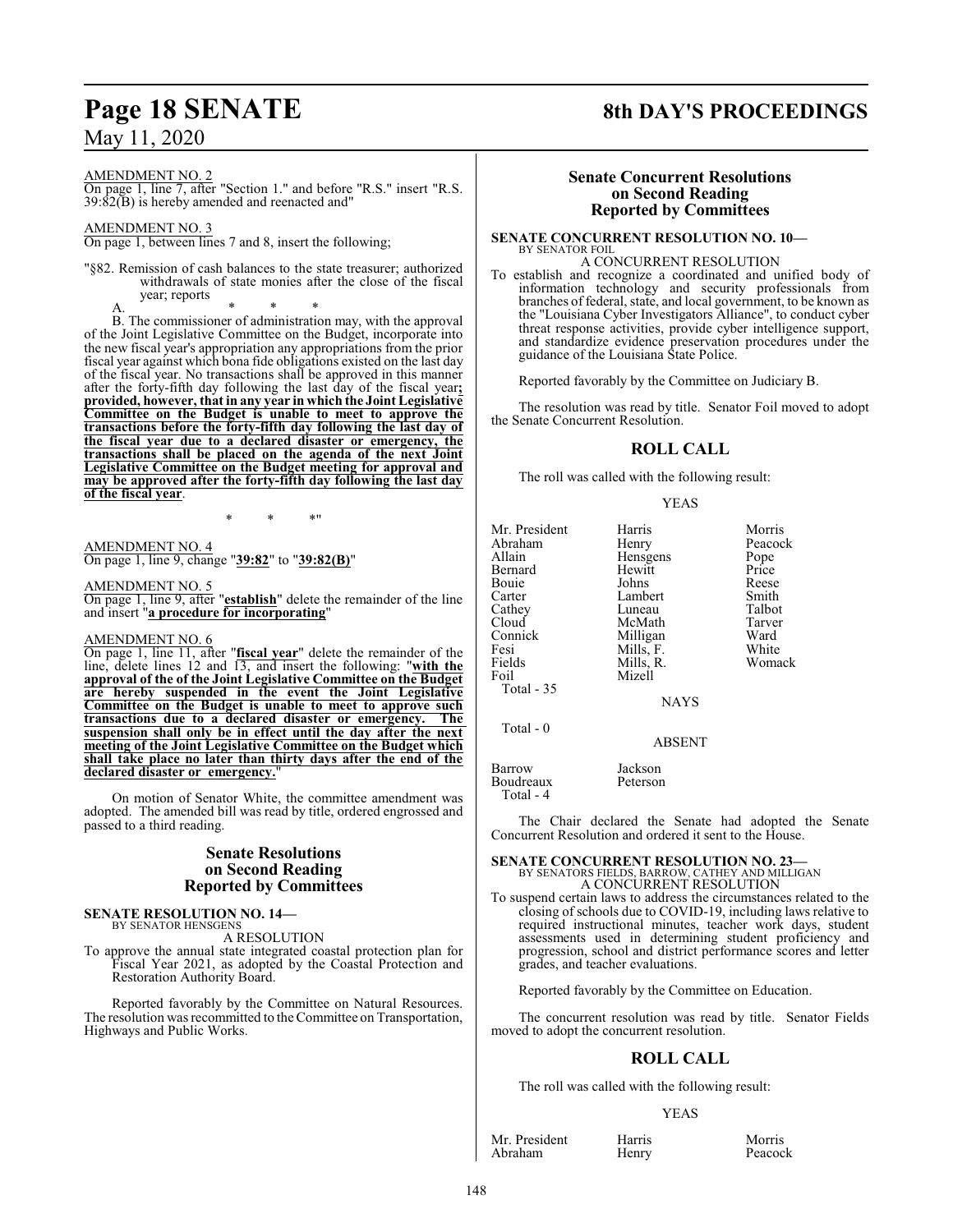AMENDMENT NO. 2

On page 1, line 7, after "Section 1." and before "R.S." insert "R.S. 39:82(B) is hereby amended and reenacted and"

AMENDMENT NO. 3

On page 1, between lines 7 and 8, insert the following;

"§82. Remission of cash balances to the state treasurer; authorized withdrawals of state monies after the close of the fiscal year; reports

A. * * *

B. The commissioner of administration may, with the approval of the Joint Legislative Committee on the Budget, incorporate into the new fiscal year's appropriation any appropriations from the prior fiscal year against which bona fide obligations existed on the last day of the fiscal year. No transactions shall be approved in this manner after the forty-fifth day following the last day of the fiscal year**; provided, however, that in any year in which the Joint Legislative Committee on the Budget is unable to meet to approve the transactions before the forty-fifth day following the last day of the fiscal year due to a declared disaster or emergency, the transactions shall be placed on the agenda of the next Joint Legislative Committee on the Budget meeting for approval and may be approved after the forty-fifth day following the last day of the fiscal year**.

\* \* \*"

AMENDMENT NO. 4

On page 1, line 9, change "**39:82**" to "**39:82(B)**"

AMENDMENT NO. 5

On page 1, line 9, after "**establish**" delete the remainder of the line and insert "**a procedure for incorporating**"

AMENDMENT NO. 6

On page 1, line 11, after "**fiscal year**" delete the remainder of the line, delete lines 12 and 13, and insert the following: "**with the approval of the of the Joint Legislative Committee on the Budget are hereby suspended in the event the Joint Legislative Committee on the Budget is unable to meet to approve such transactions due to a declared disaster or emergency. The suspension shall only be in effect until the day after the next meeting of the Joint Legislative Committee on the Budget which shall take place no later than thirty days after the end of the declared disaster or emergency.**"

On motion of Senator White, the committee amendment was adopted. The amended bill was read by title, ordered engrossed and passed to a third reading.

## Senate Resolutions on Second Reading Reported by Committees

**SENATE RESOLUTION NO. 14—**
BY SENATOR HENSGENS

A RESOLUTION

To approve the annual state integrated coastal protection plan for Fiscal Year 2021, as adopted by the Coastal Protection and Restoration Authority Board.

Reported favorably by the Committee on Natural Resources. The resolution was recommitted to the Committee on Transportation, Highways and Public Works.

## Senate Concurrent Resolutions on Second Reading Reported by Committees

**SENATE CONCURRENT RESOLUTION NO. 10—**
BY SENATOR FOIL

A CONCURRENT RESOLUTION

To establish and recognize a coordinated and unified body of information technology and security professionals from branches of federal, state, and local government, to be known as the "Louisiana Cyber Investigators Alliance", to conduct cyber threat response activities, provide cyber intelligence support, and standardize evidence preservation procedures under the guidance of the Louisiana State Police.

Reported favorably by the Committee on Judiciary B.

The resolution was read by title. Senator Foil moved to adopt the Senate Concurrent Resolution.

### ROLL CALL

The roll was called with the following result:

YEAS

| | | |
|---|---|---|
| Mr. President | Harris | Morris |
| Abraham | Henry | Peacock |
| Allain | Hensgens | Pope |
| Bernard | Hewitt | Price |
| Bouie | Johns | Reese |
| Carter | Lambert | Smith |
| Cathey | Luneau | Talbot |
| Cloud | McMath | Tarver |
| Connick | Milligan | Ward |
| Fesi | Mills, F. | White |
| Fields | Mills, R. | Womack |
| Foil | Mizell | |
| Total - 35 | | |

NAYS

Total - 0

ABSENT

| | |
|---|---|
| Barrow | Jackson |
| Boudreaux | Peterson |
| Total - 4 | |

The Chair declared the Senate had adopted the Senate Concurrent Resolution and ordered it sent to the House.

**SENATE CONCURRENT RESOLUTION NO. 23—**
BY SENATORS FIELDS, BARROW, CATHEY AND MILLIGAN

A CONCURRENT RESOLUTION

To suspend certain laws to address the circumstances related to the closing of schools due to COVID-19, including laws relative to required instructional minutes, teacher work days, student assessments used in determining student proficiency and progression, school and district performance scores and letter grades, and teacher evaluations.

Reported favorably by the Committee on Education.

The concurrent resolution was read by title. Senator Fields moved to adopt the concurrent resolution.

### ROLL CALL

The roll was called with the following result:

YEAS

| | | |
|---|---|---|
| Mr. President | Harris | Morris |
| Abraham | Henry | Peacock |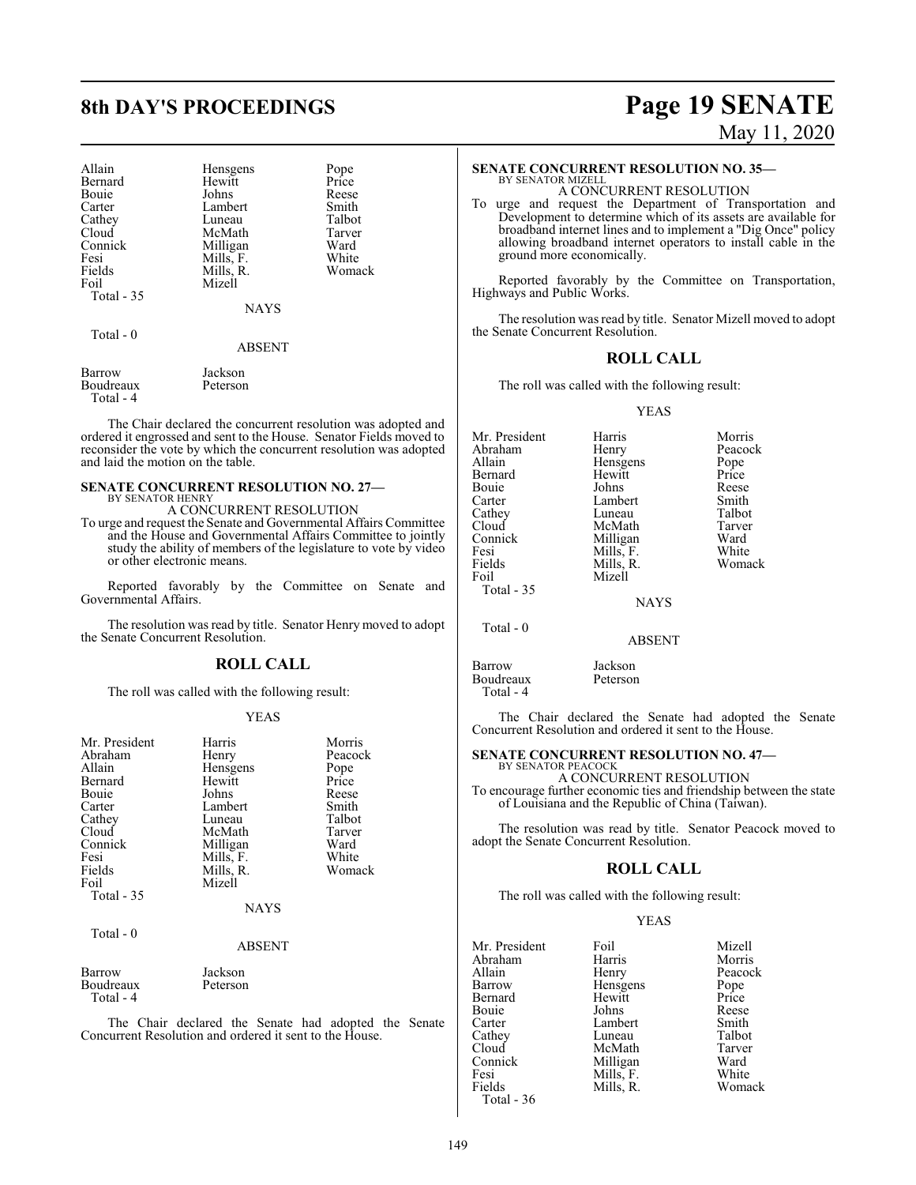| Allain | Hensgens | Pope |
|---|---|---|
| Bernard | Hewitt | Price |
| Bouie | Johns | Reese |
| Carter | Lambert | Smith |
| Cathey | Luneau | Talbot |
| Cloud | McMath | Tarver |
| Connick | Milligan | Ward |
| Fesi | Mills, F. | White |
| Fields | Mills, R. | Womack |
| Foil | Mizell | |

Total - 35

NAYS

Total - 0

ABSENT

| Barrow | Jackson |
|---|---|
| Boudreaux | Peterson |

Total - 4

The Chair declared the concurrent resolution was adopted and ordered it engrossed and sent to the House. Senator Fields moved to reconsider the vote by which the concurrent resolution was adopted and laid the motion on the table.

**SENATE CONCURRENT RESOLUTION NO. 27—**
BY SENATOR HENRY

A CONCURRENT RESOLUTION

To urge and request the Senate and Governmental Affairs Committee and the House and Governmental Affairs Committee to jointly study the ability of members of the legislature to vote by video or other electronic means.

Reported favorably by the Committee on Senate and Governmental Affairs.

The resolution was read by title. Senator Henry moved to adopt the Senate Concurrent Resolution.

## ROLL CALL

The roll was called with the following result:

YEAS

| Mr. President | Harris | Morris |
|---|---|---|
| Abraham | Henry | Peacock |
| Allain | Hensgens | Pope |
| Bernard | Hewitt | Price |
| Bouie | Johns | Reese |
| Carter | Lambert | Smith |
| Cathey | Luneau | Talbot |
| Cloud | McMath | Tarver |
| Connick | Milligan | Ward |
| Fesi | Mills, F. | White |
| Fields | Mills, R. | Womack |
| Foil | Mizell | |

Total - 35

NAYS

Total - 0

ABSENT

| Barrow | Jackson |
|---|---|
| Boudreaux | Peterson |

Total - 4

The Chair declared the Senate had adopted the Senate Concurrent Resolution and ordered it sent to the House.

**SENATE CONCURRENT RESOLUTION NO. 35—**
BY SENATOR MIZELL

A CONCURRENT RESOLUTION

To urge and request the Department of Transportation and Development to determine which of its assets are available for broadband internet lines and to implement a "Dig Once" policy allowing broadband internet operators to install cable in the ground more economically.

Reported favorably by the Committee on Transportation, Highways and Public Works.

The resolution was read by title. Senator Mizell moved to adopt the Senate Concurrent Resolution.

## ROLL CALL

The roll was called with the following result:

YEAS

| Mr. President | Harris | Morris |
|---|---|---|
| Abraham | Henry | Peacock |
| Allain | Hensgens | Pope |
| Bernard | Hewitt | Price |
| Bouie | Johns | Reese |
| Carter | Lambert | Smith |
| Cathey | Luneau | Talbot |
| Cloud | McMath | Tarver |
| Connick | Milligan | Ward |
| Fesi | Mills, F. | White |
| Fields | Mills, R. | Womack |
| Foil | Mizell | |

Total - 35

NAYS

Total - 0

ABSENT

| Barrow | Jackson |
|---|---|
| Boudreaux | Peterson |

Total - 4

The Chair declared the Senate had adopted the Senate Concurrent Resolution and ordered it sent to the House.

**SENATE CONCURRENT RESOLUTION NO. 47—**
BY SENATOR PEACOCK

A CONCURRENT RESOLUTION

To encourage further economic ties and friendship between the state of Louisiana and the Republic of China (Taiwan).

The resolution was read by title. Senator Peacock moved to adopt the Senate Concurrent Resolution.

## ROLL CALL

The roll was called with the following result:

YEAS

| Mr. President | Foil | Mizell |
|---|---|---|
| Abraham | Harris | Morris |
| Allain | Henry | Peacock |
| Barrow | Hensgens | Pope |
| Bernard | Hewitt | Price |
| Bouie | Johns | Reese |
| Carter | Lambert | Smith |
| Cathey | Luneau | Talbot |
| Cloud | McMath | Tarver |
| Connick | Milligan | Ward |
| Fesi | Mills, F. | White |
| Fields | Mills, R. | Womack |

Total - 36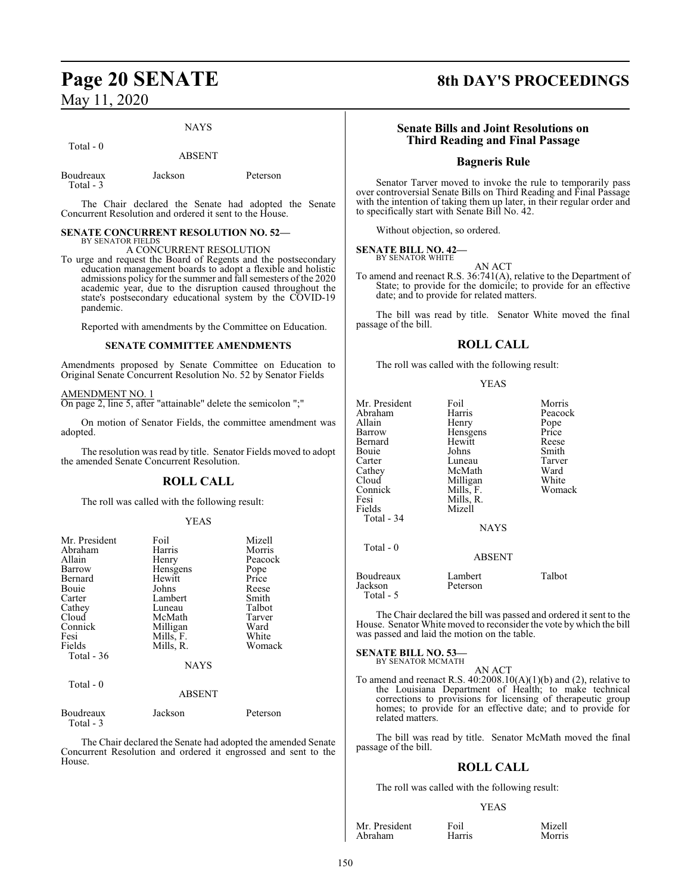NAYS

Total - 0

ABSENT

| | | |
|---|---|---|
| Boudreaux | Jackson | Peterson |
| Total - 3 | | |

The Chair declared the Senate had adopted the Senate Concurrent Resolution and ordered it sent to the House.

**SENATE CONCURRENT RESOLUTION NO. 52—**
BY SENATOR FIELDS

A CONCURRENT RESOLUTION

To urge and request the Board of Regents and the postsecondary education management boards to adopt a flexible and holistic admissions policy for the summer and fall semesters of the 2020 academic year, due to the disruption caused throughout the state's postsecondary educational system by the COVID-19 pandemic.

Reported with amendments by the Committee on Education.

**SENATE COMMITTEE AMENDMENTS**

Amendments proposed by Senate Committee on Education to Original Senate Concurrent Resolution No. 52 by Senator Fields

AMENDMENT NO. 1
On page 2, line 5, after "attainable" delete the semicolon ";"

On motion of Senator Fields, the committee amendment was adopted.

The resolution was read by title. Senator Fields moved to adopt the amended Senate Concurrent Resolution.

## ROLL CALL

The roll was called with the following result:

YEAS

| | | |
|---|---|---|
| Mr. President | Foil | Mizell |
| Abraham | Harris | Morris |
| Allain | Henry | Peacock |
| Barrow | Hensgens | Pope |
| Bernard | Hewitt | Price |
| Bouie | Johns | Reese |
| Carter | Lambert | Smith |
| Cathey | Luneau | Talbot |
| Cloud | McMath | Tarver |
| Connick | Milligan | Ward |
| Fesi | Mills, F. | White |
| Fields | Mills, R. | Womack |
| Total - 36 | | |

NAYS

Total - 0

ABSENT

| | | |
|---|---|---|
| Boudreaux | Jackson | Peterson |
| Total - 3 | | |

The Chair declared the Senate had adopted the amended Senate Concurrent Resolution and ordered it engrossed and sent to the House.

## Senate Bills and Joint Resolutions on Third Reading and Final Passage

## Bagneris Rule

Senator Tarver moved to invoke the rule to temporarily pass over controversial Senate Bills on Third Reading and Final Passage with the intention of taking them up later, in their regular order and to specifically start with Senate Bill No. 42.

Without objection, so ordered.

**SENATE BILL NO. 42—**
BY SENATOR WHITE

AN ACT

To amend and reenact R.S. 36:741(A), relative to the Department of State; to provide for the domicile; to provide for an effective date; and to provide for related matters.

The bill was read by title. Senator White moved the final passage of the bill.

## ROLL CALL

The roll was called with the following result:

YEAS

| | | |
|---|---|---|
| Mr. President | Foil | Morris |
| Abraham | Harris | Peacock |
| Allain | Henry | Pope |
| Barrow | Hensgens | Price |
| Bernard | Hewitt | Reese |
| Bouie | Johns | Smith |
| Carter | Luneau | Tarver |
| Cathey | McMath | Ward |
| Cloud | Milligan | White |
| Connick | Mills, F. | Womack |
| Fesi | Mills, R. | |
| Fields | Mizell | |
| Total - 34 | | |

NAYS

Total - 0

ABSENT

| | | |
|---|---|---|
| Boudreaux | Lambert | Talbot |
| Jackson | Peterson | |
| Total - 5 | | |

The Chair declared the bill was passed and ordered it sent to the House. Senator White moved to reconsider the vote by which the bill was passed and laid the motion on the table.

**SENATE BILL NO. 53—**
BY SENATOR MCMATH

AN ACT

To amend and reenact R.S. 40:2008.10(A)(1)(b) and (2), relative to the Louisiana Department of Health; to make technical corrections to provisions for licensing of therapeutic group homes; to provide for an effective date; and to provide for related matters.

The bill was read by title. Senator McMath moved the final passage of the bill.

## ROLL CALL

The roll was called with the following result:

YEAS

| | | |
|---|---|---|
| Mr. President | Foil | Mizell |
| Abraham | Harris | Morris |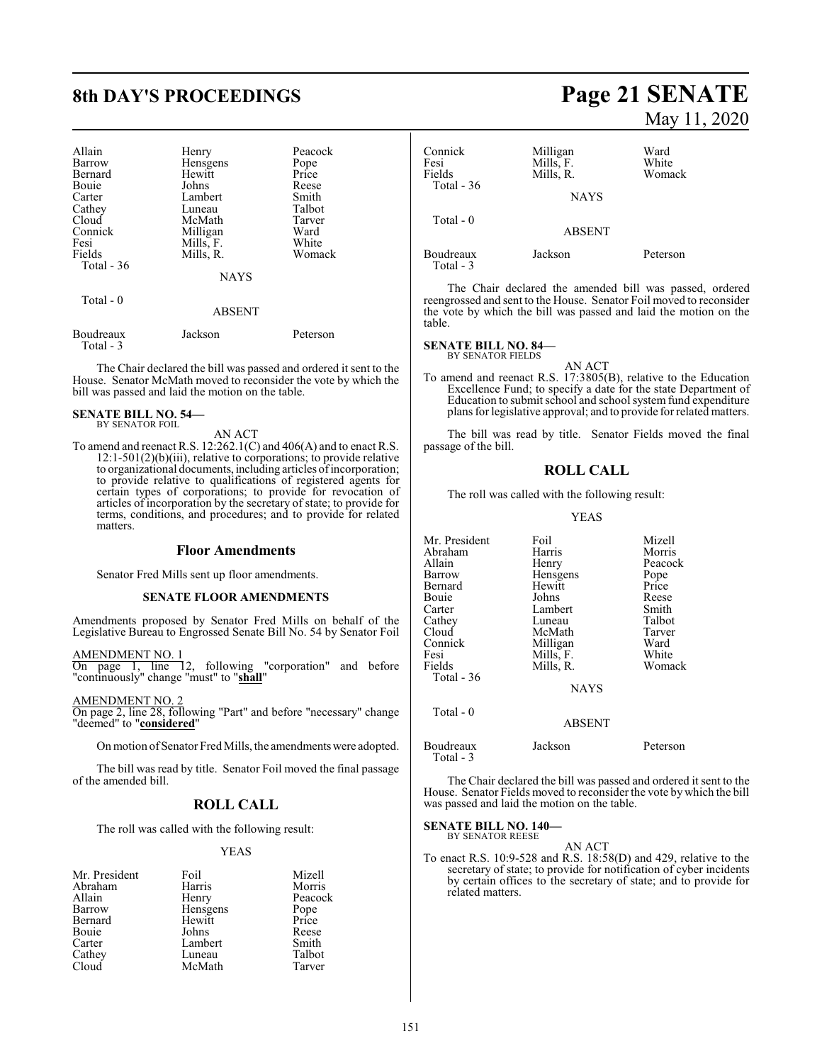| | | |
|---|---|---|
| Allain | Henry | Peacock |
| Barrow | Hensgens | Pope |
| Bernard | Hewitt | Price |
| Bouie | Johns | Reese |
| Carter | Lambert | Smith |
| Cathey | Luneau | Talbot |
| Cloud | McMath | Tarver |
| Connick | Milligan | Ward |
| Fesi | Mills, F. | White |
| Fields | Mills, R. | Womack |
| Total - 36 | | |

NAYS

Total - 0

ABSENT

| | | |
|---|---|---|
| Boudreaux | Jackson | Peterson |
| Total - 3 | | |

The Chair declared the bill was passed and ordered it sent to the House. Senator McMath moved to reconsider the vote by which the bill was passed and laid the motion on the table.

**SENATE BILL NO. 54—**
BY SENATOR FOIL

AN ACT

To amend and reenact R.S. 12:262.1(C) and 406(A) and to enact R.S. 12:1-501(2)(b)(iii), relative to corporations; to provide relative to organizational documents, including articles of incorporation; to provide relative to qualifications of registered agents for certain types of corporations; to provide for revocation of articles of incorporation by the secretary of state; to provide for terms, conditions, and procedures; and to provide for related matters.

## Floor Amendments

Senator Fred Mills sent up floor amendments.

### SENATE FLOOR AMENDMENTS

Amendments proposed by Senator Fred Mills on behalf of the Legislative Bureau to Engrossed Senate Bill No. 54 by Senator Foil

AMENDMENT NO. 1
On page 1, line 12, following "corporation" and before "continuously" change "must" to "**shall**"

AMENDMENT NO. 2
On page 2, line 28, following "Part" and before "necessary" change "deemed" to "**considered**"

On motion of Senator Fred Mills, the amendments were adopted.

The bill was read by title. Senator Foil moved the final passage of the amended bill.

## ROLL CALL

The roll was called with the following result:

YEAS

| | | |
|---|---|---|
| Mr. President | Foil | Mizell |
| Abraham | Harris | Morris |
| Allain | Henry | Peacock |
| Barrow | Hensgens | Pope |
| Bernard | Hewitt | Price |
| Bouie | Johns | Reese |
| Carter | Lambert | Smith |
| Cathey | Luneau | Talbot |
| Cloud | McMath | Tarver |
| Connick | Milligan | Ward |
| Fesi | Mills, F. | White |
| Fields | Mills, R. | Womack |
| Total - 36 | | |

NAYS

Total - 0

ABSENT

| | | |
|---|---|---|
| Boudreaux | Jackson | Peterson |
| Total - 3 | | |

The Chair declared the amended bill was passed, ordered reengrossed and sent to the House. Senator Foil moved to reconsider the vote by which the bill was passed and laid the motion on the table.

**SENATE BILL NO. 84—**
BY SENATOR FIELDS

AN ACT

To amend and reenact R.S. 17:3805(B), relative to the Education Excellence Fund; to specify a date for the state Department of Education to submit school and school system fund expenditure plans for legislative approval; and to provide for related matters.

The bill was read by title. Senator Fields moved the final passage of the bill.

## ROLL CALL

The roll was called with the following result:

YEAS

| | | |
|---|---|---|
| Mr. President | Foil | Mizell |
| Abraham | Harris | Morris |
| Allain | Henry | Peacock |
| Barrow | Hensgens | Pope |
| Bernard | Hewitt | Price |
| Bouie | Johns | Reese |
| Carter | Lambert | Smith |
| Cathey | Luneau | Talbot |
| Cloud | McMath | Tarver |
| Connick | Milligan | Ward |
| Fesi | Mills, F. | White |
| Fields | Mills, R. | Womack |
| Total - 36 | | |

NAYS

Total - 0

ABSENT

| | | |
|---|---|---|
| Boudreaux | Jackson | Peterson |
| Total - 3 | | |

The Chair declared the bill was passed and ordered it sent to the House. Senator Fields moved to reconsider the vote by which the bill was passed and laid the motion on the table.

**SENATE BILL NO. 140—**
BY SENATOR REESE

AN ACT

To enact R.S. 10:9-528 and R.S. 18:58(D) and 429, relative to the secretary of state; to provide for notification of cyber incidents by certain offices to the secretary of state; and to provide for related matters.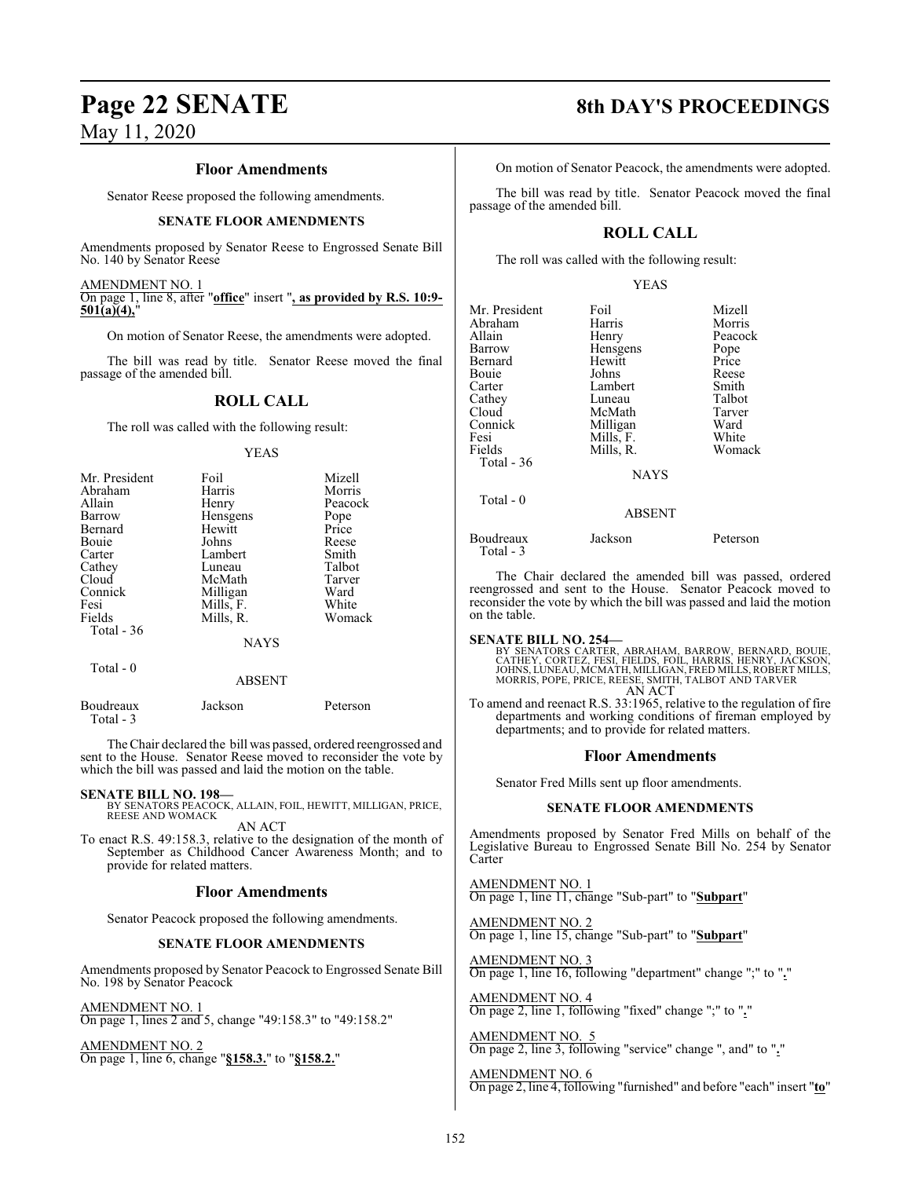### Floor Amendments

Senator Reese proposed the following amendments.

#### SENATE FLOOR AMENDMENTS

Amendments proposed by Senator Reese to Engrossed Senate Bill No. 140 by Senator Reese

AMENDMENT NO. 1
On page 1, line 8, after "**office**" insert "**, as provided by R.S. 10:9-501(a)(4),**"

On motion of Senator Reese, the amendments were adopted.

The bill was read by title. Senator Reese moved the final passage of the amended bill.

### ROLL CALL

The roll was called with the following result:

YEAS

| | | |
|---|---|---|
| Mr. President | Foil | Mizell |
| Abraham | Harris | Morris |
| Allain | Henry | Peacock |
| Barrow | Hensgens | Pope |
| Bernard | Hewitt | Price |
| Bouie | Johns | Reese |
| Carter | Lambert | Smith |
| Cathey | Luneau | Talbot |
| Cloud | McMath | Tarver |
| Connick | Milligan | Ward |
| Fesi | Mills, F. | White |
| Fields | Mills, R. | Womack |
| Total - 36 | | |

NAYS

Total - 0

ABSENT

| | | |
|---|---|---|
| Boudreaux | Jackson | Peterson |
| Total - 3 | | |

The Chair declared the bill was passed, ordered reengrossed and sent to the House. Senator Reese moved to reconsider the vote by which the bill was passed and laid the motion on the table.

**SENATE BILL NO. 198—**
BY SENATORS PEACOCK, ALLAIN, FOIL, HEWITT, MILLIGAN, PRICE, REESE AND WOMACK
AN ACT

To enact R.S. 49:158.3, relative to the designation of the month of September as Childhood Cancer Awareness Month; and to provide for related matters.

### Floor Amendments

Senator Peacock proposed the following amendments.

#### SENATE FLOOR AMENDMENTS

Amendments proposed by Senator Peacock to Engrossed Senate Bill No. 198 by Senator Peacock

AMENDMENT NO. 1
On page 1, lines 2 and 5, change "49:158.3" to "49:158.2"

AMENDMENT NO. 2
On page 1, line 6, change "**§158.3.**" to "**§158.2.**"

On motion of Senator Peacock, the amendments were adopted.

The bill was read by title. Senator Peacock moved the final passage of the amended bill.

### ROLL CALL

The roll was called with the following result:

YEAS

| | | |
|---|---|---|
| Mr. President | Foil | Mizell |
| Abraham | Harris | Morris |
| Allain | Henry | Peacock |
| Barrow | Hensgens | Pope |
| Bernard | Hewitt | Price |
| Bouie | Johns | Reese |
| Carter | Lambert | Smith |
| Cathey | Luneau | Talbot |
| Cloud | McMath | Tarver |
| Connick | Milligan | Ward |
| Fesi | Mills, F. | White |
| Fields | Mills, R. | Womack |
| Total - 36 | | |

NAYS

Total - 0

ABSENT

| | | |
|---|---|---|
| Boudreaux | Jackson | Peterson |
| Total - 3 | | |

The Chair declared the amended bill was passed, ordered reengrossed and sent to the House. Senator Peacock moved to reconsider the vote by which the bill was passed and laid the motion on the table.

**SENATE BILL NO. 254—**
BY SENATORS CARTER, ABRAHAM, BARROW, BERNARD, BOUIE, CATHEY, CORTEZ, FESI, FIELDS, FOIL, HARRIS, HENRY, JACKSON, JOHNS, LUNEAU, MCMATH, MILLIGAN, FRED MILLS, ROBERT MILLS, MORRIS, POPE, PRICE, REESE, SMITH, TALBOT AND TARVER
AN ACT

To amend and reenact R.S. 33:1965, relative to the regulation of fire departments and working conditions of fireman employed by departments; and to provide for related matters.

### Floor Amendments

Senator Fred Mills sent up floor amendments.

#### SENATE FLOOR AMENDMENTS

Amendments proposed by Senator Fred Mills on behalf of the Legislative Bureau to Engrossed Senate Bill No. 254 by Senator Carter

AMENDMENT NO. 1
On page 1, line 11, change "Sub-part" to "**Subpart**"

AMENDMENT NO. 2
On page 1, line 15, change "Sub-part" to "**Subpart**"

AMENDMENT NO. 3
On page 1, line 16, following "department" change ";" to "**.**"

AMENDMENT NO. 4
On page 2, line 1, following "fixed" change ";" to "**.**"

AMENDMENT NO. 5
On page 2, line 3, following "service" change ", and" to "**.**"

AMENDMENT NO. 6
On page 2, line 4, following "furnished" and before "each" insert "**to**"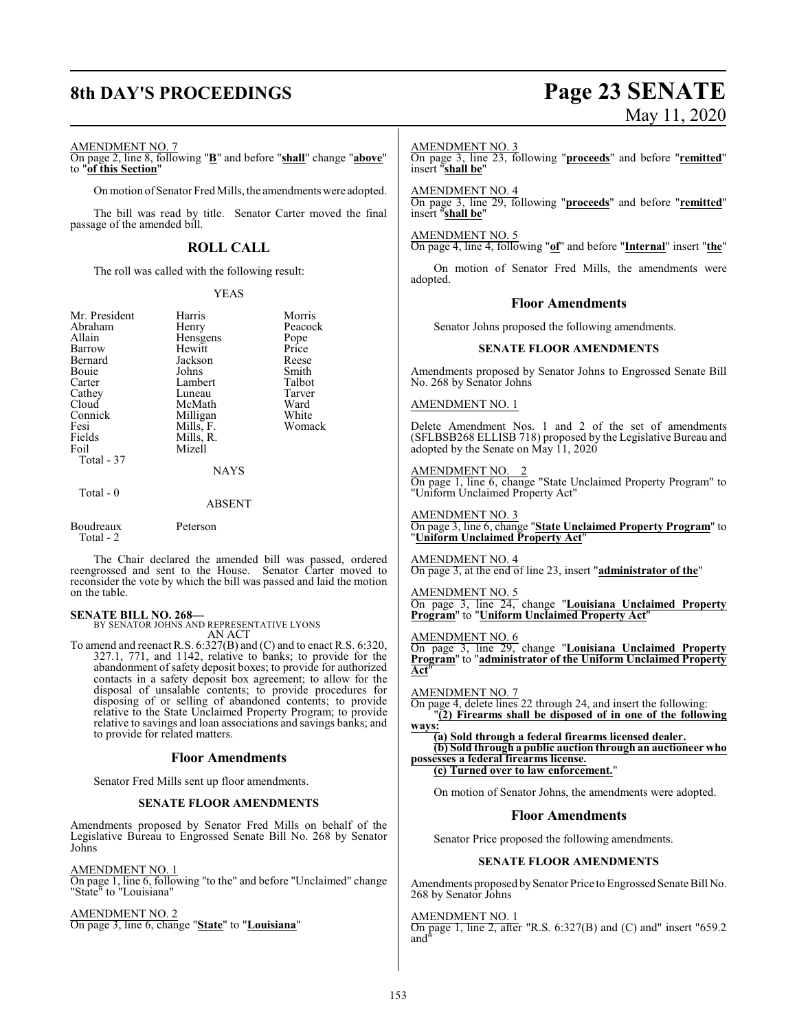AMENDMENT NO. 7

On page 2, line 8, following "**B**" and before "**shall**" change "**above**" to "**of this Section**"

On motion of Senator Fred Mills, the amendments were adopted.

The bill was read by title. Senator Carter moved the final passage of the amended bill.

## ROLL CALL

The roll was called with the following result:

YEAS

| | | |
|---|---|---|
| Mr. President | Harris | Morris |
| Abraham | Henry | Peacock |
| Allain | Hensgens | Pope |
| Barrow | Hewitt | Price |
| Bernard | Jackson | Reese |
| Bouie | Johns | Smith |
| Carter | Lambert | Talbot |
| Cathey | Luneau | Tarver |
| Cloud | McMath | Ward |
| Connick | Milligan | White |
| Fesi | Mills, F. | Womack |
| Fields | Mills, R. | |
| Foil | Mizell | |

Total - 37

NAYS

Total - 0

ABSENT

| | |
|---|---|
| Boudreaux | Peterson |

Total - 2

The Chair declared the amended bill was passed, ordered reengrossed and sent to the House. Senator Carter moved to reconsider the vote by which the bill was passed and laid the motion on the table.

**SENATE BILL NO. 268—**
BY SENATOR JOHNS AND REPRESENTATIVE LYONS
AN ACT

To amend and reenact R.S. 6:327(B) and (C) and to enact R.S. 6:320, 327.1, 771, and 1142, relative to banks; to provide for the abandonment of safety deposit boxes; to provide for authorized contacts in a safety deposit box agreement; to allow for the disposal of unsalable contents; to provide procedures for disposing of or selling of abandoned contents; to provide relative to the State Unclaimed Property Program; to provide relative to savings and loan associations and savings banks; and to provide for related matters.

## Floor Amendments

Senator Fred Mills sent up floor amendments.

### SENATE FLOOR AMENDMENTS

Amendments proposed by Senator Fred Mills on behalf of the Legislative Bureau to Engrossed Senate Bill No. 268 by Senator Johns

AMENDMENT NO. 1

On page 1, line 6, following "to the" and before "Unclaimed" change "State" to "Louisiana"

AMENDMENT NO. 2

On page 3, line 6, change "**State**" to "**Louisiana**"

AMENDMENT NO. 3

On page 3, line 23, following "**proceeds**" and before "**remitted**" insert "**shall be**"

AMENDMENT NO. 4

On page 3, line 29, following "**proceeds**" and before "**remitted**" insert "**shall be**"

AMENDMENT NO. 5

On page 4, line 4, following "**of**" and before "**Internal**" insert "**the**"

On motion of Senator Fred Mills, the amendments were adopted.

## Floor Amendments

Senator Johns proposed the following amendments.

### SENATE FLOOR AMENDMENTS

Amendments proposed by Senator Johns to Engrossed Senate Bill No. 268 by Senator Johns

AMENDMENT NO. 1

Delete Amendment Nos. 1 and 2 of the set of amendments (SFLBSB268 ELLISB 718) proposed by the Legislative Bureau and adopted by the Senate on May 11, 2020

AMENDMENT NO. 2

On page 1, line 6, change "State Unclaimed Property Program" to "Uniform Unclaimed Property Act"

AMENDMENT NO. 3

On page 3, line 6, change "**State Unclaimed Property Program**" to "**Uniform Unclaimed Property Act**"

AMENDMENT NO. 4

On page 3, at the end of line 23, insert "**administrator of the**"

AMENDMENT NO. 5

On page 3, line 24, change "**Louisiana Unclaimed Property Program**" to "**Uniform Unclaimed Property Act**"

AMENDMENT NO. 6

On page 3, line 29, change "**Louisiana Unclaimed Property Program**" to "**administrator of the Uniform Unclaimed Property Act**"

AMENDMENT NO. 7

On page 4, delete lines 22 through 24, and insert the following:

"**(2) Firearms shall be disposed of in one of the following ways:**

**(a) Sold through a federal firearms licensed dealer.**

**(b) Sold through a public auction through an auctioneer who possesses a federal firearms license.**

**(c) Turned over to law enforcement.**"

On motion of Senator Johns, the amendments were adopted.

## Floor Amendments

Senator Price proposed the following amendments.

### SENATE FLOOR AMENDMENTS

Amendments proposed by Senator Price to Engrossed Senate Bill No. 268 by Senator Johns

AMENDMENT NO. 1

On page 1, line 2, after "R.S. 6:327(B) and (C) and" insert "659.2 and"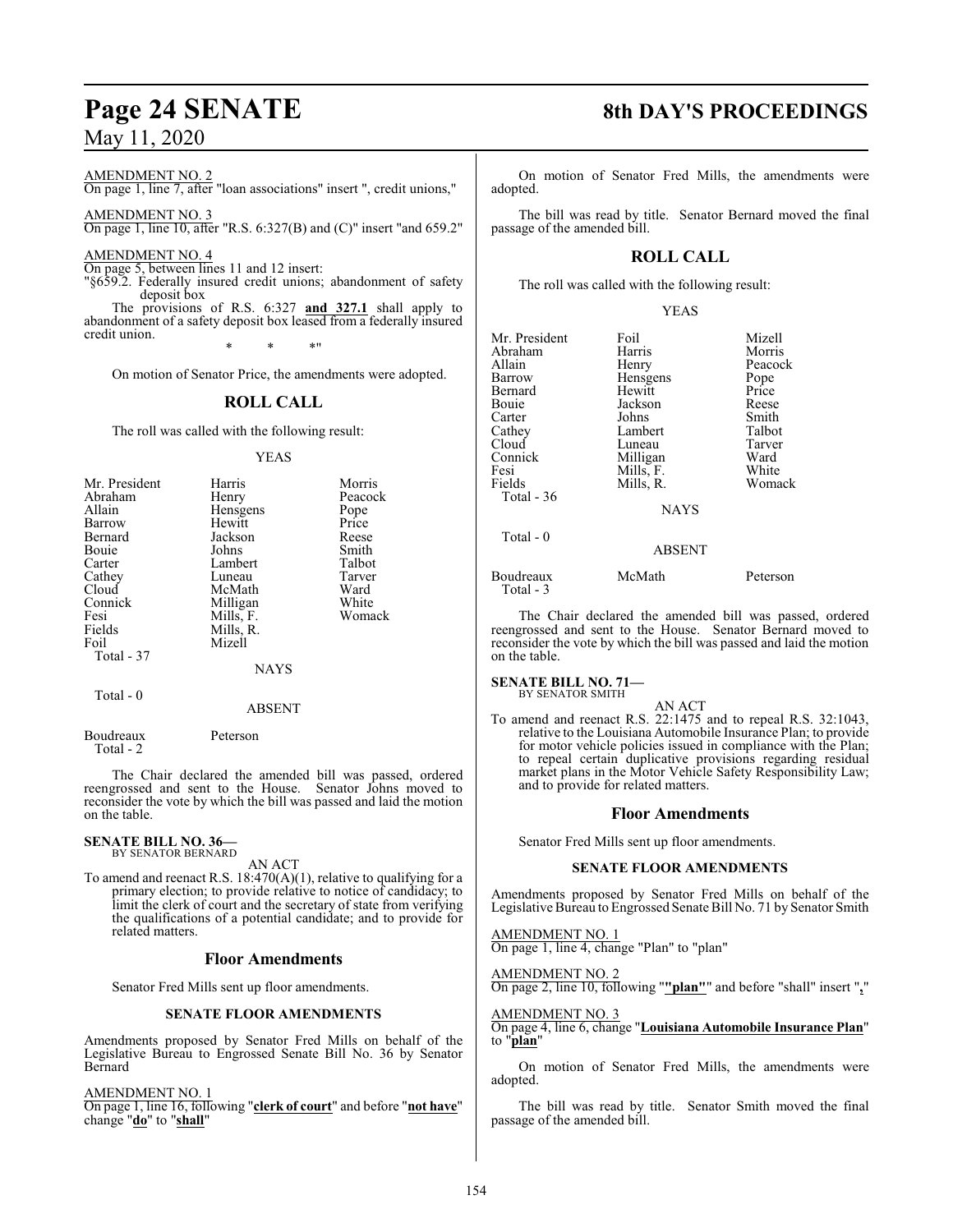AMENDMENT NO. 2
On page 1, line 7, after "loan associations" insert ", credit unions,"

AMENDMENT NO. 3
On page 1, line 10, after "R.S. 6:327(B) and (C)" insert "and 659.2"

AMENDMENT NO. 4
On page 5, between lines 11 and 12 insert:
"§659.2. Federally insured credit unions; abandonment of safety deposit box

The provisions of R.S. 6:327 **and 327.1** shall apply to abandonment of a safety deposit box leased from a federally insured credit union.

\* \* \*"

On motion of Senator Price, the amendments were adopted.

## ROLL CALL

The roll was called with the following result:

YEAS

| | | |
|---|---|---|
| Mr. President | Harris | Morris |
| Abraham | Henry | Peacock |
| Allain | Hensgens | Pope |
| Barrow | Hewitt | Price |
| Bernard | Jackson | Reese |
| Bouie | Johns | Smith |
| Carter | Lambert | Talbot |
| Cathey | Luneau | Tarver |
| Cloud | McMath | Ward |
| Connick | Milligan | White |
| Fesi | Mills, F. | Womack |
| Fields | Mills, R. | |
| Foil | Mizell | |

Total - 37

NAYS

Total - 0

ABSENT

Boudreaux Peterson

Total - 2

The Chair declared the amended bill was passed, ordered reengrossed and sent to the House. Senator Johns moved to reconsider the vote by which the bill was passed and laid the motion on the table.

**SENATE BILL NO. 36—**
BY SENATOR BERNARD

AN ACT

To amend and reenact R.S. 18:470(A)(1), relative to qualifying for a primary election; to provide relative to notice of candidacy; to limit the clerk of court and the secretary of state from verifying the qualifications of a potential candidate; and to provide for related matters.

## Floor Amendments

Senator Fred Mills sent up floor amendments.

### SENATE FLOOR AMENDMENTS

Amendments proposed by Senator Fred Mills on behalf of the Legislative Bureau to Engrossed Senate Bill No. 36 by Senator Bernard

AMENDMENT NO. 1
On page 1, line 16, following "**clerk of court**" and before "**not have**" change "**do**" to "**shall**"

On motion of Senator Fred Mills, the amendments were adopted.

The bill was read by title. Senator Bernard moved the final passage of the amended bill.

## ROLL CALL

The roll was called with the following result:

YEAS

| | | |
|---|---|---|
| Mr. President | Foil | Mizell |
| Abraham | Harris | Morris |
| Allain | Henry | Peacock |
| Barrow | Hensgens | Pope |
| Bernard | Hewitt | Price |
| Bouie | Jackson | Reese |
| Carter | Johns | Smith |
| Cathey | Lambert | Talbot |
| Cloud | Luneau | Tarver |
| Connick | Milligan | Ward |
| Fesi | Mills, F. | White |
| Fields | Mills, R. | Womack |

Total - 36

NAYS

Total - 0

ABSENT

Boudreaux McMath Peterson

Total - 3

The Chair declared the amended bill was passed, ordered reengrossed and sent to the House. Senator Bernard moved to reconsider the vote by which the bill was passed and laid the motion on the table.

**SENATE BILL NO. 71—**
BY SENATOR SMITH

AN ACT

To amend and reenact R.S. 22:1475 and to repeal R.S. 32:1043, relative to the Louisiana Automobile Insurance Plan; to provide for motor vehicle policies issued in compliance with the Plan; to repeal certain duplicative provisions regarding residual market plans in the Motor Vehicle Safety Responsibility Law; and to provide for related matters.

## Floor Amendments

Senator Fred Mills sent up floor amendments.

### SENATE FLOOR AMENDMENTS

Amendments proposed by Senator Fred Mills on behalf of the Legislative Bureau to Engrossed Senate Bill No. 71 by Senator Smith

AMENDMENT NO. 1
On page 1, line 4, change "Plan" to "plan"

AMENDMENT NO. 2
On page 2, line 10, following "**"plan"**" and before "shall" insert "**,**"

AMENDMENT NO. 3
On page 4, line 6, change "**Louisiana Automobile Insurance Plan**" to "**plan**"

On motion of Senator Fred Mills, the amendments were adopted.

The bill was read by title. Senator Smith moved the final passage of the amended bill.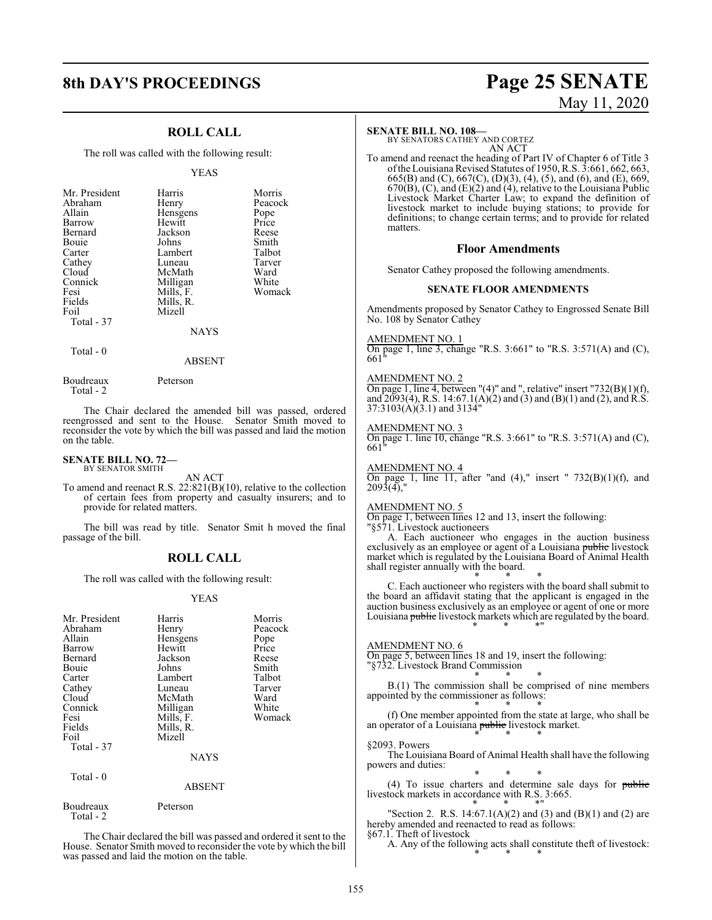## ROLL CALL

The roll was called with the following result:

YEAS

| | | |
|---|---|---|
| Mr. President | Harris | Morris |
| Abraham | Henry | Peacock |
| Allain | Hensgens | Pope |
| Barrow | Hewitt | Price |
| Bernard | Jackson | Reese |
| Bouie | Johns | Smith |
| Carter | Lambert | Talbot |
| Cathey | Luneau | Tarver |
| Cloud | McMath | Ward |
| Connick | Milligan | White |
| Fesi | Mills, F. | Womack |
| Fields | Mills, R. | |
| Foil | Mizell | |
| Total - 37 | | |

NAYS

Total - 0

ABSENT

| | |
|---|---|
| Boudreaux | Peterson |
| Total - 2 | |

The Chair declared the amended bill was passed, ordered reengrossed and sent to the House. Senator Smith moved to reconsider the vote by which the bill was passed and laid the motion on the table.

**SENATE BILL NO. 72—**
BY SENATOR SMITH

AN ACT

To amend and reenact R.S. 22:821(B)(10), relative to the collection of certain fees from property and casualty insurers; and to provide for related matters.

The bill was read by title. Senator Smit h moved the final passage of the bill.

## ROLL CALL

The roll was called with the following result:

YEAS

| | | |
|---|---|---|
| Mr. President | Harris | Morris |
| Abraham | Henry | Peacock |
| Allain | Hensgens | Pope |
| Barrow | Hewitt | Price |
| Bernard | Jackson | Reese |
| Bouie | Johns | Smith |
| Carter | Lambert | Talbot |
| Cathey | Luneau | Tarver |
| Cloud | McMath | Ward |
| Connick | Milligan | White |
| Fesi | Mills, F. | Womack |
| Fields | Mills, R. | |
| Foil | Mizell | |
| Total - 37 | | |

NAYS

Total - 0

ABSENT

| | |
|---|---|
| Boudreaux | Peterson |
| Total - 2 | |

The Chair declared the bill was passed and ordered it sent to the House. Senator Smith moved to reconsider the vote by which the bill was passed and laid the motion on the table.

**SENATE BILL NO. 108—**
BY SENATORS CATHEY AND CORTEZ

AN ACT

To amend and reenact the heading of Part IV of Chapter 6 of Title 3 of the Louisiana Revised Statutes of 1950, R.S. 3:661, 662, 663, 665(B) and (C), 667(C), (D)(3), (4), (5), and (6), and (E), 669, 670(B), (C), and (E)(2) and (4), relative to the Louisiana Public Livestock Market Charter Law; to expand the definition of livestock market to include buying stations; to provide for definitions; to change certain terms; and to provide for related matters.

## Floor Amendments

Senator Cathey proposed the following amendments.

### SENATE FLOOR AMENDMENTS

Amendments proposed by Senator Cathey to Engrossed Senate Bill No. 108 by Senator Cathey

AMENDMENT NO. 1
On page 1, line 3, change "R.S. 3:661" to "R.S. 3:571(A) and (C), 661"

AMENDMENT NO. 2
On page 1, line 4, between "(4)" and ", relative" insert "732(B)(1)(f), and 2093(4), R.S. 14:67.1(A)(2) and (3) and (B)(1) and (2), and R.S. 37:3103(A)(3.1) and 3134"

AMENDMENT NO. 3
On page 1. line 10, change "R.S. 3:661" to "R.S. 3:571(A) and (C), 661"

AMENDMENT NO. 4
On page 1, line 11, after "and (4)," insert " 732(B)(1)(f), and 2093(4),"

AMENDMENT NO. 5
On page 1, between lines 12 and 13, insert the following:
"§571. Livestock auctioneers

A. Each auctioneer who engages in the auction business exclusively as an employee or agent of a Louisiana ~~public~~ livestock market which is regulated by the Louisiana Board of Animal Health shall register annually with the board.

\* \* \*

C. Each auctioneer who registers with the board shall submit to the board an affidavit stating that the applicant is engaged in the auction business exclusively as an employee or agent of one or more Louisiana ~~public~~ livestock markets which are regulated by the board.

\* \* \*"

AMENDMENT NO. 6
On page 5, between lines 18 and 19, insert the following:
"§732. Livestock Brand Commission

\* \* \*

B.(1) The commission shall be comprised of nine members appointed by the commissioner as follows:

\* \* \*

(f) One member appointed from the state at large, who shall be an operator of a Louisiana ~~public~~ livestock market.

\* \* \*

§2093. Powers

The Louisiana Board of Animal Health shall have the following powers and duties:

\* \* \*

(4) To issue charters and determine sale days for ~~public~~ livestock markets in accordance with R.S. 3:665.

\* \* \*"

"Section 2. R.S. 14:67.1(A)(2) and (3) and (B)(1) and (2) are hereby amended and reenacted to read as follows:
§67.1. Theft of livestock

A. Any of the following acts shall constitute theft of livestock:

\* \* \*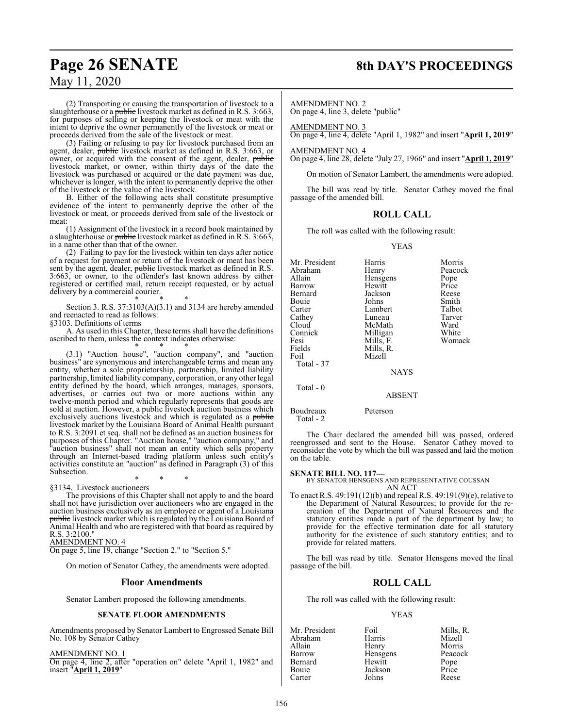(2) Transporting or causing the transportation of livestock to a slaughterhouse or a ~~public~~ livestock market as defined in R.S. 3:663, for purposes of selling or keeping the livestock or meat with the intent to deprive the owner permanently of the livestock or meat or proceeds derived from the sale of the livestock or meat.

(3) Failing or refusing to pay for livestock purchased from an agent, dealer, ~~public~~ livestock market as defined in R.S. 3:663, or owner, or acquired with the consent of the agent, dealer, ~~public~~ livestock market, or owner, within thirty days of the date the livestock was purchased or acquired or the date payment was due, whichever is longer, with the intent to permanently deprive the other of the livestock or the value of the livestock.

B. Either of the following acts shall constitute presumptive evidence of the intent to permanently deprive the other of the livestock or meat, or proceeds derived from sale of the livestock or meat:

(1) Assignment of the livestock in a record book maintained by a slaughterhouse or ~~public~~ livestock market as defined in R.S. 3:663, in a name other than that of the owner.

(2) Failing to pay for the livestock within ten days after notice of a request for payment or return of the livestock or meat has been sent by the agent, dealer, ~~public~~ livestock market as defined in R.S. 3:663, or owner, to the offender's last known address by either registered or certified mail, return receipt requested, or by actual delivery by a commercial courier.

\* \* \*

Section 3. R.S. 37:3103(A)(3.1) and 3134 are hereby amended and reenacted to read as follows:

§3103. Definitions of terms

A. As used in this Chapter, these terms shall have the definitions ascribed to them, unless the context indicates otherwise:

\* \* \*

(3.1) "Auction house", "auction company", and "auction business" are synonymous and interchangeable terms and mean any entity, whether a sole proprietorship, partnership, limited liability partnership, limited liability company, corporation, or any other legal entity defined by the board, which arranges, manages, sponsors, advertises, or carries out two or more auctions within any twelve-month period and which regularly represents that goods are sold at auction. However, a public livestock auction business which exclusively auctions livestock and which is regulated as a ~~public~~ livestock market by the Louisiana Board of Animal Health pursuant to R.S. 3:2091 et seq. shall not be defined as an auction business for purposes of this Chapter. "Auction house," "auction company," and "auction business" shall not mean an entity which sells property through an Internet-based trading platform unless such entity's activities constitute an "auction" as defined in Paragraph (3) of this Subsection.

\* \* \*

§3134. Livestock auctioneers

The provisions of this Chapter shall not apply to and the board shall not have jurisdiction over auctioneers who are engaged in the auction business exclusively as an employee or agent of a Louisiana ~~public~~ livestock market which is regulated by the Louisiana Board of Animal Health and who are registered with that board as required by R.S. 3:2100."

AMENDMENT NO. 4

On page 5, line 19, change "Section 2." to "Section 5."

On motion of Senator Cathey, the amendments were adopted.

## Floor Amendments

Senator Lambert proposed the following amendments.

### SENATE FLOOR AMENDMENTS

Amendments proposed by Senator Lambert to Engrossed Senate Bill No. 108 by Senator Cathey

AMENDMENT NO. 1

On page 4, line 2, after "operation on" delete "April 1, 1982" and insert "**April 1, 2019**"

AMENDMENT NO. 2

On page 4, line 3, delete "public"

AMENDMENT NO. 3

On page 4, line 4, delete "April 1, 1982" and insert "**April 1, 2019**"

AMENDMENT NO. 4

On page 4, line 28, delete "July 27, 1966" and insert "**April 1, 2019**"

On motion of Senator Lambert, the amendments were adopted.

The bill was read by title. Senator Cathey moved the final passage of the amended bill.

## ROLL CALL

The roll was called with the following result:

YEAS

| | | |
|---|---|---|
| Mr. President | Harris | Morris |
| Abraham | Henry | Peacock |
| Allain | Hensgens | Pope |
| Barrow | Hewitt | Price |
| Bernard | Jackson | Reese |
| Bouie | Johns | Smith |
| Carter | Lambert | Talbot |
| Cathey | Luneau | Tarver |
| Cloud | McMath | Ward |
| Connick | Milligan | White |
| Fesi | Mills, F. | Womack |
| Fields | Mills, R. | |
| Foil | Mizell | |

Total - 37

NAYS

Total - 0

ABSENT

| | |
|---|---|
| Boudreaux | Peterson |

Total - 2

The Chair declared the amended bill was passed, ordered reengrossed and sent to the House. Senator Cathey moved to reconsider the vote by which the bill was passed and laid the motion on the table.

**SENATE BILL NO. 117—**
BY SENATOR HENSGENS AND REPRESENTATIVE COUSSAN
AN ACT

To enact R.S. 49:191(12)(b) and repeal R.S. 49:191(9)(e), relative to the Department of Natural Resources; to provide for the re-creation of the Department of Natural Resources and the statutory entities made a part of the department by law; to provide for the effective termination date for all statutory authority for the existence of such statutory entities; and to provide for related matters.

The bill was read by title. Senator Hensgens moved the final passage of the bill.

## ROLL CALL

The roll was called with the following result:

YEAS

| | | |
|---|---|---|
| Mr. President | Foil | Mills, R. |
| Abraham | Harris | Mizell |
| Allain | Henry | Morris |
| Barrow | Hensgens | Peacock |
| Bernard | Hewitt | Pope |
| Bouie | Jackson | Price |
| Carter | Johns | Reese |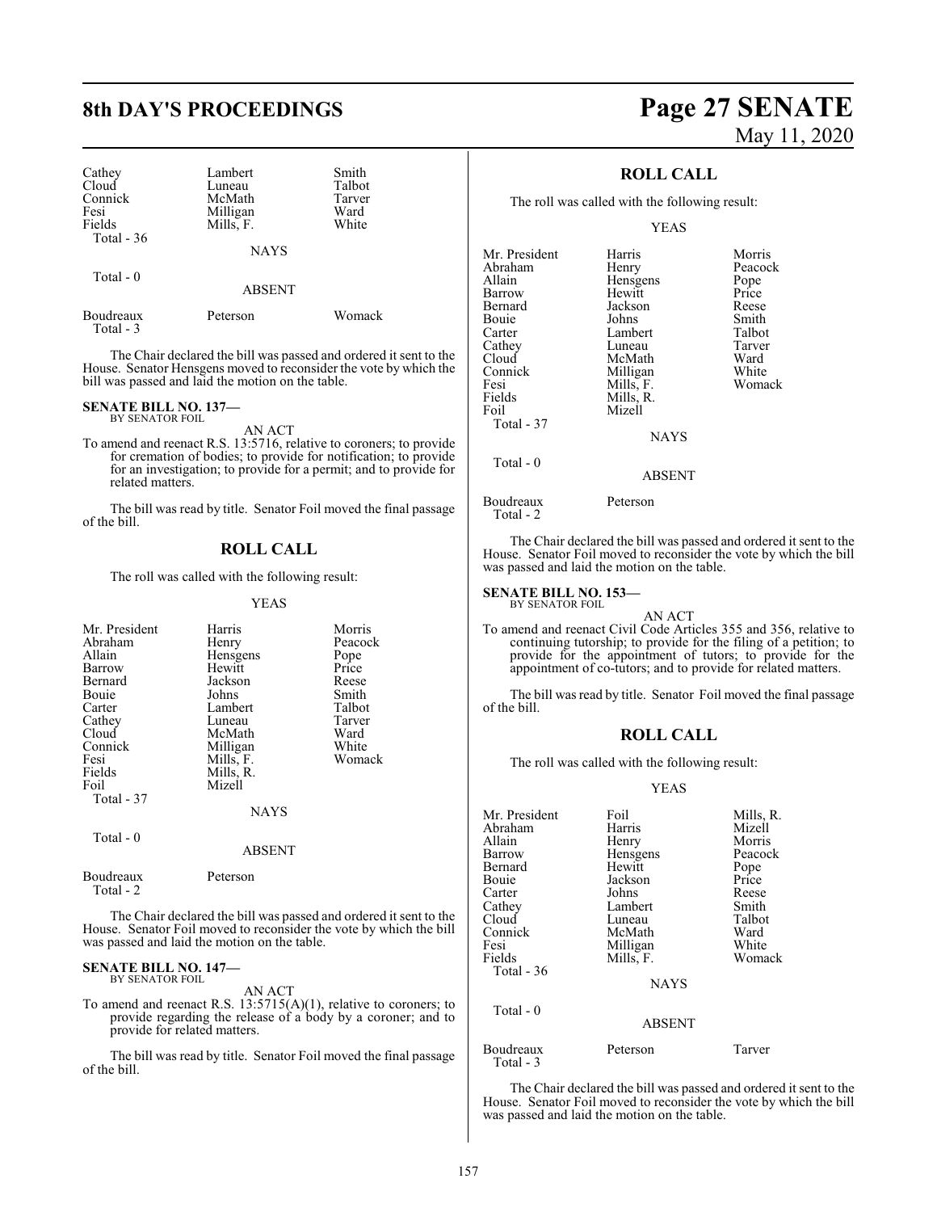| | | |
|---|---|---|
| Cathey | Lambert | Smith |
| Cloud | Luneau | Talbot |
| Connick | McMath | Tarver |
| Fesi | Milligan | Ward |
| Fields | Mills, F. | White |
| Total - 36 | | |

NAYS

Total - 0

ABSENT

| | | |
|---|---|---|
| Boudreaux | Peterson | Womack |
| Total - 3 | | |

The Chair declared the bill was passed and ordered it sent to the House. Senator Hensgens moved to reconsider the vote by which the bill was passed and laid the motion on the table.

**SENATE BILL NO. 137—**
BY SENATOR FOIL

AN ACT

To amend and reenact R.S. 13:5716, relative to coroners; to provide for cremation of bodies; to provide for notification; to provide for an investigation; to provide for a permit; and to provide for related matters.

The bill was read by title. Senator Foil moved the final passage of the bill.

## ROLL CALL

The roll was called with the following result:

YEAS

| | | |
|---|---|---|
| Mr. President | Harris | Morris |
| Abraham | Henry | Peacock |
| Allain | Hensgens | Pope |
| Barrow | Hewitt | Price |
| Bernard | Jackson | Reese |
| Bouie | Johns | Smith |
| Carter | Lambert | Talbot |
| Cathey | Luneau | Tarver |
| Cloud | McMath | Ward |
| Connick | Milligan | White |
| Fesi | Mills, F. | Womack |
| Fields | Mills, R. | |
| Foil | Mizell | |
| Total - 37 | | |

NAYS

Total - 0

ABSENT

| | |
|---|---|
| Boudreaux | Peterson |
| Total - 2 | |

The Chair declared the bill was passed and ordered it sent to the House. Senator Foil moved to reconsider the vote by which the bill was passed and laid the motion on the table.

**SENATE BILL NO. 147—**
BY SENATOR FOIL

AN ACT

To amend and reenact R.S. 13:5715(A)(1), relative to coroners; to provide regarding the release of a body by a coroner; and to provide for related matters.

The bill was read by title. Senator Foil moved the final passage of the bill.

## ROLL CALL

The roll was called with the following result:

YEAS

| | | |
|---|---|---|
| Mr. President | Harris | Morris |
| Abraham | Henry | Peacock |
| Allain | Hensgens | Pope |
| Barrow | Hewitt | Price |
| Bernard | Jackson | Reese |
| Bouie | Johns | Smith |
| Carter | Lambert | Talbot |
| Cathey | Luneau | Tarver |
| Cloud | McMath | Ward |
| Connick | Milligan | White |
| Fesi | Mills, F. | Womack |
| Fields | Mills, R. | |
| Foil | Mizell | |
| Total - 37 | | |

NAYS

Total - 0

ABSENT

| | |
|---|---|
| Boudreaux | Peterson |
| Total - 2 | |

The Chair declared the bill was passed and ordered it sent to the House. Senator Foil moved to reconsider the vote by which the bill was passed and laid the motion on the table.

**SENATE BILL NO. 153—**
BY SENATOR FOIL

AN ACT

To amend and reenact Civil Code Articles 355 and 356, relative to continuing tutorship; to provide for the filing of a petition; to provide for the appointment of tutors; to provide for the appointment of co-tutors; and to provide for related matters.

The bill was read by title. Senator Foil moved the final passage of the bill.

## ROLL CALL

The roll was called with the following result:

YEAS

| | | |
|---|---|---|
| Mr. President | Foil | Mills, R. |
| Abraham | Harris | Mizell |
| Allain | Henry | Morris |
| Barrow | Hensgens | Peacock |
| Bernard | Hewitt | Pope |
| Bouie | Jackson | Price |
| Carter | Johns | Reese |
| Cathey | Lambert | Smith |
| Cloud | Luneau | Talbot |
| Connick | McMath | Ward |
| Fesi | Milligan | White |
| Fields | Mills, F. | Womack |
| Total - 36 | | |

NAYS

Total - 0

ABSENT

| | | |
|---|---|---|
| Boudreaux | Peterson | Tarver |
| Total - 3 | | |

The Chair declared the bill was passed and ordered it sent to the House. Senator Foil moved to reconsider the vote by which the bill was passed and laid the motion on the table.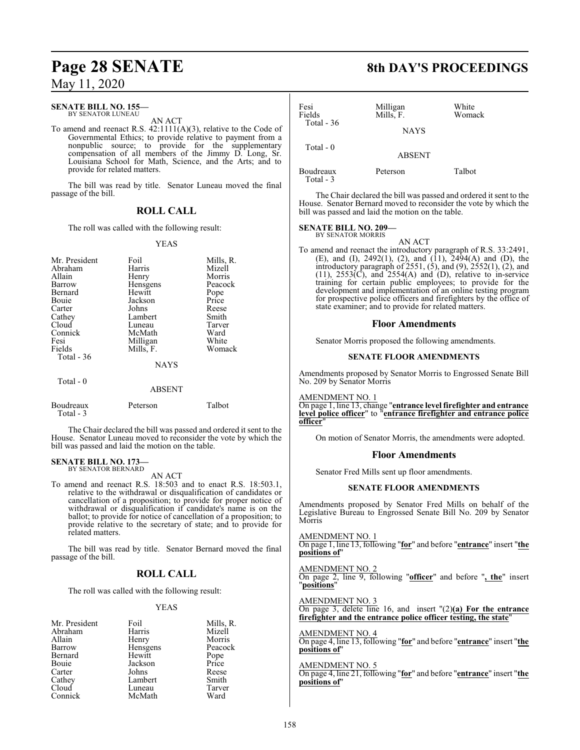**SENATE BILL NO. 155—**
BY SENATOR LUNEAU

AN ACT

To amend and reenact R.S. 42:1111(A)(3), relative to the Code of Governmental Ethics; to provide relative to payment from a nonpublic source; to provide for the supplementary compensation of all members of the Jimmy D. Long, Sr. Louisiana School for Math, Science, and the Arts; and to provide for related matters.

The bill was read by title. Senator Luneau moved the final passage of the bill.

## ROLL CALL

The roll was called with the following result:

YEAS

| | | |
|---|---|---|
| Mr. President | Foil | Mills, R. |
| Abraham | Harris | Mizell |
| Allain | Henry | Morris |
| Barrow | Hensgens | Peacock |
| Bernard | Hewitt | Pope |
| Bouie | Jackson | Price |
| Carter | Johns | Reese |
| Cathey | Lambert | Smith |
| Cloud | Luneau | Tarver |
| Connick | McMath | Ward |
| Fesi | Milligan | White |
| Fields | Mills, F. | Womack |

Total - 36

NAYS

Total - 0

ABSENT

| | | |
|---|---|---|
| Boudreaux | Peterson | Talbot |

Total - 3

The Chair declared the bill was passed and ordered it sent to the House. Senator Luneau moved to reconsider the vote by which the bill was passed and laid the motion on the table.

**SENATE BILL NO. 173—**
BY SENATOR BERNARD

AN ACT

To amend and reenact R.S. 18:503 and to enact R.S. 18:503.1, relative to the withdrawal or disqualification of candidates or cancellation of a proposition; to provide for proper notice of withdrawal or disqualification if candidate's name is on the ballot; to provide for notice of cancellation of a proposition; to provide relative to the secretary of state; and to provide for related matters.

The bill was read by title. Senator Bernard moved the final passage of the bill.

## ROLL CALL

The roll was called with the following result:

YEAS

| | | |
|---|---|---|
| Mr. President | Foil | Mills, R. |
| Abraham | Harris | Mizell |
| Allain | Henry | Morris |
| Barrow | Hensgens | Peacock |
| Bernard | Hewitt | Pope |
| Bouie | Jackson | Price |
| Carter | Johns | Reese |
| Cathey | Lambert | Smith |
| Cloud | Luneau | Tarver |
| Connick | McMath | Ward |
| Fesi | Milligan | White |
| Fields | Mills, F. | Womack |

Total - 36

NAYS

Total - 0

ABSENT

| | | |
|---|---|---|
| Boudreaux | Peterson | Talbot |

Total - 3

The Chair declared the bill was passed and ordered it sent to the House. Senator Bernard moved to reconsider the vote by which the bill was passed and laid the motion on the table.

**SENATE BILL NO. 209—**
BY SENATOR MORRIS

AN ACT

To amend and reenact the introductory paragraph of R.S. 33:2491, (E), and (I), 2492(1), (2), and (11), 2494(A) and (D), the introductory paragraph of 2551, (5), and (9), 2552(1), (2), and (11), 2553(C), and 2554(A) and (D), relative to in-service training for certain public employees; to provide for the development and implementation of an online testing program for prospective police officers and firefighters by the office of state examiner; and to provide for related matters.

## Floor Amendments

Senator Morris proposed the following amendments.

### SENATE FLOOR AMENDMENTS

Amendments proposed by Senator Morris to Engrossed Senate Bill No. 209 by Senator Morris

AMENDMENT NO. 1
On page 1, line 13, change "**entrance level firefighter and entrance level police officer**" to "**entrance firefighter and entrance police officer**"

On motion of Senator Morris, the amendments were adopted.

## Floor Amendments

Senator Fred Mills sent up floor amendments.

### SENATE FLOOR AMENDMENTS

Amendments proposed by Senator Fred Mills on behalf of the Legislative Bureau to Engrossed Senate Bill No. 209 by Senator Morris

AMENDMENT NO. 1
On page 1, line 13, following "**for**" and before "**entrance**" insert "**the positions of**"

AMENDMENT NO. 2
On page 2, line 9, following "**officer**" and before "**, the**" insert "**positions**"

AMENDMENT NO. 3
On page 3, delete line 16, and insert "(2)**(a) For the entrance firefighter and the entrance police officer testing, the state**"

AMENDMENT NO. 4
On page 4, line 13, following "**for**" and before "**entrance**" insert "**the positions of**"

AMENDMENT NO. 5
On page 4, line 21, following "**for**" and before "**entrance**" insert "**the positions of**"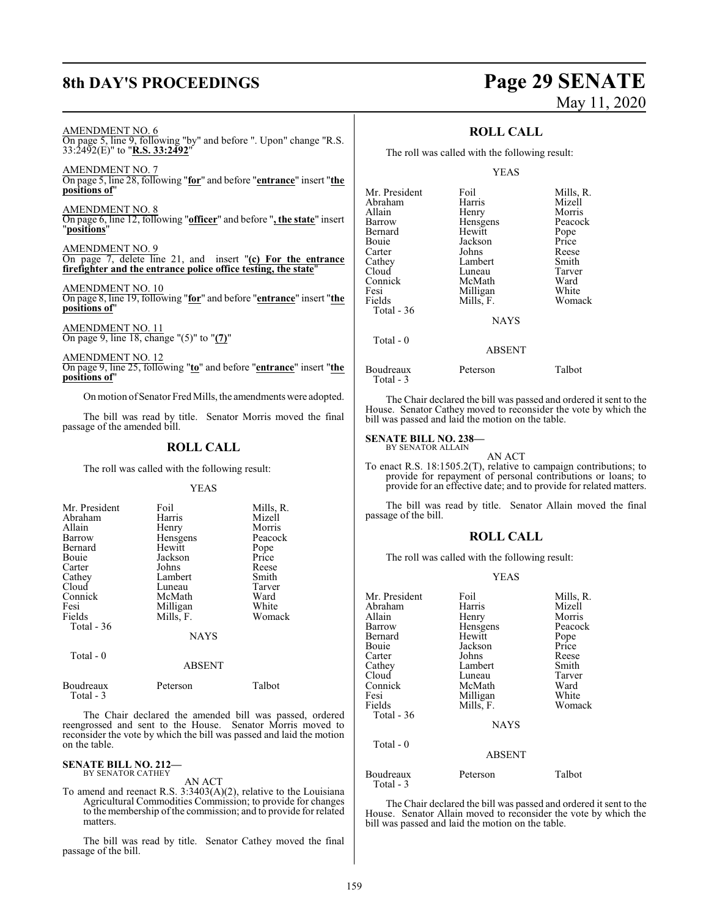AMENDMENT NO. 6
On page 5, line 9, following "by" and before ". Upon" change "R.S. 33:2492(E)" to "**R.S. 33:2492**"

AMENDMENT NO. 7
On page 5, line 28, following "**for**" and before "**entrance**" insert "**the positions of**"

AMENDMENT NO. 8
On page 6, line 12, following "**officer**" and before "**, the state**" insert "**positions**"

AMENDMENT NO. 9
On page 7, delete line 21, and insert "**(c) For the entrance firefighter and the entrance police office testing, the state**"

AMENDMENT NO. 10
On page 8, line 19, following "**for**" and before "**entrance**" insert "**the positions of**"

AMENDMENT NO. 11
On page 9, line 18, change "(5)" to "**(7)**"

AMENDMENT NO. 12
On page 9, line 25, following "**to**" and before "**entrance**" insert "**the positions of**"

On motion of Senator Fred Mills, the amendments were adopted.

The bill was read by title. Senator Morris moved the final passage of the amended bill.

## ROLL CALL

The roll was called with the following result:

YEAS

| | | |
|---|---|---|
| Mr. President | Foil | Mills, R. |
| Abraham | Harris | Mizell |
| Allain | Henry | Morris |
| Barrow | Hensgens | Peacock |
| Bernard | Hewitt | Pope |
| Bouie | Jackson | Price |
| Carter | Johns | Reese |
| Cathey | Lambert | Smith |
| Cloud | Luneau | Tarver |
| Connick | McMath | Ward |
| Fesi | Milligan | White |
| Fields | Mills, F. | Womack |

Total - 36

NAYS

Total - 0

ABSENT

| | | |
|---|---|---|
| Boudreaux | Peterson | Talbot |

Total - 3

The Chair declared the amended bill was passed, ordered reengrossed and sent to the House. Senator Morris moved to reconsider the vote by which the bill was passed and laid the motion on the table.

**SENATE BILL NO. 212—**
BY SENATOR CATHEY

AN ACT

To amend and reenact R.S. 3:3403(A)(2), relative to the Louisiana Agricultural Commodities Commission; to provide for changes to the membership of the commission; and to provide for related matters.

The bill was read by title. Senator Cathey moved the final passage of the bill.

## ROLL CALL

The roll was called with the following result:

YEAS

| | | |
|---|---|---|
| Mr. President | Foil | Mills, R. |
| Abraham | Harris | Mizell |
| Allain | Henry | Morris |
| Barrow | Hensgens | Peacock |
| Bernard | Hewitt | Pope |
| Bouie | Jackson | Price |
| Carter | Johns | Reese |
| Cathey | Lambert | Smith |
| Cloud | Luneau | Tarver |
| Connick | McMath | Ward |
| Fesi | Milligan | White |
| Fields | Mills, F. | Womack |

Total - 36

NAYS

Total - 0

ABSENT

| | | |
|---|---|---|
| Boudreaux | Peterson | Talbot |

Total - 3

The Chair declared the bill was passed and ordered it sent to the House. Senator Cathey moved to reconsider the vote by which the bill was passed and laid the motion on the table.

**SENATE BILL NO. 238—**
BY SENATOR ALLAIN

AN ACT

To enact R.S. 18:1505.2(T), relative to campaign contributions; to provide for repayment of personal contributions or loans; to provide for an effective date; and to provide for related matters.

The bill was read by title. Senator Allain moved the final passage of the bill.

## ROLL CALL

The roll was called with the following result:

YEAS

| | | |
|---|---|---|
| Mr. President | Foil | Mills, R. |
| Abraham | Harris | Mizell |
| Allain | Henry | Morris |
| Barrow | Hensgens | Peacock |
| Bernard | Hewitt | Pope |
| Bouie | Jackson | Price |
| Carter | Johns | Reese |
| Cathey | Lambert | Smith |
| Cloud | Luneau | Tarver |
| Connick | McMath | Ward |
| Fesi | Milligan | White |
| Fields | Mills, F. | Womack |

Total - 36

NAYS

Total - 0

ABSENT

| | | |
|---|---|---|
| Boudreaux | Peterson | Talbot |

Total - 3

The Chair declared the bill was passed and ordered it sent to the House. Senator Allain moved to reconsider the vote by which the bill was passed and laid the motion on the table.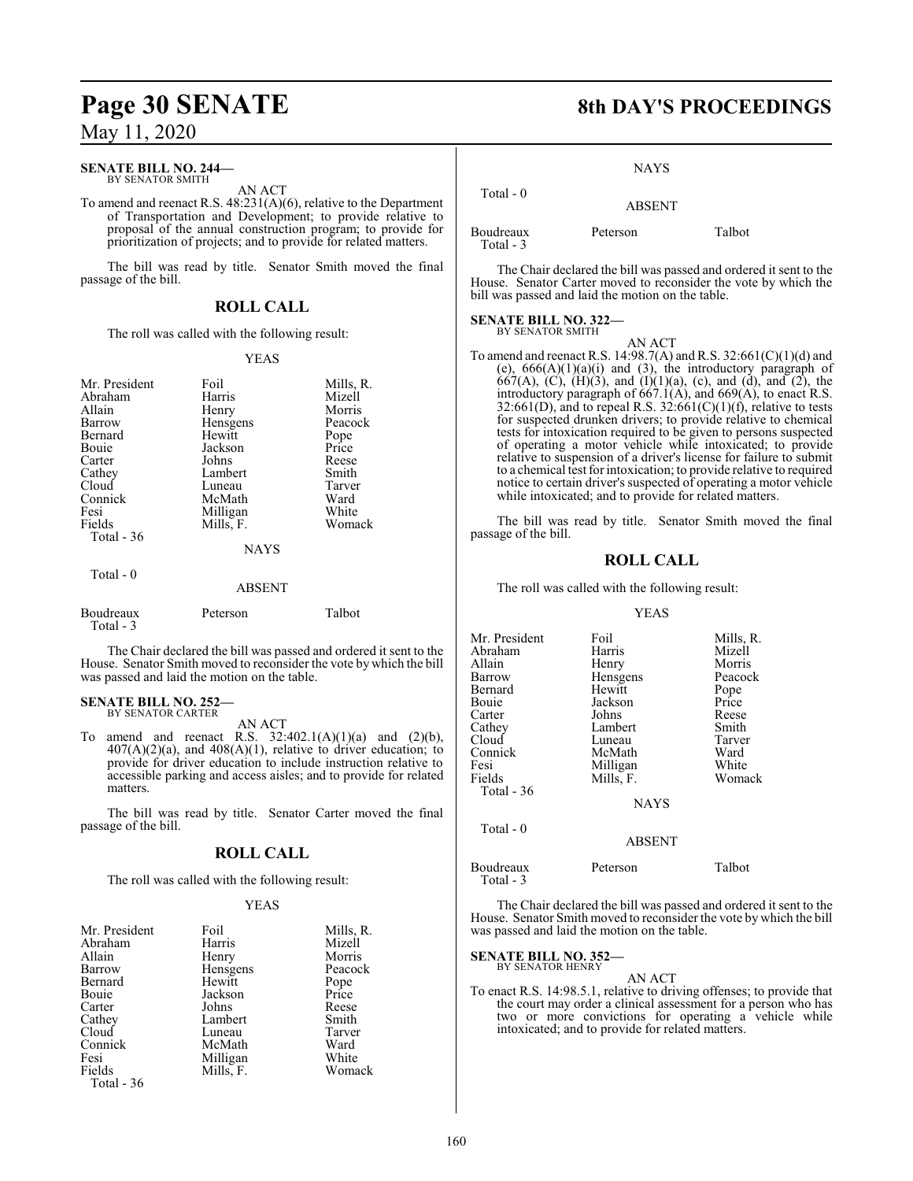**SENATE BILL NO. 244—**
BY SENATOR SMITH

AN ACT

To amend and reenact R.S. 48:231(A)(6), relative to the Department of Transportation and Development; to provide relative to proposal of the annual construction program; to provide for prioritization of projects; and to provide for related matters.

The bill was read by title. Senator Smith moved the final passage of the bill.

## ROLL CALL

The roll was called with the following result:

YEAS

| | | |
|---|---|---|
| Mr. President | Foil | Mills, R. |
| Abraham | Harris | Mizell |
| Allain | Henry | Morris |
| Barrow | Hensgens | Peacock |
| Bernard | Hewitt | Pope |
| Bouie | Jackson | Price |
| Carter | Johns | Reese |
| Cathey | Lambert | Smith |
| Cloud | Luneau | Tarver |
| Connick | McMath | Ward |
| Fesi | Milligan | White |
| Fields | Mills, F. | Womack |
| Total - 36 | | |

NAYS

Total - 0

ABSENT

| | | |
|---|---|---|
| Boudreaux | Peterson | Talbot |
| Total - 3 | | |

The Chair declared the bill was passed and ordered it sent to the House. Senator Smith moved to reconsider the vote by which the bill was passed and laid the motion on the table.

**SENATE BILL NO. 252—**
BY SENATOR CARTER

AN ACT

To amend and reenact R.S. 32:402.1(A)(1)(a) and (2)(b), 407(A)(2)(a), and 408(A)(1), relative to driver education; to provide for driver education to include instruction relative to accessible parking and access aisles; and to provide for related matters.

The bill was read by title. Senator Carter moved the final passage of the bill.

## ROLL CALL

The roll was called with the following result:

YEAS

| | | |
|---|---|---|
| Mr. President | Foil | Mills, R. |
| Abraham | Harris | Mizell |
| Allain | Henry | Morris |
| Barrow | Hensgens | Peacock |
| Bernard | Hewitt | Pope |
| Bouie | Jackson | Price |
| Carter | Johns | Reese |
| Cathey | Lambert | Smith |
| Cloud | Luneau | Tarver |
| Connick | McMath | Ward |
| Fesi | Milligan | White |
| Fields | Mills, F. | Womack |
| Total - 36 | | |

NAYS

Total - 0

ABSENT

| | | |
|---|---|---|
| Boudreaux | Peterson | Talbot |
| Total - 3 | | |

The Chair declared the bill was passed and ordered it sent to the House. Senator Carter moved to reconsider the vote by which the bill was passed and laid the motion on the table.

**SENATE BILL NO. 322—**
BY SENATOR SMITH

AN ACT

To amend and reenact R.S. 14:98.7(A) and R.S. 32:661(C)(1)(d) and (e), 666(A)(1)(a)(i) and (3), the introductory paragraph of 667(A), (C), (H)(3), and (I)(1)(a), (c), and (d), and (2), the introductory paragraph of 667.1(A), and 669(A), to enact R.S. 32:661(D), and to repeal R.S. 32:661(C)(1)(f), relative to tests for suspected drunken drivers; to provide relative to chemical tests for intoxication required to be given to persons suspected of operating a motor vehicle while intoxicated; to provide relative to suspension of a driver's license for failure to submit to a chemical test for intoxication; to provide relative to required notice to certain driver's suspected of operating a motor vehicle while intoxicated; and to provide for related matters.

The bill was read by title. Senator Smith moved the final passage of the bill.

## ROLL CALL

The roll was called with the following result:

YEAS

| | | |
|---|---|---|
| Mr. President | Foil | Mills, R. |
| Abraham | Harris | Mizell |
| Allain | Henry | Morris |
| Barrow | Hensgens | Peacock |
| Bernard | Hewitt | Pope |
| Bouie | Jackson | Price |
| Carter | Johns | Reese |
| Cathey | Lambert | Smith |
| Cloud | Luneau | Tarver |
| Connick | McMath | Ward |
| Fesi | Milligan | White |
| Fields | Mills, F. | Womack |
| Total - 36 | | |

NAYS

Total - 0

ABSENT

| | | |
|---|---|---|
| Boudreaux | Peterson | Talbot |
| Total - 3 | | |

The Chair declared the bill was passed and ordered it sent to the House. Senator Smith moved to reconsider the vote by which the bill was passed and laid the motion on the table.

**SENATE BILL NO. 352—**
BY SENATOR HENRY

AN ACT

To enact R.S. 14:98.5.1, relative to driving offenses; to provide that the court may order a clinical assessment for a person who has two or more convictions for operating a vehicle while intoxicated; and to provide for related matters.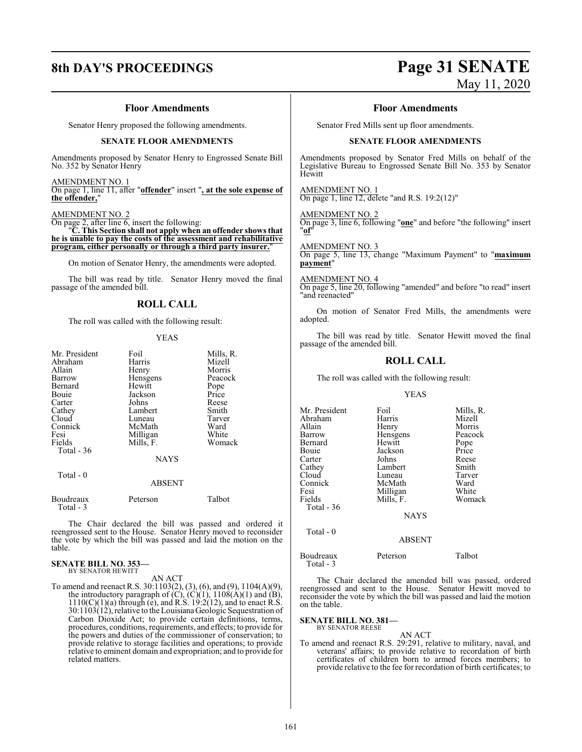### Floor Amendments

Senator Henry proposed the following amendments.

**SENATE FLOOR AMENDMENTS**

Amendments proposed by Senator Henry to Engrossed Senate Bill No. 352 by Senator Henry

AMENDMENT NO. 1
On page 1, line 11, after "**offender**" insert "**, at the sole expense of the offender,**"

AMENDMENT NO. 2
On page 2, after line 6, insert the following:
"**C. This Section shall not apply when an offender shows that he is unable to pay the costs of the assessment and rehabilitative program, either personally or through a third party insurer.**"

On motion of Senator Henry, the amendments were adopted.

The bill was read by title. Senator Henry moved the final passage of the amended bill.

## ROLL CALL

The roll was called with the following result:

YEAS

| | | |
|---|---|---|
| Mr. President | Foil | Mills, R. |
| Abraham | Harris | Mizell |
| Allain | Henry | Morris |
| Barrow | Hensgens | Peacock |
| Bernard | Hewitt | Pope |
| Bouie | Jackson | Price |
| Carter | Johns | Reese |
| Cathey | Lambert | Smith |
| Cloud | Luneau | Tarver |
| Connick | McMath | Ward |
| Fesi | Milligan | White |
| Fields | Mills, F. | Womack |
| Total - 36 | | |

NAYS

Total - 0

ABSENT

| | | |
|---|---|---|
| Boudreaux | Peterson | Talbot |
| Total - 3 | | |

The Chair declared the bill was passed and ordered it reengrossed sent to the House. Senator Henry moved to reconsider the vote by which the bill was passed and laid the motion on the table.

**SENATE BILL NO. 353—**
BY SENATOR HEWITT

AN ACT

To amend and reenact R.S. 30:1103(2), (3), (6), and (9), 1104(A)(9), the introductory paragraph of (C), (C)(1), 1108(A)(1) and (B), 1110(C)(1)(a) through (e), and R.S. 19:2(12), and to enact R.S. 30:1103(12), relative to the Louisiana Geologic Sequestration of Carbon Dioxide Act; to provide certain definitions, terms, procedures, conditions, requirements, and effects; to provide for the powers and duties of the commissioner of conservation; to provide relative to storage facilities and operations; to provide relative to eminent domain and expropriation; and to provide for related matters.

### Floor Amendments

Senator Fred Mills sent up floor amendments.

**SENATE FLOOR AMENDMENTS**

Amendments proposed by Senator Fred Mills on behalf of the Legislative Bureau to Engrossed Senate Bill No. 353 by Senator Hewitt

AMENDMENT NO. 1
On page 1, line 12, delete "and R.S. 19:2(12)"

AMENDMENT NO. 2
On page 3, line 6, following "**one**" and before "the following" insert "**of**"

AMENDMENT NO. 3
On page 5, line 13, change "Maximum Payment" to "**maximum payment**"

AMENDMENT NO. 4
On page 5, line 20, following "amended" and before "to read" insert "and reenacted"

On motion of Senator Fred Mills, the amendments were adopted.

The bill was read by title. Senator Hewitt moved the final passage of the amended bill.

## ROLL CALL

The roll was called with the following result:

YEAS

| | | |
|---|---|---|
| Mr. President | Foil | Mills, R. |
| Abraham | Harris | Mizell |
| Allain | Henry | Morris |
| Barrow | Hensgens | Peacock |
| Bernard | Hewitt | Pope |
| Bouie | Jackson | Price |
| Carter | Johns | Reese |
| Cathey | Lambert | Smith |
| Cloud | Luneau | Tarver |
| Connick | McMath | Ward |
| Fesi | Milligan | White |
| Fields | Mills, F. | Womack |
| Total - 36 | | |

NAYS

Total - 0

ABSENT

| | | |
|---|---|---|
| Boudreaux | Peterson | Talbot |
| Total - 3 | | |

The Chair declared the amended bill was passed, ordered reengrossed and sent to the House. Senator Hewitt moved to reconsider the vote by which the bill was passed and laid the motion on the table.

**SENATE BILL NO. 381—**
BY SENATOR REESE

AN ACT

To amend and reenact R.S. 29:291, relative to military, naval, and veterans' affairs; to provide relative to recordation of birth certificates of children born to armed forces members; to provide relative to the fee for recordation of birth certificates; to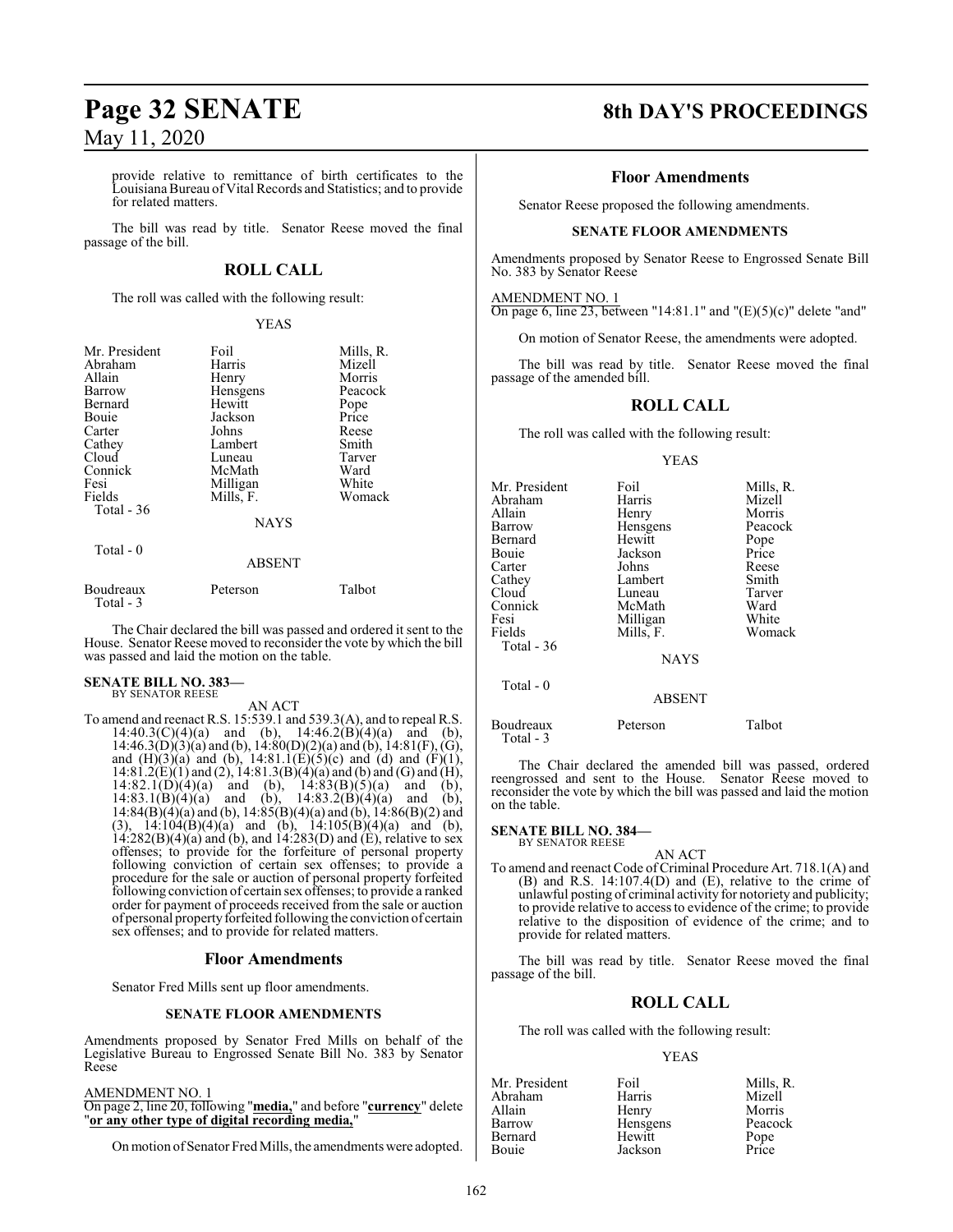provide relative to remittance of birth certificates to the Louisiana Bureau of Vital Records and Statistics; and to provide for related matters.

The bill was read by title. Senator Reese moved the final passage of the bill.

## ROLL CALL

The roll was called with the following result:

YEAS

| | | |
|---|---|---|
| Mr. President | Foil | Mills, R. |
| Abraham | Harris | Mizell |
| Allain | Henry | Morris |
| Barrow | Hensgens | Peacock |
| Bernard | Hewitt | Pope |
| Bouie | Jackson | Price |
| Carter | Johns | Reese |
| Cathey | Lambert | Smith |
| Cloud | Luneau | Tarver |
| Connick | McMath | Ward |
| Fesi | Milligan | White |
| Fields | Mills, F. | Womack |
| Total - 36 | | |

NAYS

Total - 0

ABSENT

| | | |
|---|---|---|
| Boudreaux | Peterson | Talbot |
| Total - 3 | | |

The Chair declared the bill was passed and ordered it sent to the House. Senator Reese moved to reconsider the vote by which the bill was passed and laid the motion on the table.

**SENATE BILL NO. 383—**
BY SENATOR REESE

AN ACT

To amend and reenact R.S. 15:539.1 and 539.3(A), and to repeal R.S. 14:40.3(C)(4)(a) and (b), 14:46.2(B)(4)(a) and (b), 14:46.3(D)(3)(a) and (b), 14:80(D)(2)(a) and (b), 14:81(F), (G), and (H)(3)(a) and (b), 14:81.1(E)(5)(c) and (d) and (F)(1), 14:81.2(E)(1) and (2), 14:81.3(B)(4)(a) and (b) and (G) and (H), 14:82.1(D)(4)(a) and (b), 14:83(B)(5)(a) and (b), 14:83.1(B)(4)(a) and (b), 14:83.2(B)(4)(a) and (b), 14:84(B)(4)(a) and (b), 14:85(B)(4)(a) and (b), 14:86(B)(2) and (3), 14:104(B)(4)(a) and (b), 14:105(B)(4)(a) and (b), 14:282(B)(4)(a) and (b), and 14:283(D) and (E), relative to sex offenses; to provide for the forfeiture of personal property following conviction of certain sex offenses; to provide a procedure for the sale or auction of personal property forfeited following conviction of certain sex offenses; to provide a ranked order for payment of proceeds received from the sale or auction of personal property forfeited following the conviction of certain sex offenses; and to provide for related matters.

### Floor Amendments

Senator Fred Mills sent up floor amendments.

**SENATE FLOOR AMENDMENTS**

Amendments proposed by Senator Fred Mills on behalf of the Legislative Bureau to Engrossed Senate Bill No. 383 by Senator Reese

AMENDMENT NO. 1
On page 2, line 20, following "**media,**" and before "**currency**" delete "**or any other type of digital recording media,**"

On motion of Senator Fred Mills, the amendments were adopted.

### Floor Amendments

Senator Reese proposed the following amendments.

**SENATE FLOOR AMENDMENTS**

Amendments proposed by Senator Reese to Engrossed Senate Bill No. 383 by Senator Reese

AMENDMENT NO. 1
On page 6, line 23, between "14:81.1" and "(E)(5)(c)" delete "and"

On motion of Senator Reese, the amendments were adopted.

The bill was read by title. Senator Reese moved the final passage of the amended bill.

## ROLL CALL

The roll was called with the following result:

YEAS

| | | |
|---|---|---|
| Mr. President | Foil | Mills, R. |
| Abraham | Harris | Mizell |
| Allain | Henry | Morris |
| Barrow | Hensgens | Peacock |
| Bernard | Hewitt | Pope |
| Bouie | Jackson | Price |
| Carter | Johns | Reese |
| Cathey | Lambert | Smith |
| Cloud | Luneau | Tarver |
| Connick | McMath | Ward |
| Fesi | Milligan | White |
| Fields | Mills, F. | Womack |
| Total - 36 | | |

NAYS

Total - 0

ABSENT

| | | |
|---|---|---|
| Boudreaux | Peterson | Talbot |
| Total - 3 | | |

The Chair declared the amended bill was passed, ordered reengrossed and sent to the House. Senator Reese moved to reconsider the vote by which the bill was passed and laid the motion on the table.

**SENATE BILL NO. 384—**
BY SENATOR REESE

AN ACT

To amend and reenact Code of Criminal Procedure Art. 718.1(A) and (B) and R.S. 14:107.4(D) and (E), relative to the crime of unlawful posting of criminal activity for notoriety and publicity; to provide relative to access to evidence of the crime; to provide relative to the disposition of evidence of the crime; and to provide for related matters.

The bill was read by title. Senator Reese moved the final passage of the bill.

## ROLL CALL

The roll was called with the following result:

YEAS

| | | |
|---|---|---|
| Mr. President | Foil | Mills, R. |
| Abraham | Harris | Mizell |
| Allain | Henry | Morris |
| Barrow | Hensgens | Peacock |
| Bernard | Hewitt | Pope |
| Bouie | Jackson | Price |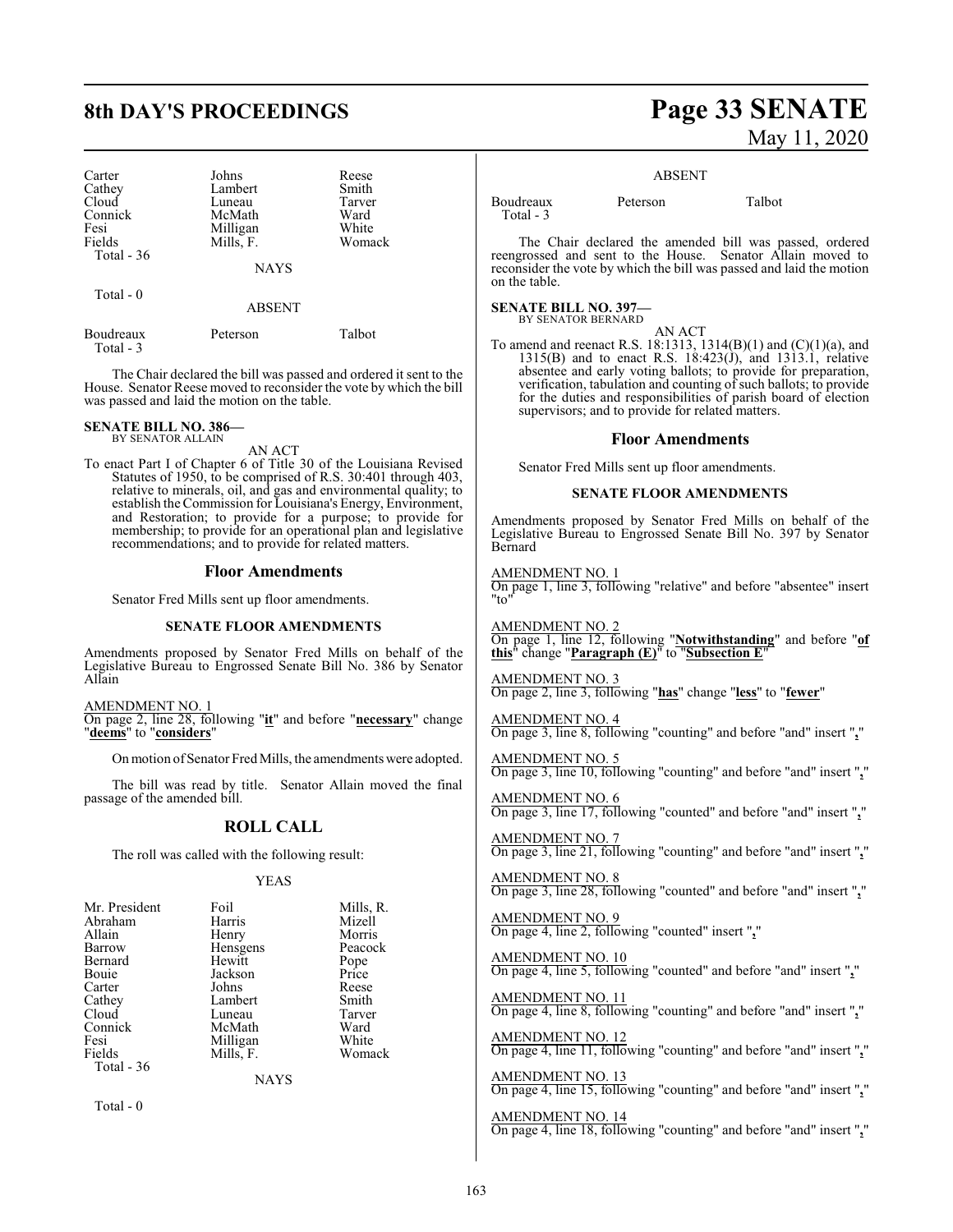| | | |
|---|---|---|
| Carter | Johns | Reese |
| Cathey | Lambert | Smith |
| Cloud | Luneau | Tarver |
| Connick | McMath | Ward |
| Fesi | Milligan | White |
| Fields | Mills, F. | Womack |
| Total - 36 | | |

NAYS

Total - 0

ABSENT

| | | |
|---|---|---|
| Boudreaux | Peterson | Talbot |
| Total - 3 | | |

The Chair declared the bill was passed and ordered it sent to the House. Senator Reese moved to reconsider the vote by which the bill was passed and laid the motion on the table.

**SENATE BILL NO. 386—**
BY SENATOR ALLAIN

AN ACT

To enact Part I of Chapter 6 of Title 30 of the Louisiana Revised Statutes of 1950, to be comprised of R.S. 30:401 through 403, relative to minerals, oil, and gas and environmental quality; to establish the Commission for Louisiana's Energy, Environment, and Restoration; to provide for a purpose; to provide for membership; to provide for an operational plan and legislative recommendations; and to provide for related matters.

## Floor Amendments

Senator Fred Mills sent up floor amendments.

### SENATE FLOOR AMENDMENTS

Amendments proposed by Senator Fred Mills on behalf of the Legislative Bureau to Engrossed Senate Bill No. 386 by Senator Allain

AMENDMENT NO. 1
On page 2, line 28, following "**it**" and before "**necessary**" change "**deems**" to "**considers**"

On motion of Senator Fred Mills, the amendments were adopted.

The bill was read by title. Senator Allain moved the final passage of the amended bill.

## ROLL CALL

The roll was called with the following result:

YEAS

| | | |
|---|---|---|
| Mr. President | Foil | Mills, R. |
| Abraham | Harris | Mizell |
| Allain | Henry | Morris |
| Barrow | Hensgens | Peacock |
| Bernard | Hewitt | Pope |
| Bouie | Jackson | Price |
| Carter | Johns | Reese |
| Cathey | Lambert | Smith |
| Cloud | Luneau | Tarver |
| Connick | McMath | Ward |
| Fesi | Milligan | White |
| Fields | Mills, F. | Womack |
| Total - 36 | | |

NAYS

Total - 0

ABSENT

| | | |
|---|---|---|
| Boudreaux | Peterson | Talbot |
| Total - 3 | | |

The Chair declared the amended bill was passed, ordered reengrossed and sent to the House. Senator Allain moved to reconsider the vote by which the bill was passed and laid the motion on the table.

**SENATE BILL NO. 397—**
BY SENATOR BERNARD

AN ACT

To amend and reenact R.S. 18:1313, 1314(B)(1) and (C)(1)(a), and 1315(B) and to enact R.S. 18:423(J), and 1313.1, relative absentee and early voting ballots; to provide for preparation, verification, tabulation and counting of such ballots; to provide for the duties and responsibilities of parish board of election supervisors; and to provide for related matters.

## Floor Amendments

Senator Fred Mills sent up floor amendments.

### SENATE FLOOR AMENDMENTS

Amendments proposed by Senator Fred Mills on behalf of the Legislative Bureau to Engrossed Senate Bill No. 397 by Senator Bernard

AMENDMENT NO. 1
On page 1, line 3, following "relative" and before "absentee" insert "to"

AMENDMENT NO. 2
On page 1, line 12, following "**Notwithstanding**" and before "**of this**" change "**Paragraph (E)**" to "**Subsection E**"

AMENDMENT NO. 3
On page 2, line 3, following "**has**" change "**less**" to "**fewer**"

AMENDMENT NO. 4
On page 3, line 8, following "counting" and before "and" insert "**,**"

AMENDMENT NO. 5
On page 3, line 10, following "counting" and before "and" insert "**,**"

AMENDMENT NO. 6
On page 3, line 17, following "counted" and before "and" insert "**,**"

AMENDMENT NO. 7
On page 3, line 21, following "counting" and before "and" insert "**,**"

AMENDMENT NO. 8
On page 3, line 28, following "counted" and before "and" insert "**,**"

AMENDMENT NO. 9
On page 4, line 2, following "counted" insert "**,**"

AMENDMENT NO. 10
On page 4, line 5, following "counted" and before "and" insert "**,**"

AMENDMENT NO. 11
On page 4, line 8, following "counting" and before "and" insert "**,**"

AMENDMENT NO. 12
On page 4, line 11, following "counting" and before "and" insert "**,**"

AMENDMENT NO. 13
On page 4, line 15, following "counting" and before "and" insert "**,**"

AMENDMENT NO. 14
On page 4, line 18, following "counting" and before "and" insert "**,**"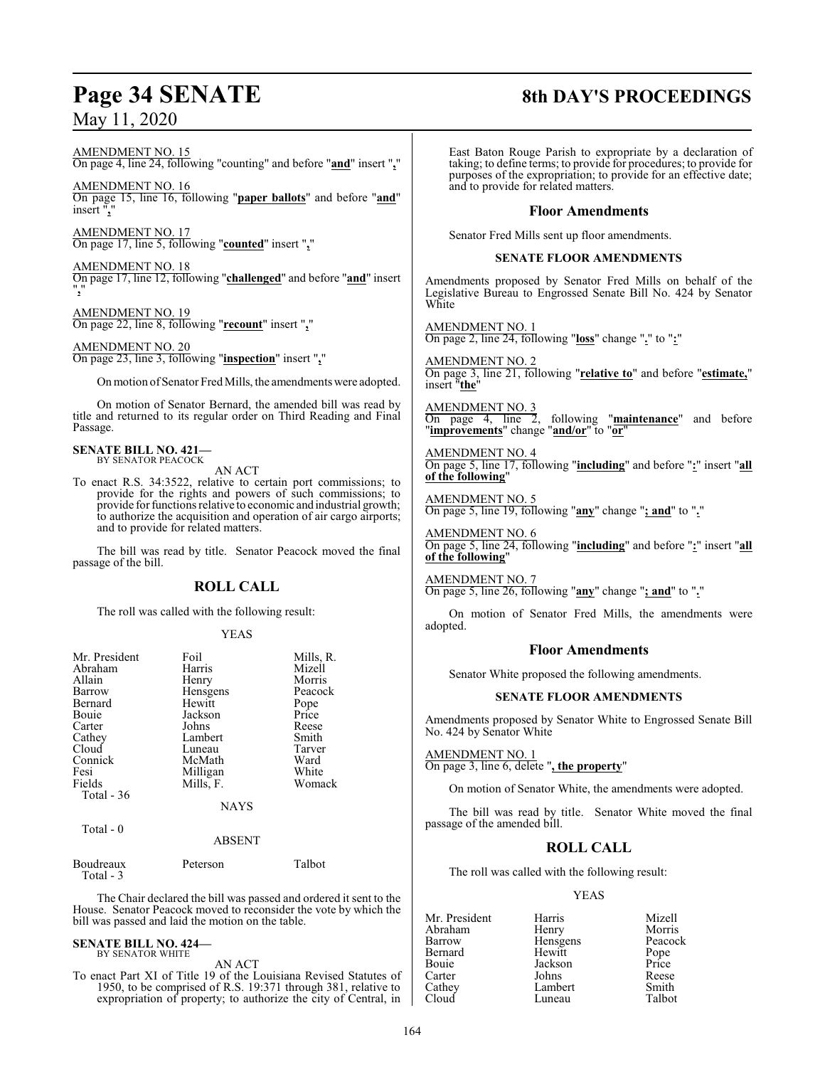AMENDMENT NO. 15
On page 4, line 24, following "counting" and before "**and**" insert "**,**"

AMENDMENT NO. 16
On page 15, line 16, following "**paper ballots**" and before "**and**" insert "**,**"

AMENDMENT NO. 17
On page 17, line 5, following "**counted**" insert "**,**"

AMENDMENT NO. 18
On page 17, line 12, following "**challenged**" and before "**and**" insert "**,**"

AMENDMENT NO. 19
On page 22, line 8, following "**recount**" insert "**,**"

AMENDMENT NO. 20
On page 23, line 3, following "**inspection**" insert "**,**"

On motion of Senator Fred Mills, the amendments were adopted.

On motion of Senator Bernard, the amended bill was read by title and returned to its regular order on Third Reading and Final Passage.

**SENATE BILL NO. 421—**
BY SENATOR PEACOCK

AN ACT

To enact R.S. 34:3522, relative to certain port commissions; to provide for the rights and powers of such commissions; to provide for functions relative to economic and industrial growth; to authorize the acquisition and operation of air cargo airports; and to provide for related matters.

The bill was read by title. Senator Peacock moved the final passage of the bill.

## ROLL CALL

The roll was called with the following result:

YEAS

| | | |
|---|---|---|
| Mr. President | Foil | Mills, R. |
| Abraham | Harris | Mizell |
| Allain | Henry | Morris |
| Barrow | Hensgens | Peacock |
| Bernard | Hewitt | Pope |
| Bouie | Jackson | Price |
| Carter | Johns | Reese |
| Cathey | Lambert | Smith |
| Cloud | Luneau | Tarver |
| Connick | McMath | Ward |
| Fesi | Milligan | White |
| Fields | Mills, F. | Womack |

Total - 36

NAYS

Total - 0

ABSENT

| | | |
|---|---|---|
| Boudreaux | Peterson | Talbot |

Total - 3

The Chair declared the bill was passed and ordered it sent to the House. Senator Peacock moved to reconsider the vote by which the bill was passed and laid the motion on the table.

**SENATE BILL NO. 424—**
BY SENATOR WHITE

AN ACT

To enact Part XI of Title 19 of the Louisiana Revised Statutes of 1950, to be comprised of R.S. 19:371 through 381, relative to expropriation of property; to authorize the city of Central, in East Baton Rouge Parish to expropriate by a declaration of taking; to define terms; to provide for procedures; to provide for purposes of the expropriation; to provide for an effective date; and to provide for related matters.

## Floor Amendments

Senator Fred Mills sent up floor amendments.

### SENATE FLOOR AMENDMENTS

Amendments proposed by Senator Fred Mills on behalf of the Legislative Bureau to Engrossed Senate Bill No. 424 by Senator White

AMENDMENT NO. 1
On page 2, line 24, following "**loss**" change "**.**" to "**:**"

AMENDMENT NO. 2
On page 3, line 21, following "**relative to**" and before "**estimate,**" insert "**the**"

AMENDMENT NO. 3
On page 4, line 2, following "**maintenance**" and before "**improvements**" change "**and/or**" to "**or**"

AMENDMENT NO. 4
On page 5, line 17, following "**including**" and before "**:**" insert "**all of the following**"

AMENDMENT NO. 5
On page 5, line 19, following "**any**" change "**; and**" to "**.**"

AMENDMENT NO. 6
On page 5, line 24, following "**including**" and before "**:**" insert "**all of the following**"

AMENDMENT NO. 7
On page 5, line 26, following "**any**" change "**; and**" to "**.**"

On motion of Senator Fred Mills, the amendments were adopted.

## Floor Amendments

Senator White proposed the following amendments.

### SENATE FLOOR AMENDMENTS

Amendments proposed by Senator White to Engrossed Senate Bill No. 424 by Senator White

AMENDMENT NO. 1
On page 3, line 6, delete "**, the property**"

On motion of Senator White, the amendments were adopted.

The bill was read by title. Senator White moved the final passage of the amended bill.

## ROLL CALL

The roll was called with the following result:

YEAS

| | | |
|---|---|---|
| Mr. President | Harris | Mizell |
| Abraham | Henry | Morris |
| Barrow | Hensgens | Peacock |
| Bernard | Hewitt | Pope |
| Bouie | Jackson | Price |
| Carter | Johns | Reese |
| Cathey | Lambert | Smith |
| Cloud | Luneau | Talbot |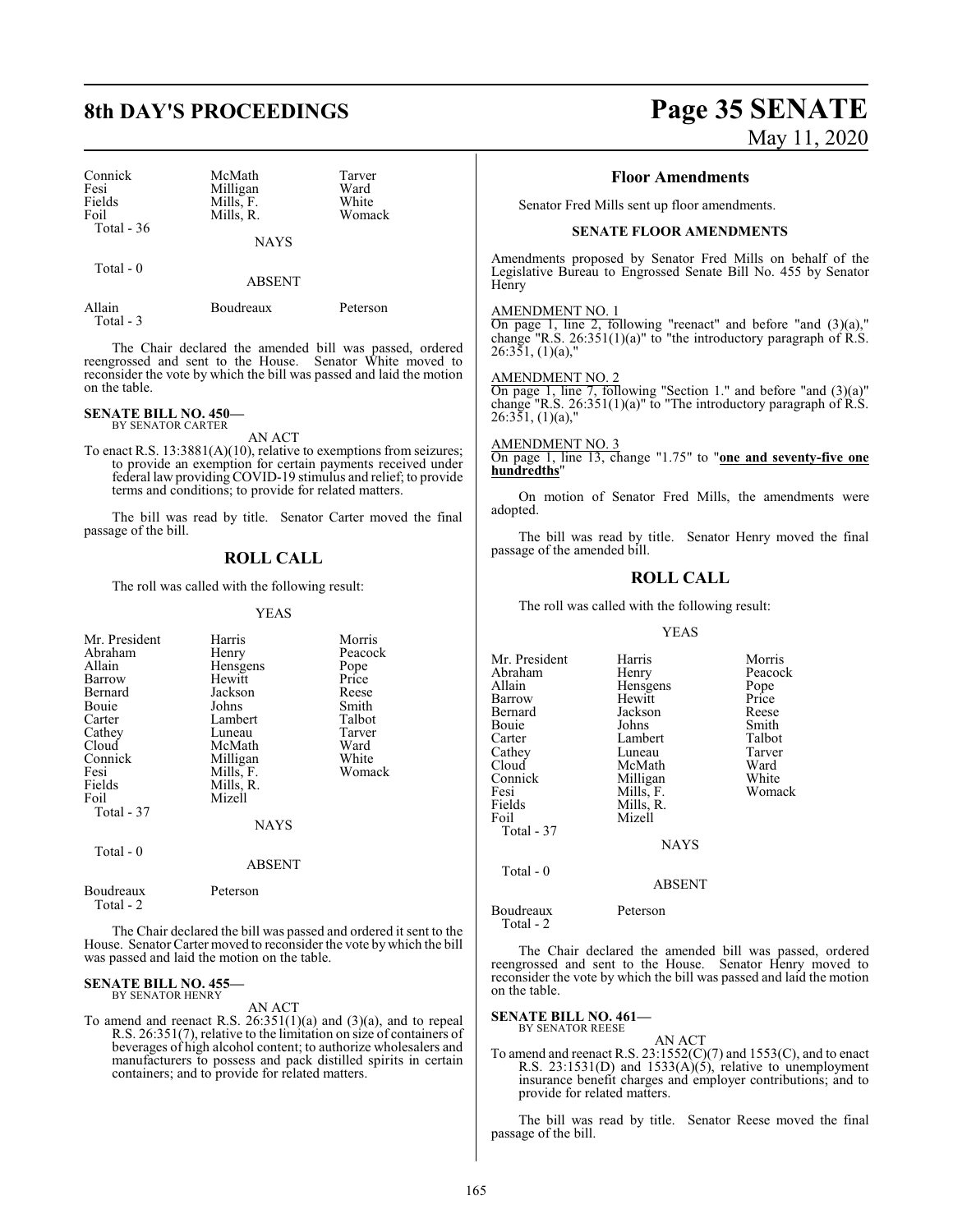| | | |
|---|---|---|
| Connick | McMath | Tarver |
| Fesi | Milligan | Ward |
| Fields | Mills, F. | White |
| Foil | Mills, R. | Womack |
| Total - 36 | | |

NAYS

Total - 0

ABSENT

| | | |
|---|---|---|
| Allain | Boudreaux | Peterson |
| Total - 3 | | |

The Chair declared the amended bill was passed, ordered reengrossed and sent to the House. Senator White moved to reconsider the vote by which the bill was passed and laid the motion on the table.

**SENATE BILL NO. 450—**
BY SENATOR CARTER

AN ACT

To enact R.S. 13:3881(A)(10), relative to exemptions from seizures; to provide an exemption for certain payments received under federal law providing COVID-19 stimulus and relief; to provide terms and conditions; to provide for related matters.

The bill was read by title. Senator Carter moved the final passage of the bill.

## ROLL CALL

The roll was called with the following result:

YEAS

| | | |
|---|---|---|
| Mr. President | Harris | Morris |
| Abraham | Henry | Peacock |
| Allain | Hensgens | Pope |
| Barrow | Hewitt | Price |
| Bernard | Jackson | Reese |
| Bouie | Johns | Smith |
| Carter | Lambert | Talbot |
| Cathey | Luneau | Tarver |
| Cloud | McMath | Ward |
| Connick | Milligan | White |
| Fesi | Mills, F. | Womack |
| Fields | Mills, R. | |
| Foil | Mizell | |
| Total - 37 | | |

NAYS

Total - 0

ABSENT

| | |
|---|---|
| Boudreaux | Peterson |
| Total - 2 | |

The Chair declared the bill was passed and ordered it sent to the House. Senator Carter moved to reconsider the vote by which the bill was passed and laid the motion on the table.

**SENATE BILL NO. 455—**
BY SENATOR HENRY

AN ACT

To amend and reenact R.S. 26:351(1)(a) and (3)(a), and to repeal R.S. 26:351(7), relative to the limitation on size of containers of beverages of high alcohol content; to authorize wholesalers and manufacturers to possess and pack distilled spirits in certain containers; and to provide for related matters.

## Floor Amendments

Senator Fred Mills sent up floor amendments.

**SENATE FLOOR AMENDMENTS**

Amendments proposed by Senator Fred Mills on behalf of the Legislative Bureau to Engrossed Senate Bill No. 455 by Senator Henry

AMENDMENT NO. 1
On page 1, line 2, following "reenact" and before "and (3)(a)," change "R.S. 26:351(1)(a)" to "the introductory paragraph of R.S. 26:351, (1)(a),"

AMENDMENT NO. 2
On page 1, line 7, following "Section 1." and before "and (3)(a)" change "R.S. 26:351(1)(a)" to "The introductory paragraph of R.S. 26:351, (1)(a),"

AMENDMENT NO. 3
On page 1, line 13, change "1.75" to "**one and seventy-five one hundredths**"

On motion of Senator Fred Mills, the amendments were adopted.

The bill was read by title. Senator Henry moved the final passage of the amended bill.

## ROLL CALL

The roll was called with the following result:

YEAS

| | | |
|---|---|---|
| Mr. President | Harris | Morris |
| Abraham | Henry | Peacock |
| Allain | Hensgens | Pope |
| Barrow | Hewitt | Price |
| Bernard | Jackson | Reese |
| Bouie | Johns | Smith |
| Carter | Lambert | Talbot |
| Cathey | Luneau | Tarver |
| Cloud | McMath | Ward |
| Connick | Milligan | White |
| Fesi | Mills, F. | Womack |
| Fields | Mills, R. | |
| Foil | Mizell | |
| Total - 37 | | |

NAYS

Total - 0

ABSENT

| | |
|---|---|
| Boudreaux | Peterson |
| Total - 2 | |

The Chair declared the amended bill was passed, ordered reengrossed and sent to the House. Senator Henry moved to reconsider the vote by which the bill was passed and laid the motion on the table.

**SENATE BILL NO. 461—**
BY SENATOR REESE

AN ACT

To amend and reenact R.S. 23:1552(C)(7) and 1553(C), and to enact R.S. 23:1531(D) and 1533(A)(5), relative to unemployment insurance benefit charges and employer contributions; and to provide for related matters.

The bill was read by title. Senator Reese moved the final passage of the bill.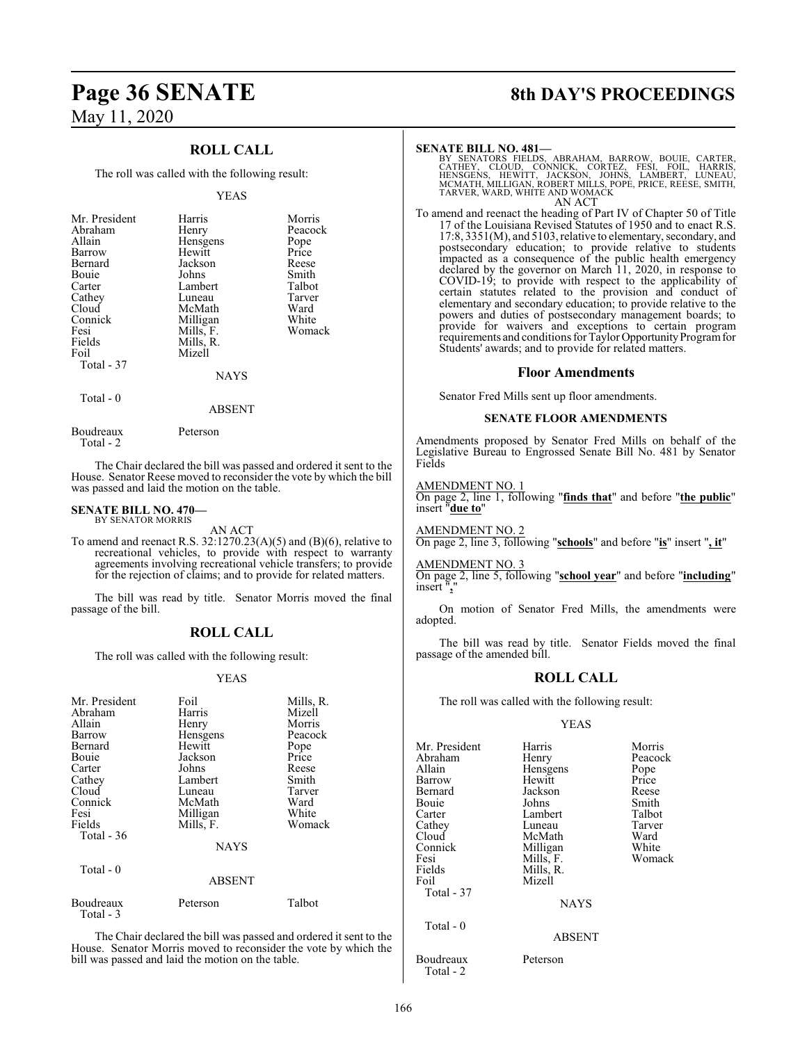## ROLL CALL

The roll was called with the following result:

YEAS

| | | |
|---|---|---|
| Mr. President | Harris | Morris |
| Abraham | Henry | Peacock |
| Allain | Hensgens | Pope |
| Barrow | Hewitt | Price |
| Bernard | Jackson | Reese |
| Bouie | Johns | Smith |
| Carter | Lambert | Talbot |
| Cathey | Luneau | Tarver |
| Cloud | McMath | Ward |
| Connick | Milligan | White |
| Fesi | Mills, F. | Womack |
| Fields | Mills, R. | |
| Foil | Mizell | |

Total - 37

NAYS

Total - 0

ABSENT

Boudreaux Peterson

Total - 2

The Chair declared the bill was passed and ordered it sent to the House. Senator Reese moved to reconsider the vote by which the bill was passed and laid the motion on the table.

**SENATE BILL NO. 470—**
BY SENATOR MORRIS

AN ACT

To amend and reenact R.S. 32:1270.23(A)(5) and (B)(6), relative to recreational vehicles, to provide with respect to warranty agreements involving recreational vehicle transfers; to provide for the rejection of claims; and to provide for related matters.

The bill was read by title. Senator Morris moved the final passage of the bill.

## ROLL CALL

The roll was called with the following result:

YEAS

| | | |
|---|---|---|
| Mr. President | Foil | Mills, R. |
| Abraham | Harris | Mizell |
| Allain | Henry | Morris |
| Barrow | Hensgens | Peacock |
| Bernard | Hewitt | Pope |
| Bouie | Jackson | Price |
| Carter | Johns | Reese |
| Cathey | Lambert | Smith |
| Cloud | Luneau | Tarver |
| Connick | McMath | Ward |
| Fesi | Milligan | White |
| Fields | Mills, F. | Womack |

Total - 36

NAYS

Total - 0

ABSENT

Boudreaux Peterson Talbot

Total - 3

The Chair declared the bill was passed and ordered it sent to the House. Senator Morris moved to reconsider the vote by which the bill was passed and laid the motion on the table.

**SENATE BILL NO. 481—**
BY SENATORS FIELDS, ABRAHAM, BARROW, BOUIE, CARTER, CATHEY, CLOUD, CONNICK, CORTEZ, FESI, FOIL, HARRIS, HENSGENS, HEWITT, JACKSON, JOHNS, LAMBERT, LUNEAU, MCMATH, MILLIGAN, ROBERT MILLS, POPE, PRICE, REESE, SMITH, TARVER, WARD, WHITE AND WOMACK

AN ACT

To amend and reenact the heading of Part IV of Chapter 50 of Title 17 of the Louisiana Revised Statutes of 1950 and to enact R.S. 17:8, 3351(M), and 5103, relative to elementary, secondary, and postsecondary education; to provide relative to students impacted as a consequence of the public health emergency declared by the governor on March 11, 2020, in response to COVID-19; to provide with respect to the applicability of certain statutes related to the provision and conduct of elementary and secondary education; to provide relative to the powers and duties of postsecondary management boards; to provide for waivers and exceptions to certain program requirements and conditions for Taylor Opportunity Program for Students' awards; and to provide for related matters.

### Floor Amendments

Senator Fred Mills sent up floor amendments.

#### SENATE FLOOR AMENDMENTS

Amendments proposed by Senator Fred Mills on behalf of the Legislative Bureau to Engrossed Senate Bill No. 481 by Senator Fields

AMENDMENT NO. 1
On page 2, line 1, following "**finds that**" and before "**the public**" insert "**due to**"

AMENDMENT NO. 2
On page 2, line 3, following "**schools**" and before "**is**" insert "**, it**"

AMENDMENT NO. 3
On page 2, line 5, following "**school year**" and before "**including**" insert "**,**"

On motion of Senator Fred Mills, the amendments were adopted.

The bill was read by title. Senator Fields moved the final passage of the amended bill.

## ROLL CALL

The roll was called with the following result:

YEAS

| | | |
|---|---|---|
| Mr. President | Harris | Morris |
| Abraham | Henry | Peacock |
| Allain | Hensgens | Pope |
| Barrow | Hewitt | Price |
| Bernard | Jackson | Reese |
| Bouie | Johns | Smith |
| Carter | Lambert | Talbot |
| Cathey | Luneau | Tarver |
| Cloud | McMath | Ward |
| Connick | Milligan | White |
| Fesi | Mills, F. | Womack |
| Fields | Mills, R. | |
| Foil | Mizell | |

Total - 37

NAYS

Total - 0

ABSENT

Boudreaux Peterson

Total - 2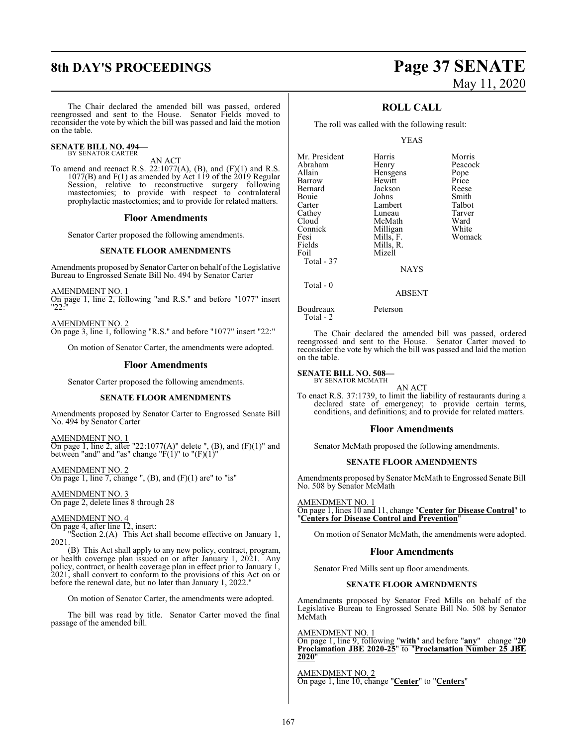The Chair declared the amended bill was passed, ordered reengrossed and sent to the House. Senator Fields moved to reconsider the vote by which the bill was passed and laid the motion on the table.

**SENATE BILL NO. 494—**
BY SENATOR CARTER

AN ACT

To amend and reenact R.S. 22:1077(A), (B), and (F)(1) and R.S. 1077(B) and F(1) as amended by Act 119 of the 2019 Regular Session, relative to reconstructive surgery following mastectomies; to provide with respect to contralateral prophylactic mastectomies; and to provide for related matters.

## Floor Amendments

Senator Carter proposed the following amendments.

### SENATE FLOOR AMENDMENTS

Amendments proposed by Senator Carter on behalf of the Legislative Bureau to Engrossed Senate Bill No. 494 by Senator Carter

AMENDMENT NO. 1
On page 1, line 2, following "and R.S." and before "1077" insert "22:"

AMENDMENT NO. 2
On page 3, line 1, following "R.S." and before "1077" insert "22:"

On motion of Senator Carter, the amendments were adopted.

## Floor Amendments

Senator Carter proposed the following amendments.

### SENATE FLOOR AMENDMENTS

Amendments proposed by Senator Carter to Engrossed Senate Bill No. 494 by Senator Carter

AMENDMENT NO. 1
On page 1, line 2, after "22:1077(A)" delete ", (B), and (F)(1)" and between "and" and "as" change "F(1)" to "(F)(1)"

AMENDMENT NO. 2
On page 1, line 7, change ", (B), and (F)(1) are" to "is"

AMENDMENT NO. 3
On page 2, delete lines 8 through 28

AMENDMENT NO. 4
On page 4, after line 12, insert:

"Section 2.(A) This Act shall become effective on January 1, 2021.

(B) This Act shall apply to any new policy, contract, program, or health coverage plan issued on or after January 1, 2021. Any policy, contract, or health coverage plan in effect prior to January 1, 2021, shall convert to conform to the provisions of this Act on or before the renewal date, but no later than January 1, 2022."

On motion of Senator Carter, the amendments were adopted.

The bill was read by title. Senator Carter moved the final passage of the amended bill.

## ROLL CALL

The roll was called with the following result:

YEAS

| | | |
|---|---|---|
| Mr. President | Harris | Morris |
| Abraham | Henry | Peacock |
| Allain | Hensgens | Pope |
| Barrow | Hewitt | Price |
| Bernard | Jackson | Reese |
| Bouie | Johns | Smith |
| Carter | Lambert | Talbot |
| Cathey | Luneau | Tarver |
| Cloud | McMath | Ward |
| Connick | Milligan | White |
| Fesi | Mills, F. | Womack |
| Fields | Mills, R. | |
| Foil | Mizell | |
| Total - 37 | | |

NAYS

Total - 0

ABSENT

| | |
|---|---|
| Boudreaux | Peterson |
| Total - 2 | |

The Chair declared the amended bill was passed, ordered reengrossed and sent to the House. Senator Carter moved to reconsider the vote by which the bill was passed and laid the motion on the table.

**SENATE BILL NO. 508—**
BY SENATOR MCMATH

AN ACT

To enact R.S. 37:1739, to limit the liability of restaurants during a declared state of emergency; to provide certain terms, conditions, and definitions; and to provide for related matters.

## Floor Amendments

Senator McMath proposed the following amendments.

### SENATE FLOOR AMENDMENTS

Amendments proposed by Senator McMath to Engrossed Senate Bill No. 508 by Senator McMath

AMENDMENT NO. 1
On page 1, lines 10 and 11, change "**Center for Disease Control**" to "**Centers for Disease Control and Prevention**"

On motion of Senator McMath, the amendments were adopted.

## Floor Amendments

Senator Fred Mills sent up floor amendments.

### SENATE FLOOR AMENDMENTS

Amendments proposed by Senator Fred Mills on behalf of the Legislative Bureau to Engrossed Senate Bill No. 508 by Senator McMath

AMENDMENT NO. 1
On page 1, line 9, following "**with**" and before "**any**" change "**20 Proclamation JBE 2020-25**" to "**Proclamation Number 25 JBE 2020**"

AMENDMENT NO. 2
On page 1, line 10, change "**Center**" to "**Centers**"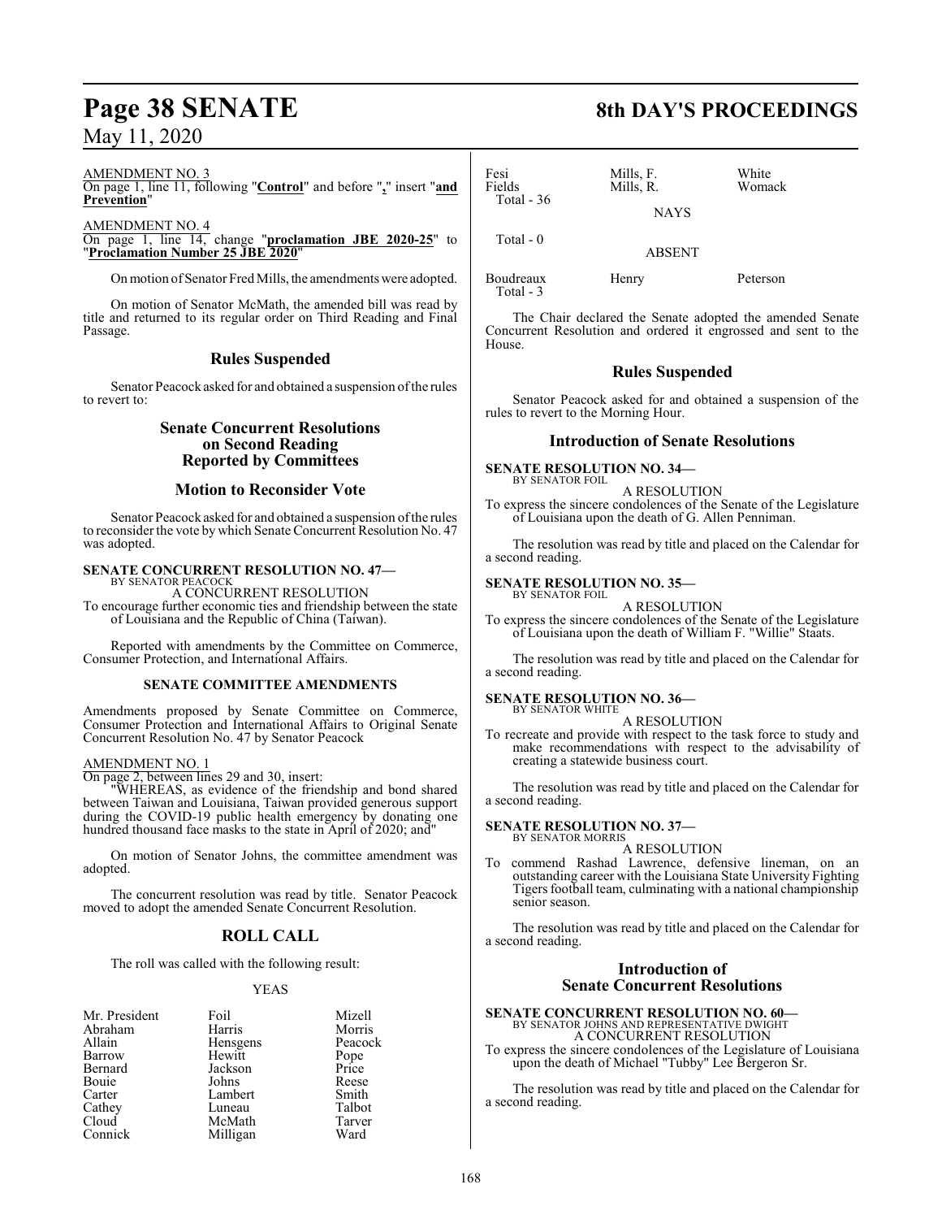AMENDMENT NO. 3

On page 1, line 11, following "**Control**" and before "**,**" insert "**and Prevention**"

AMENDMENT NO. 4

On page 1, line 14, change "**proclamation JBE 2020-25**" to "**Proclamation Number 25 JBE 2020**"

On motion of Senator Fred Mills, the amendments were adopted.

On motion of Senator McMath, the amended bill was read by title and returned to its regular order on Third Reading and Final Passage.

## Rules Suspended

Senator Peacock asked for and obtained a suspension of the rules to revert to:

## Senate Concurrent Resolutions on Second Reading Reported by Committees

## Motion to Reconsider Vote

Senator Peacock asked for and obtained a suspension of the rules to reconsider the vote by which Senate Concurrent Resolution No. 47 was adopted.

**SENATE CONCURRENT RESOLUTION NO. 47—**
BY SENATOR PEACOCK

A CONCURRENT RESOLUTION

To encourage further economic ties and friendship between the state of Louisiana and the Republic of China (Taiwan).

Reported with amendments by the Committee on Commerce, Consumer Protection, and International Affairs.

### SENATE COMMITTEE AMENDMENTS

Amendments proposed by Senate Committee on Commerce, Consumer Protection and International Affairs to Original Senate Concurrent Resolution No. 47 by Senator Peacock

AMENDMENT NO. 1

On page 2, between lines 29 and 30, insert:

"WHEREAS, as evidence of the friendship and bond shared between Taiwan and Louisiana, Taiwan provided generous support during the COVID-19 public health emergency by donating one hundred thousand face masks to the state in April of 2020; and"

On motion of Senator Johns, the committee amendment was adopted.

The concurrent resolution was read by title. Senator Peacock moved to adopt the amended Senate Concurrent Resolution.

## ROLL CALL

The roll was called with the following result:

YEAS

| | | |
|---|---|---|
| Mr. President | Foil | Mizell |
| Abraham | Harris | Morris |
| Allain | Hensgens | Peacock |
| Barrow | Hewitt | Pope |
| Bernard | Jackson | Price |
| Bouie | Johns | Reese |
| Carter | Lambert | Smith |
| Cathey | Luneau | Talbot |
| Cloud | McMath | Tarver |
| Connick | Milligan | Ward |
| Fesi | Mills, F. | White |
| Fields | Mills, R. | Womack |

Total - 36

NAYS

Total - 0

ABSENT

| | | |
|---|---|---|
| Boudreaux | Henry | Peterson |

Total - 3

The Chair declared the Senate adopted the amended Senate Concurrent Resolution and ordered it engrossed and sent to the House.

## Rules Suspended

Senator Peacock asked for and obtained a suspension of the rules to revert to the Morning Hour.

## Introduction of Senate Resolutions

**SENATE RESOLUTION NO. 34—**
BY SENATOR FOIL

A RESOLUTION

To express the sincere condolences of the Senate of the Legislature of Louisiana upon the death of G. Allen Penniman.

The resolution was read by title and placed on the Calendar for a second reading.

**SENATE RESOLUTION NO. 35—**
BY SENATOR FOIL

A RESOLUTION

To express the sincere condolences of the Senate of the Legislature of Louisiana upon the death of William F. "Willie" Staats.

The resolution was read by title and placed on the Calendar for a second reading.

**SENATE RESOLUTION NO. 36—**
BY SENATOR WHITE

A RESOLUTION

To recreate and provide with respect to the task force to study and make recommendations with respect to the advisability of creating a statewide business court.

The resolution was read by title and placed on the Calendar for a second reading.

**SENATE RESOLUTION NO. 37—**
BY SENATOR MORRIS

A RESOLUTION

To commend Rashad Lawrence, defensive lineman, on an outstanding career with the Louisiana State University Fighting Tigers football team, culminating with a national championship senior season.

The resolution was read by title and placed on the Calendar for a second reading.

## Introduction of Senate Concurrent Resolutions

**SENATE CONCURRENT RESOLUTION NO. 60—**
BY SENATOR JOHNS AND REPRESENTATIVE DWIGHT

A CONCURRENT RESOLUTION

To express the sincere condolences of the Legislature of Louisiana upon the death of Michael "Tubby" Lee Bergeron Sr.

The resolution was read by title and placed on the Calendar for a second reading.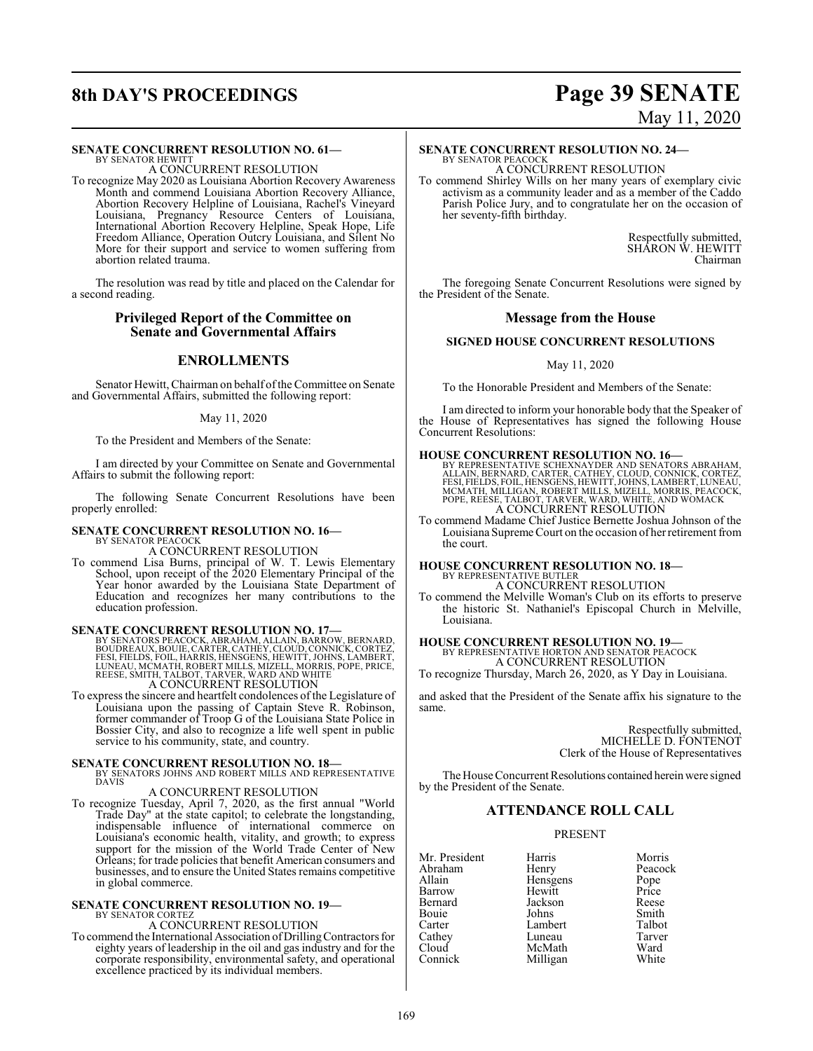**SENATE CONCURRENT RESOLUTION NO. 61—**
BY SENATOR HEWITT
A CONCURRENT RESOLUTION

To recognize May 2020 as Louisiana Abortion Recovery Awareness Month and commend Louisiana Abortion Recovery Alliance, Abortion Recovery Helpline of Louisiana, Rachel's Vineyard Louisiana, Pregnancy Resource Centers of Louisiana, International Abortion Recovery Helpline, Speak Hope, Life Freedom Alliance, Operation Outcry Louisiana, and Silent No More for their support and service to women suffering from abortion related trauma.

The resolution was read by title and placed on the Calendar for a second reading.

## Privileged Report of the Committee on Senate and Governmental Affairs

## ENROLLMENTS

Senator Hewitt, Chairman on behalf of the Committee on Senate and Governmental Affairs, submitted the following report:

May 11, 2020

To the President and Members of the Senate:

I am directed by your Committee on Senate and Governmental Affairs to submit the following report:

The following Senate Concurrent Resolutions have been properly enrolled:

**SENATE CONCURRENT RESOLUTION NO. 16—**
BY SENATOR PEACOCK
A CONCURRENT RESOLUTION

To commend Lisa Burns, principal of W. T. Lewis Elementary School, upon receipt of the 2020 Elementary Principal of the Year honor awarded by the Louisiana State Department of Education and recognizes her many contributions to the education profession.

**SENATE CONCURRENT RESOLUTION NO. 17—**
BY SENATORS PEACOCK, ABRAHAM, ALLAIN, BARROW, BERNARD, BOUDREAUX, BOUIE, CARTER, CATHEY, CLOUD, CONNICK, CORTEZ, FESI, FIELDS, FOIL, HARRIS, HENSGENS, HEWITT, JOHNS, LAMBERT, LUNEAU, MCMATH, ROBERT MILLS, MIZELL, MORRIS, POPE, PRICE, REESE, SMITH, TALBOT, TARVER, WARD AND WHITE
A CONCURRENT RESOLUTION

To express the sincere and heartfelt condolences of the Legislature of Louisiana upon the passing of Captain Steve R. Robinson, former commander of Troop G of the Louisiana State Police in Bossier City, and also to recognize a life well spent in public service to his community, state, and country.

**SENATE CONCURRENT RESOLUTION NO. 18—**
BY SENATORS JOHNS AND ROBERT MILLS AND REPRESENTATIVE DAVIS
A CONCURRENT RESOLUTION

To recognize Tuesday, April 7, 2020, as the first annual "World Trade Day" at the state capitol; to celebrate the longstanding, indispensable influence of international commerce on Louisiana's economic health, vitality, and growth; to express support for the mission of the World Trade Center of New Orleans; for trade policies that benefit American consumers and businesses, and to ensure the United States remains competitive in global commerce.

**SENATE CONCURRENT RESOLUTION NO. 19—**
BY SENATOR CORTEZ
A CONCURRENT RESOLUTION

To commend the International Association of Drilling Contractors for eighty years of leadership in the oil and gas industry and for the corporate responsibility, environmental safety, and operational excellence practiced by its individual members.

**SENATE CONCURRENT RESOLUTION NO. 24—**
BY SENATOR PEACOCK
A CONCURRENT RESOLUTION

To commend Shirley Wills on her many years of exemplary civic activism as a community leader and as a member of the Caddo Parish Police Jury, and to congratulate her on the occasion of her seventy-fifth birthday.

Respectfully submitted,
SHARON W. HEWITT
Chairman

The foregoing Senate Concurrent Resolutions were signed by the President of the Senate.

## Message from the House

### SIGNED HOUSE CONCURRENT RESOLUTIONS

May 11, 2020

To the Honorable President and Members of the Senate:

I am directed to inform your honorable body that the Speaker of the House of Representatives has signed the following House Concurrent Resolutions:

**HOUSE CONCURRENT RESOLUTION NO. 16—**
BY REPRESENTATIVE SCHEXNAYDER AND SENATORS ABRAHAM, ALLAIN, BERNARD, CARTER, CATHEY, CLOUD, CONNICK, CORTEZ, FESI, FIELDS, FOIL, HENSGENS, HEWITT, JOHNS, LAMBERT, LUNEAU, MCMATH, MILLIGAN, ROBERT MILLS, MIZELL, MORRIS, PEACOCK, POPE, REESE, TALBOT, TARVER, WARD, WHITE, AND WOMACK
A CONCURRENT RESOLUTION

To commend Madame Chief Justice Bernette Joshua Johnson of the Louisiana Supreme Court on the occasion of her retirement from the court.

**HOUSE CONCURRENT RESOLUTION NO. 18—**
BY REPRESENTATIVE BUTLER
A CONCURRENT RESOLUTION

To commend the Melville Woman's Club on its efforts to preserve the historic St. Nathaniel's Episcopal Church in Melville, Louisiana.

**HOUSE CONCURRENT RESOLUTION NO. 19—**
BY REPRESENTATIVE HORTON AND SENATOR PEACOCK
A CONCURRENT RESOLUTION

To recognize Thursday, March 26, 2020, as Y Day in Louisiana.

and asked that the President of the Senate affix his signature to the same.

Respectfully submitted,
MICHELLE D. FONTENOT
Clerk of the House of Representatives

The House Concurrent Resolutions contained herein were signed by the President of the Senate.

## ATTENDANCE ROLL CALL

PRESENT

| | | |
|---|---|---|
| Mr. President | Harris | Morris |
| Abraham | Henry | Peacock |
| Allain | Hensgens | Pope |
| Barrow | Hewitt | Price |
| Bernard | Jackson | Reese |
| Bouie | Johns | Smith |
| Carter | Lambert | Talbot |
| Cathey | Luneau | Tarver |
| Cloud | McMath | Ward |
| Connick | Milligan | White |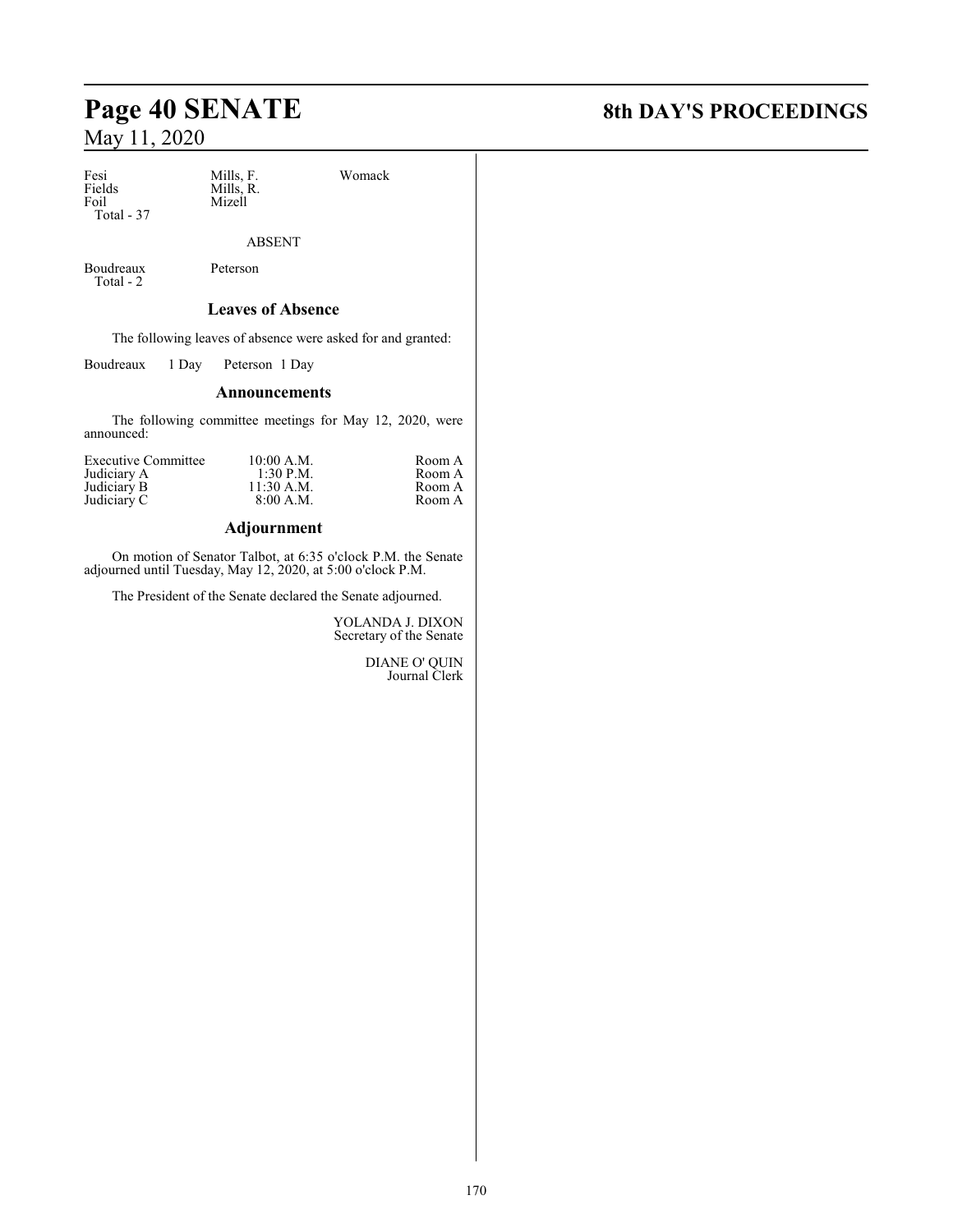| | | |
|---|---|---|
| Fesi | Mills, F. | Womack |
| Fields | Mills, R. | |
| Foil | Mizell | |

Total - 37

ABSENT

| | |
|---|---|
| Boudreaux | Peterson |

Total - 2

## Leaves of Absence

The following leaves of absence were asked for and granted:

Boudreaux 1 Day Peterson 1 Day

## Announcements

The following committee meetings for May 12, 2020, were announced:

| | | |
|---|---|---|
| Executive Committee | 10:00 A.M. | Room A |
| Judiciary A | 1:30 P.M. | Room A |
| Judiciary B | 11:30 A.M. | Room A |
| Judiciary C | 8:00 A.M. | Room A |

## Adjournment

On motion of Senator Talbot, at 6:35 o'clock P.M. the Senate adjourned until Tuesday, May 12, 2020, at 5:00 o'clock P.M.

The President of the Senate declared the Senate adjourned.

YOLANDA J. DIXON
Secretary of the Senate

DIANE O' QUIN
Journal Clerk